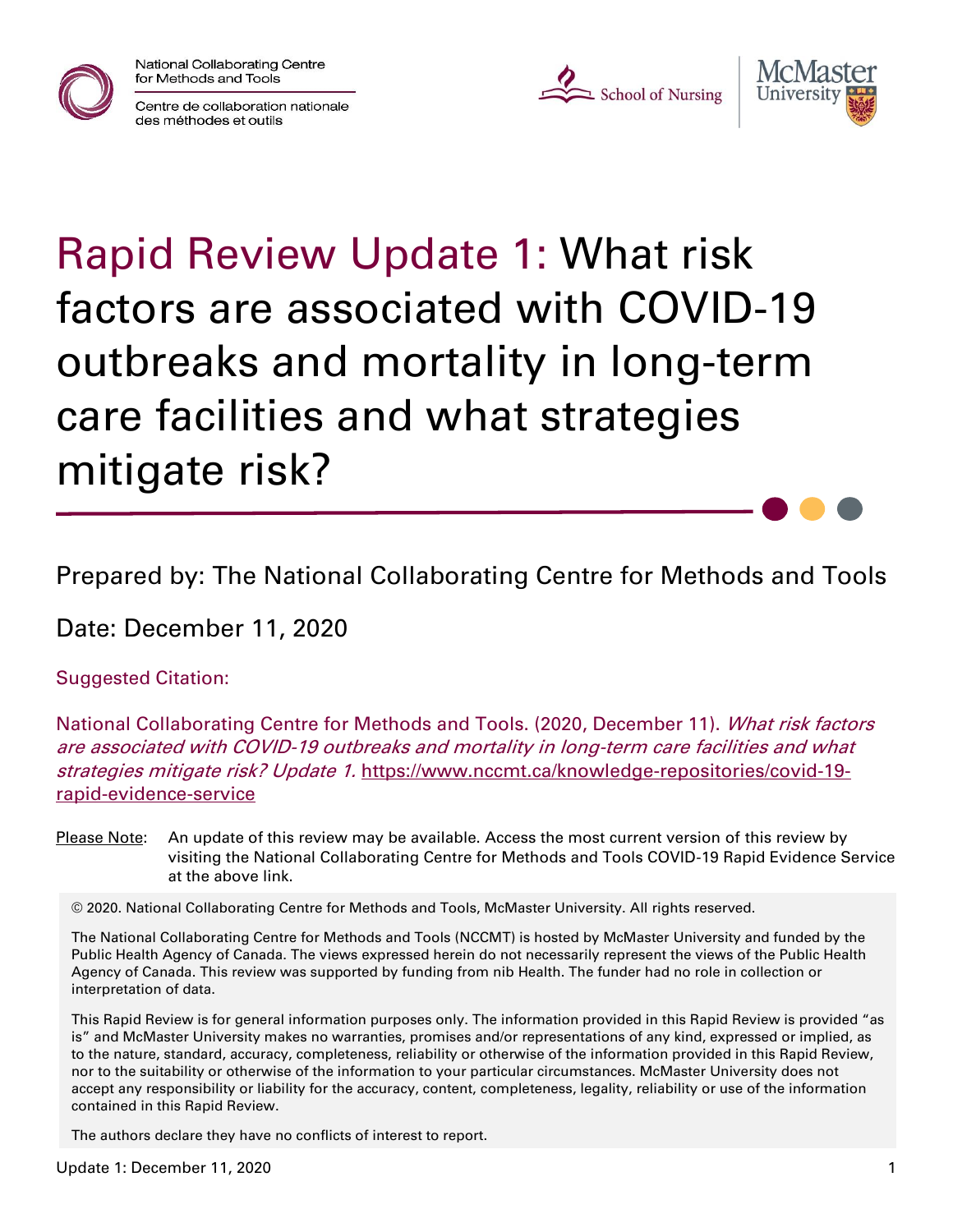National Collaborating Centre for Methods and Tools

Centre de collaboration nationale des méthodes et outils

School of Nursing

McMaster University

# Rapid Review Update 1: What risk factors are associated with COVID-19 outbreaks and mortality in long-term care facilities and what strategies mitigate risk?

Prepared by: The National Collaborating Centre for Methods and Tools

Date: December 11, 2020

Suggested Citation:

National Collaborating Centre for Methods and Tools. (2020, December 11). *What risk factors are associated with COVID-19 outbreaks and mortality in long-term care facilities and what strategies mitigate risk? Update 1.* https://www.nccmt.ca/knowledge-repositories/covid-19-rapid-evidence-service

Please Note: An update of this review may be available. Access the most current version of this review by visiting the National Collaborating Centre for Methods and Tools COVID-19 Rapid Evidence Service at the above link.

© 2020. National Collaborating Centre for Methods and Tools, McMaster University. All rights reserved.

The National Collaborating Centre for Methods and Tools (NCCMT) is hosted by McMaster University and funded by the Public Health Agency of Canada. The views expressed herein do not necessarily represent the views of the Public Health Agency of Canada. This review was supported by funding from nib Health. The funder had no role in collection or interpretation of data.

This Rapid Review is for general information purposes only. The information provided in this Rapid Review is provided "as is" and McMaster University makes no warranties, promises and/or representations of any kind, expressed or implied, as to the nature, standard, accuracy, completeness, reliability or otherwise of the information provided in this Rapid Review, nor to the suitability or otherwise of the information to your particular circumstances. McMaster University does not accept any responsibility or liability for the accuracy, content, completeness, legality, reliability or use of the information contained in this Rapid Review.

The authors declare they have no conflicts of interest to report.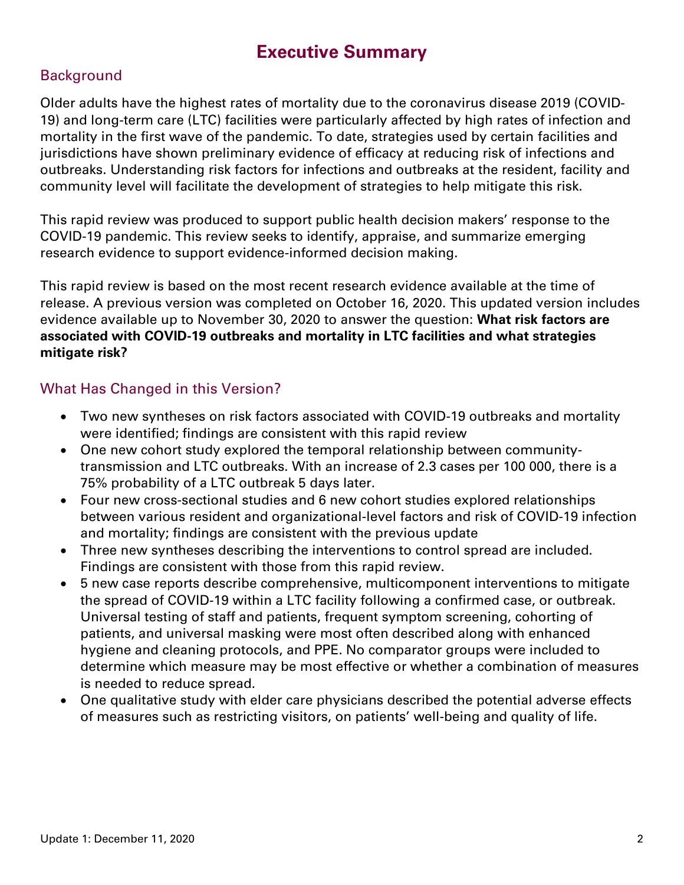# Executive Summary

## Background

Older adults have the highest rates of mortality due to the coronavirus disease 2019 (COVID-19) and long-term care (LTC) facilities were particularly affected by high rates of infection and mortality in the first wave of the pandemic. To date, strategies used by certain facilities and jurisdictions have shown preliminary evidence of efficacy at reducing risk of infections and outbreaks. Understanding risk factors for infections and outbreaks at the resident, facility and community level will facilitate the development of strategies to help mitigate this risk.

This rapid review was produced to support public health decision makers' response to the COVID-19 pandemic. This review seeks to identify, appraise, and summarize emerging research evidence to support evidence-informed decision making.

This rapid review is based on the most recent research evidence available at the time of release. A previous version was completed on October 16, 2020. This updated version includes evidence available up to November 30, 2020 to answer the question: **What risk factors are associated with COVID-19 outbreaks and mortality in LTC facilities and what strategies mitigate risk?**

## What Has Changed in this Version?

- Two new syntheses on risk factors associated with COVID-19 outbreaks and mortality were identified; findings are consistent with this rapid review
- One new cohort study explored the temporal relationship between community-transmission and LTC outbreaks. With an increase of 2.3 cases per 100 000, there is a 75% probability of a LTC outbreak 5 days later.
- Four new cross-sectional studies and 6 new cohort studies explored relationships between various resident and organizational-level factors and risk of COVID-19 infection and mortality; findings are consistent with the previous update
- Three new syntheses describing the interventions to control spread are included. Findings are consistent with those from this rapid review.
- 5 new case reports describe comprehensive, multicomponent interventions to mitigate the spread of COVID-19 within a LTC facility following a confirmed case, or outbreak. Universal testing of staff and patients, frequent symptom screening, cohorting of patients, and universal masking were most often described along with enhanced hygiene and cleaning protocols, and PPE. No comparator groups were included to determine which measure may be most effective or whether a combination of measures is needed to reduce spread.
- One qualitative study with elder care physicians described the potential adverse effects of measures such as restricting visitors, on patients' well-being and quality of life.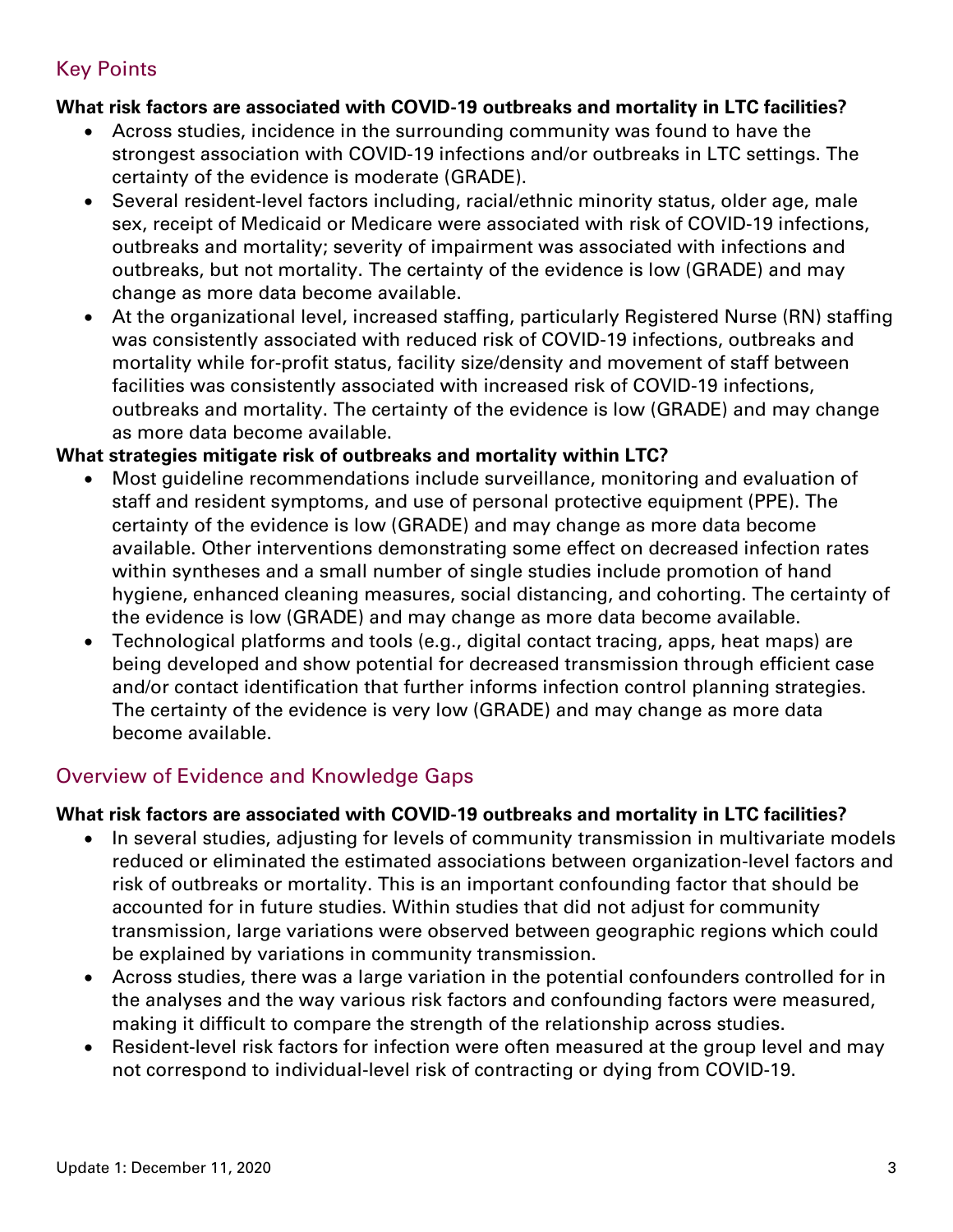## Key Points

**What risk factors are associated with COVID-19 outbreaks and mortality in LTC facilities?**

- Across studies, incidence in the surrounding community was found to have the strongest association with COVID-19 infections and/or outbreaks in LTC settings. The certainty of the evidence is moderate (GRADE).
- Several resident-level factors including, racial/ethnic minority status, older age, male sex, receipt of Medicaid or Medicare were associated with risk of COVID-19 infections, outbreaks and mortality; severity of impairment was associated with infections and outbreaks, but not mortality. The certainty of the evidence is low (GRADE) and may change as more data become available.
- At the organizational level, increased staffing, particularly Registered Nurse (RN) staffing was consistently associated with reduced risk of COVID-19 infections, outbreaks and mortality while for-profit status, facility size/density and movement of staff between facilities was consistently associated with increased risk of COVID-19 infections, outbreaks and mortality. The certainty of the evidence is low (GRADE) and may change as more data become available.

**What strategies mitigate risk of outbreaks and mortality within LTC?**

- Most guideline recommendations include surveillance, monitoring and evaluation of staff and resident symptoms, and use of personal protective equipment (PPE). The certainty of the evidence is low (GRADE) and may change as more data become available. Other interventions demonstrating some effect on decreased infection rates within syntheses and a small number of single studies include promotion of hand hygiene, enhanced cleaning measures, social distancing, and cohorting. The certainty of the evidence is low (GRADE) and may change as more data become available.
- Technological platforms and tools (e.g., digital contact tracing, apps, heat maps) are being developed and show potential for decreased transmission through efficient case and/or contact identification that further informs infection control planning strategies. The certainty of the evidence is very low (GRADE) and may change as more data become available.

## Overview of Evidence and Knowledge Gaps

**What risk factors are associated with COVID-19 outbreaks and mortality in LTC facilities?**

- In several studies, adjusting for levels of community transmission in multivariate models reduced or eliminated the estimated associations between organization-level factors and risk of outbreaks or mortality. This is an important confounding factor that should be accounted for in future studies. Within studies that did not adjust for community transmission, large variations were observed between geographic regions which could be explained by variations in community transmission.
- Across studies, there was a large variation in the potential confounders controlled for in the analyses and the way various risk factors and confounding factors were measured, making it difficult to compare the strength of the relationship across studies.
- Resident-level risk factors for infection were often measured at the group level and may not correspond to individual-level risk of contracting or dying from COVID-19.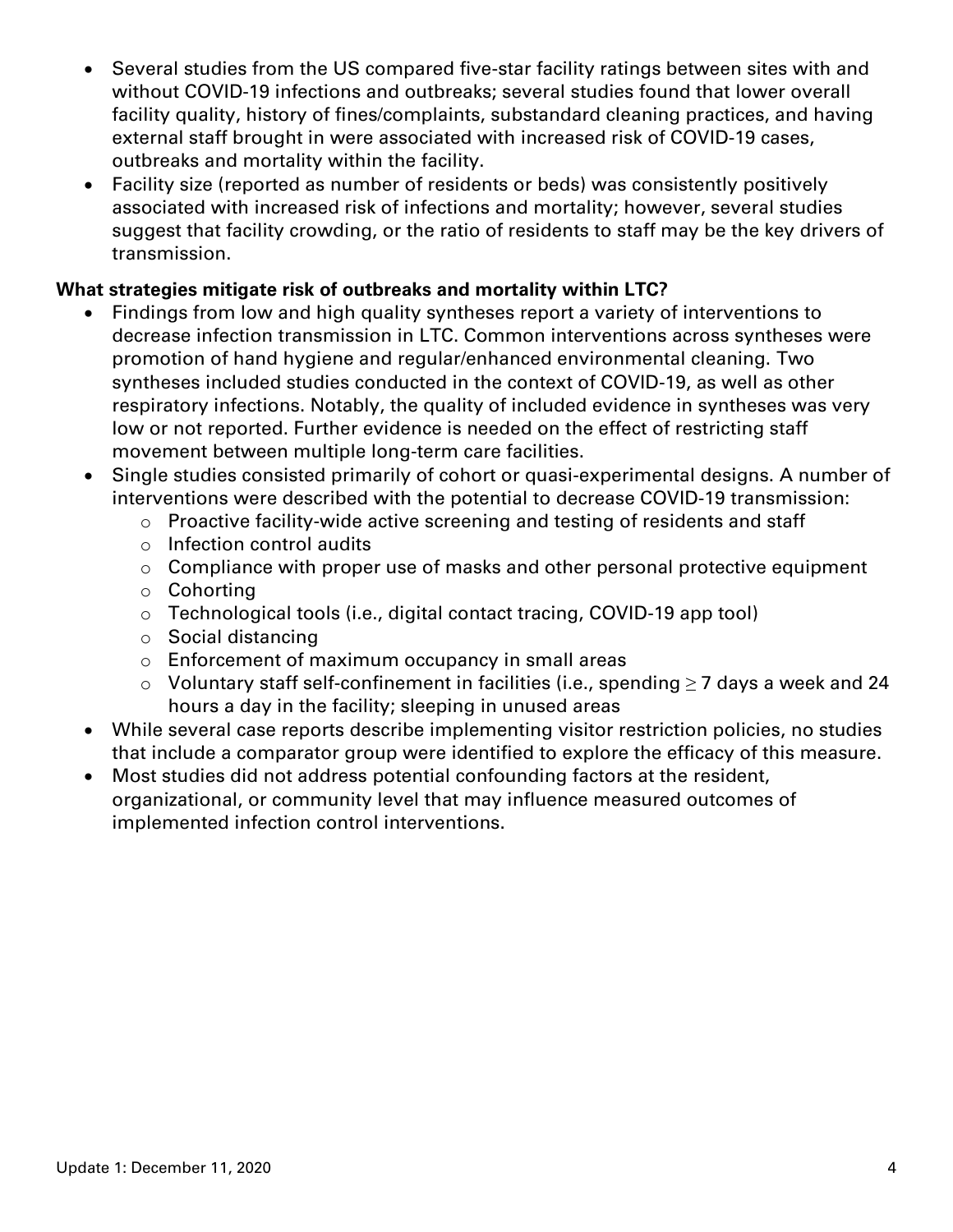- Several studies from the US compared five-star facility ratings between sites with and without COVID-19 infections and outbreaks; several studies found that lower overall facility quality, history of fines/complaints, substandard cleaning practices, and having external staff brought in were associated with increased risk of COVID-19 cases, outbreaks and mortality within the facility.
- Facility size (reported as number of residents or beds) was consistently positively associated with increased risk of infections and mortality; however, several studies suggest that facility crowding, or the ratio of residents to staff may be the key drivers of transmission.

**What strategies mitigate risk of outbreaks and mortality within LTC?**

- Findings from low and high quality syntheses report a variety of interventions to decrease infection transmission in LTC. Common interventions across syntheses were promotion of hand hygiene and regular/enhanced environmental cleaning. Two syntheses included studies conducted in the context of COVID-19, as well as other respiratory infections. Notably, the quality of included evidence in syntheses was very low or not reported. Further evidence is needed on the effect of restricting staff movement between multiple long-term care facilities.
- Single studies consisted primarily of cohort or quasi-experimental designs. A number of interventions were described with the potential to decrease COVID-19 transmission:
  - Proactive facility-wide active screening and testing of residents and staff
  - Infection control audits
  - Compliance with proper use of masks and other personal protective equipment
  - Cohorting
  - Technological tools (i.e., digital contact tracing, COVID-19 app tool)
  - Social distancing
  - Enforcement of maximum occupancy in small areas
  - Voluntary staff self-confinement in facilities (i.e., spending ≥ 7 days a week and 24 hours a day in the facility; sleeping in unused areas
- While several case reports describe implementing visitor restriction policies, no studies that include a comparator group were identified to explore the efficacy of this measure.
- Most studies did not address potential confounding factors at the resident, organizational, or community level that may influence measured outcomes of implemented infection control interventions.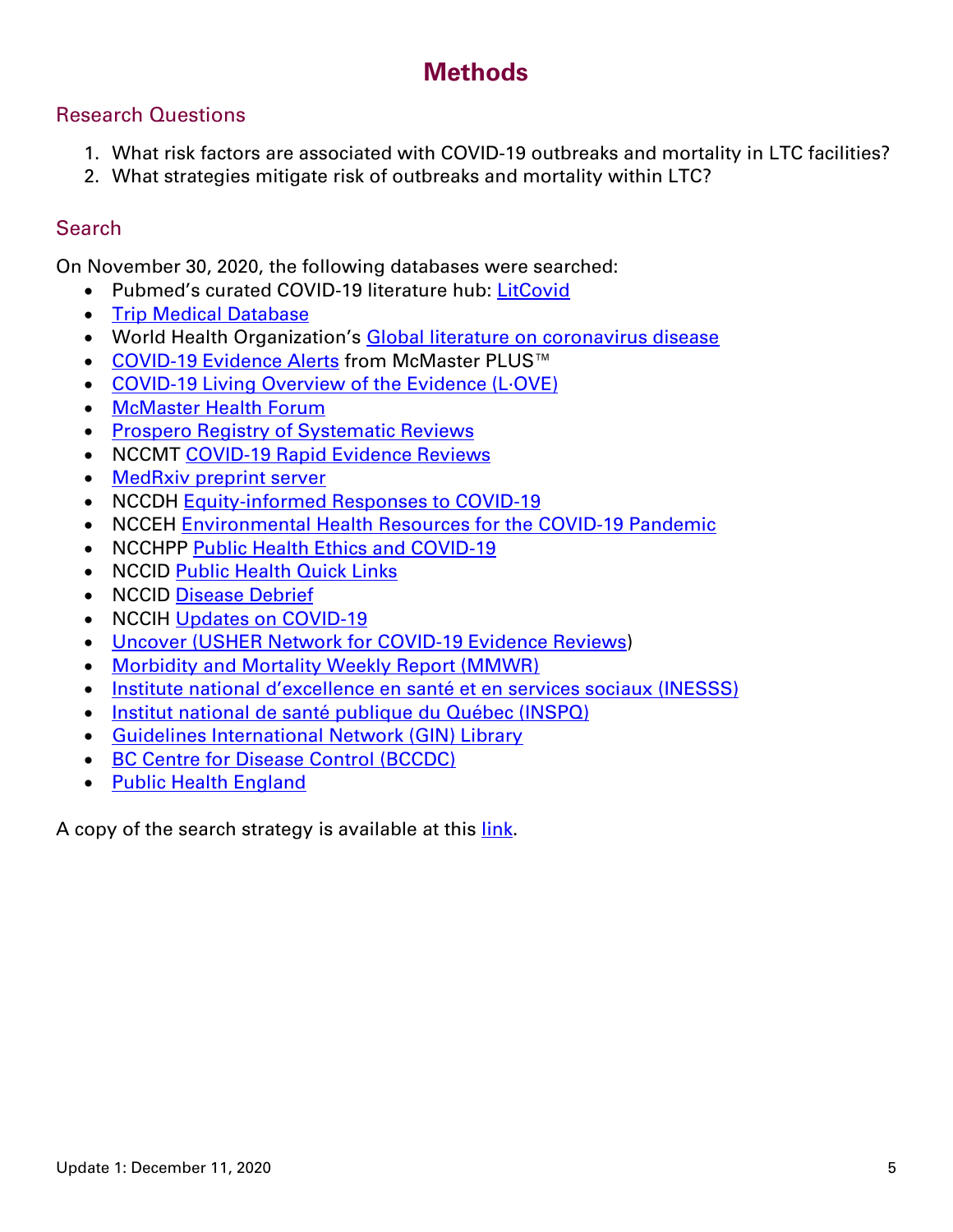# Methods

## Research Questions

1. What risk factors are associated with COVID-19 outbreaks and mortality in LTC facilities?
2. What strategies mitigate risk of outbreaks and mortality within LTC?

## Search

On November 30, 2020, the following databases were searched:

- Pubmed's curated COVID-19 literature hub: LitCovid
- Trip Medical Database
- World Health Organization's Global literature on coronavirus disease
- COVID-19 Evidence Alerts from McMaster PLUS™
- COVID-19 Living Overview of the Evidence (L·OVE)
- McMaster Health Forum
- Prospero Registry of Systematic Reviews
- NCCMT COVID-19 Rapid Evidence Reviews
- MedRxiv preprint server
- NCCDH Equity-informed Responses to COVID-19
- NCCEH Environmental Health Resources for the COVID-19 Pandemic
- NCCHPP Public Health Ethics and COVID-19
- NCCID Public Health Quick Links
- NCCID Disease Debrief
- NCCIH Updates on COVID-19
- Uncover (USHER Network for COVID-19 Evidence Reviews)
- Morbidity and Mortality Weekly Report (MMWR)
- Institute national d'excellence en santé et en services sociaux (INESSS)
- Institut national de santé publique du Québec (INSPQ)
- Guidelines International Network (GIN) Library
- BC Centre for Disease Control (BCCDC)
- Public Health England

A copy of the search strategy is available at this link.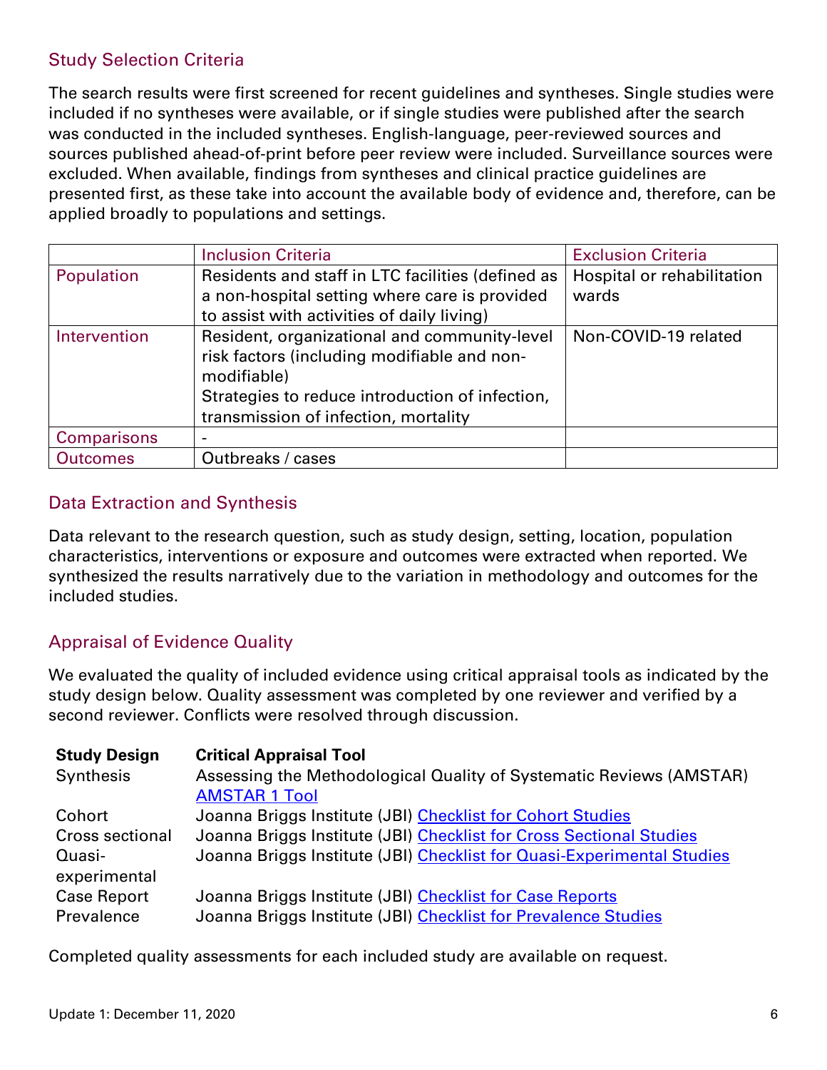## Study Selection Criteria

The search results were first screened for recent guidelines and syntheses. Single studies were included if no syntheses were available, or if single studies were published after the search was conducted in the included syntheses. English-language, peer-reviewed sources and sources published ahead-of-print before peer review were included. Surveillance sources were excluded. When available, findings from syntheses and clinical practice guidelines are presented first, as these take into account the available body of evidence and, therefore, can be applied broadly to populations and settings.

| | Inclusion Criteria | Exclusion Criteria |
|---|---|---|
| Population | Residents and staff in LTC facilities (defined as a non-hospital setting where care is provided to assist with activities of daily living) | Hospital or rehabilitation wards |
| Intervention | Resident, organizational and community-level risk factors (including modifiable and non-modifiable)<br>Strategies to reduce introduction of infection, transmission of infection, mortality | Non-COVID-19 related |
| Comparisons | - | |
| Outcomes | Outbreaks / cases | |

## Data Extraction and Synthesis

Data relevant to the research question, such as study design, setting, location, population characteristics, interventions or exposure and outcomes were extracted when reported. We synthesized the results narratively due to the variation in methodology and outcomes for the included studies.

## Appraisal of Evidence Quality

We evaluated the quality of included evidence using critical appraisal tools as indicated by the study design below. Quality assessment was completed by one reviewer and verified by a second reviewer. Conflicts were resolved through discussion.

| Study Design | Critical Appraisal Tool |
|---|---|
| Synthesis | Assessing the Methodological Quality of Systematic Reviews (AMSTAR) AMSTAR 1 Tool |
| Cohort | Joanna Briggs Institute (JBI) Checklist for Cohort Studies |
| Cross sectional | Joanna Briggs Institute (JBI) Checklist for Cross Sectional Studies |
| Quasi-experimental | Joanna Briggs Institute (JBI) Checklist for Quasi-Experimental Studies |
| Case Report | Joanna Briggs Institute (JBI) Checklist for Case Reports |
| Prevalence | Joanna Briggs Institute (JBI) Checklist for Prevalence Studies |

Completed quality assessments for each included study are available on request.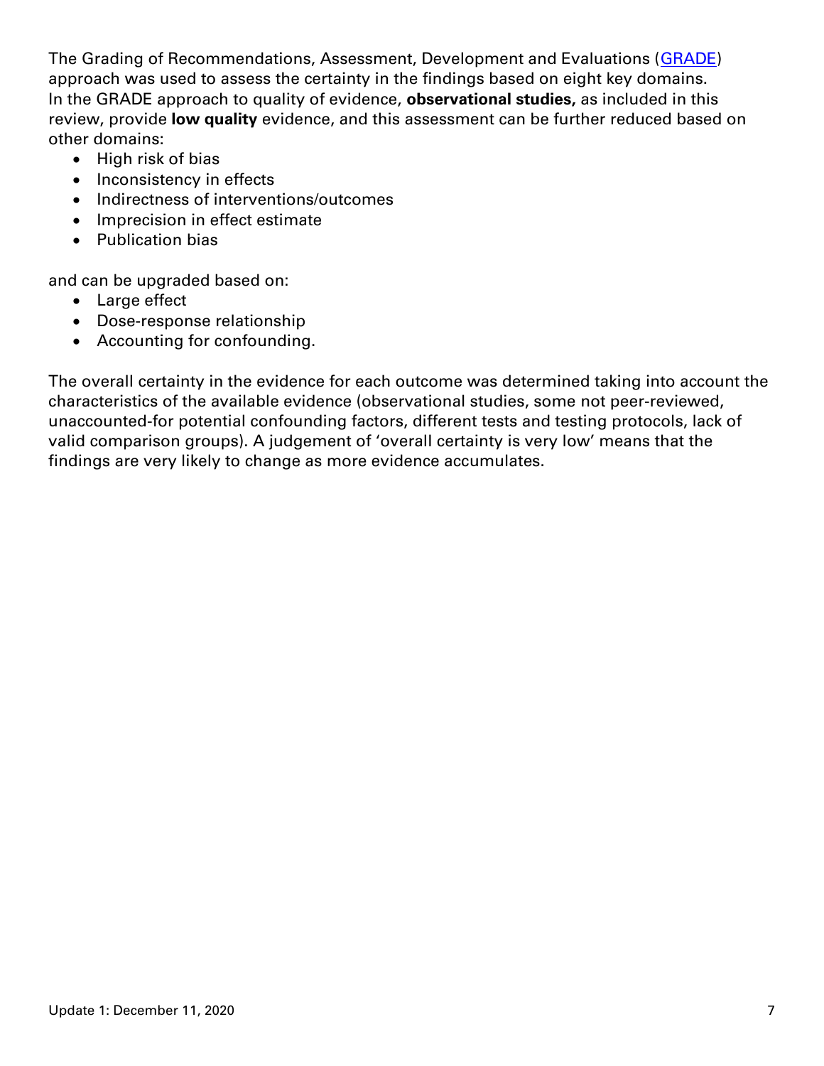The Grading of Recommendations, Assessment, Development and Evaluations (GRADE) approach was used to assess the certainty in the findings based on eight key domains. In the GRADE approach to quality of evidence, **observational studies,** as included in this review, provide **low quality** evidence, and this assessment can be further reduced based on other domains:

- High risk of bias
- Inconsistency in effects
- Indirectness of interventions/outcomes
- Imprecision in effect estimate
- Publication bias

and can be upgraded based on:

- Large effect
- Dose-response relationship
- Accounting for confounding.

The overall certainty in the evidence for each outcome was determined taking into account the characteristics of the available evidence (observational studies, some not peer-reviewed, unaccounted-for potential confounding factors, different tests and testing protocols, lack of valid comparison groups). A judgement of 'overall certainty is very low' means that the findings are very likely to change as more evidence accumulates.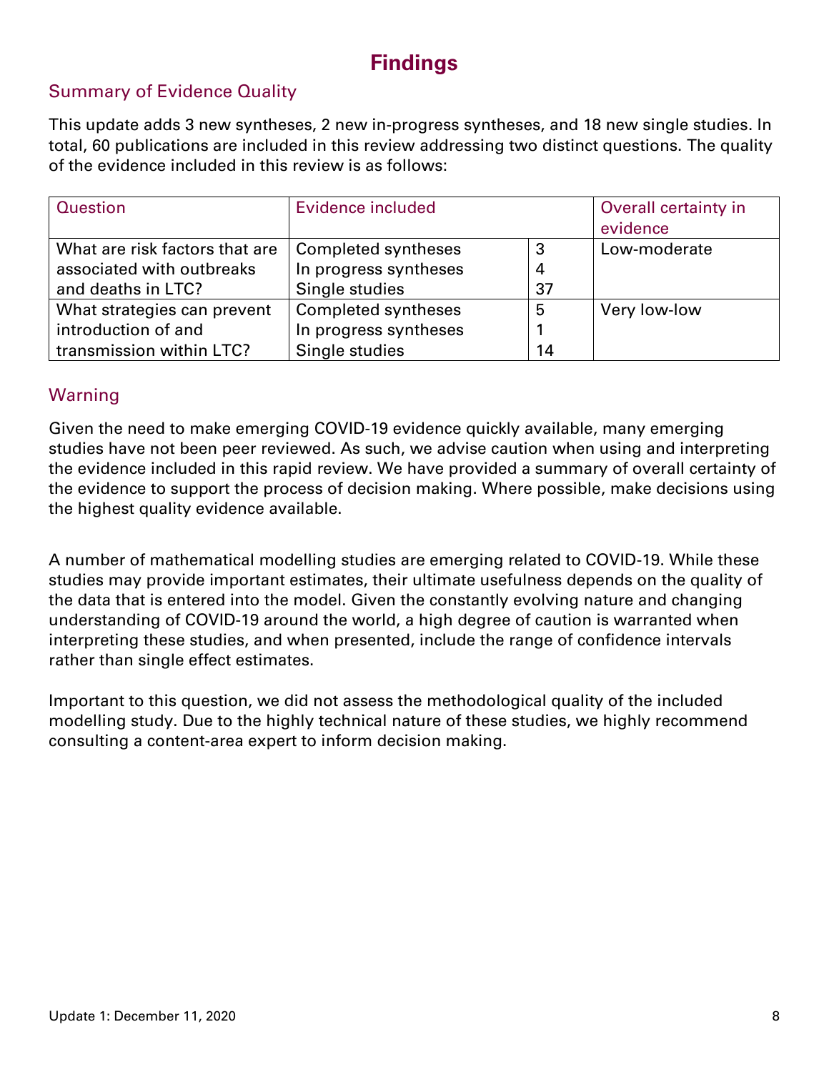# Findings

## Summary of Evidence Quality

This update adds 3 new syntheses, 2 new in-progress syntheses, and 18 new single studies. In total, 60 publications are included in this review addressing two distinct questions. The quality of the evidence included in this review is as follows:

| Question | Evidence included | | Overall certainty in evidence |
|---|---|---|---|
| What are risk factors that are associated with outbreaks and deaths in LTC? | Completed syntheses<br>In progress syntheses<br>Single studies | 3<br>4<br>37 | Low-moderate |
| What strategies can prevent introduction of and transmission within LTC? | Completed syntheses<br>In progress syntheses<br>Single studies | 5<br>1<br>14 | Very low-low |

## Warning

Given the need to make emerging COVID-19 evidence quickly available, many emerging studies have not been peer reviewed. As such, we advise caution when using and interpreting the evidence included in this rapid review. We have provided a summary of overall certainty of the evidence to support the process of decision making. Where possible, make decisions using the highest quality evidence available.

A number of mathematical modelling studies are emerging related to COVID-19. While these studies may provide important estimates, their ultimate usefulness depends on the quality of the data that is entered into the model. Given the constantly evolving nature and changing understanding of COVID-19 around the world, a high degree of caution is warranted when interpreting these studies, and when presented, include the range of confidence intervals rather than single effect estimates.

Important to this question, we did not assess the methodological quality of the included modelling study. Due to the highly technical nature of these studies, we highly recommend consulting a content-area expert to inform decision making.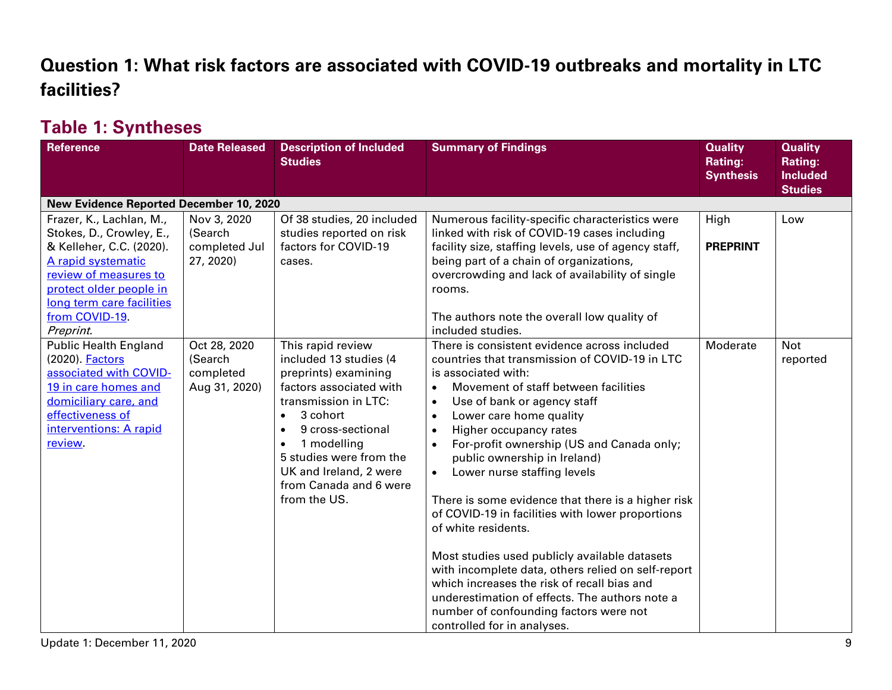## Question 1: What risk factors are associated with COVID-19 outbreaks and mortality in LTC facilities?

### Table 1: Syntheses

| Reference | Date Released | Description of Included Studies | Summary of Findings | Quality Rating: Synthesis | Quality Rating: Included Studies |
|---|---|---|---|---|---|
| **New Evidence Reported December 10, 2020** | | | | | |
| Frazer, K., Lachlan, M., Stokes, D., Crowley, E., & Kelleher, C.C. (2020). [A rapid systematic review of measures to protect older people in long term care facilities from COVID-19](). *Preprint.* | Nov 3, 2020 (Search completed Jul 27, 2020) | Of 38 studies, 20 included studies reported on risk factors for COVID-19 cases. | Numerous facility-specific characteristics were linked with risk of COVID-19 cases including facility size, staffing levels, use of agency staff, being part of a chain of organizations, overcrowding and lack of availability of single rooms.<br><br>The authors note the overall low quality of included studies. | High<br><br>**PREPRINT** | Low |
| Public Health England (2020). [Factors associated with COVID-19 in care homes and domiciliary care, and effectiveness of interventions: A rapid review](). | Oct 28, 2020 (Search completed Aug 31, 2020) | This rapid review included 13 studies (4 preprints) examining factors associated with transmission in LTC:<br>• 3 cohort<br>• 9 cross-sectional<br>• 1 modelling<br>5 studies were from the UK and Ireland, 2 were from Canada and 6 were from the US. | There is consistent evidence across included countries that transmission of COVID-19 in LTC is associated with:<br>• Movement of staff between facilities<br>• Use of bank or agency staff<br>• Lower care home quality<br>• Higher occupancy rates<br>• For-profit ownership (US and Canada only; public ownership in Ireland)<br>• Lower nurse staffing levels<br><br>There is some evidence that there is a higher risk of COVID-19 in facilities with lower proportions of white residents.<br><br>Most studies used publicly available datasets with incomplete data, others relied on self-report which increases the risk of recall bias and underestimation of effects. The authors note a number of confounding factors were not controlled for in analyses. | Moderate | Not reported |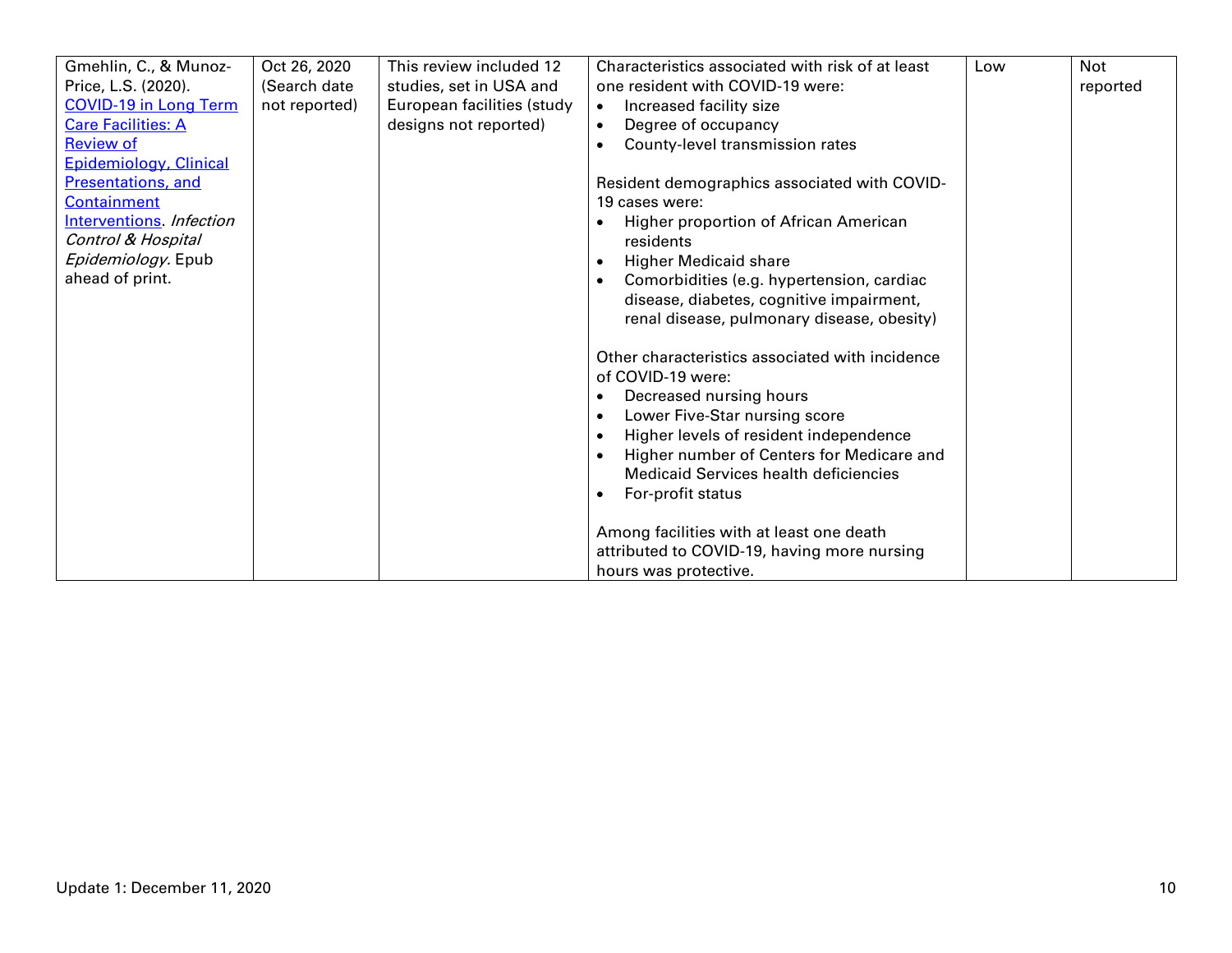| | | | | | |
|---|---|---|---|---|---|
| Gmehlin, C., & Munoz-Price, L.S. (2020). COVID-19 in Long Term Care Facilities: A Review of Epidemiology, Clinical Presentations, and Containment Interventions. *Infection Control & Hospital Epidemiology.* Epub ahead of print. | Oct 26, 2020 (Search date not reported) | This review included 12 studies, set in USA and European facilities (study designs not reported) | Characteristics associated with risk of at least one resident with COVID-19 were:<br>• Increased facility size<br>• Degree of occupancy<br>• County-level transmission rates<br><br>Resident demographics associated with COVID-19 cases were:<br>• Higher proportion of African American residents<br>• Higher Medicaid share<br>• Comorbidities (e.g. hypertension, cardiac disease, diabetes, cognitive impairment, renal disease, pulmonary disease, obesity)<br><br>Other characteristics associated with incidence of COVID-19 were:<br>• Decreased nursing hours<br>• Lower Five-Star nursing score<br>• Higher levels of resident independence<br>• Higher number of Centers for Medicare and Medicaid Services health deficiencies<br>• For-profit status<br><br>Among facilities with at least one death attributed to COVID-19, having more nursing hours was protective. | Low | Not reported |

Update 1: December 11, 2020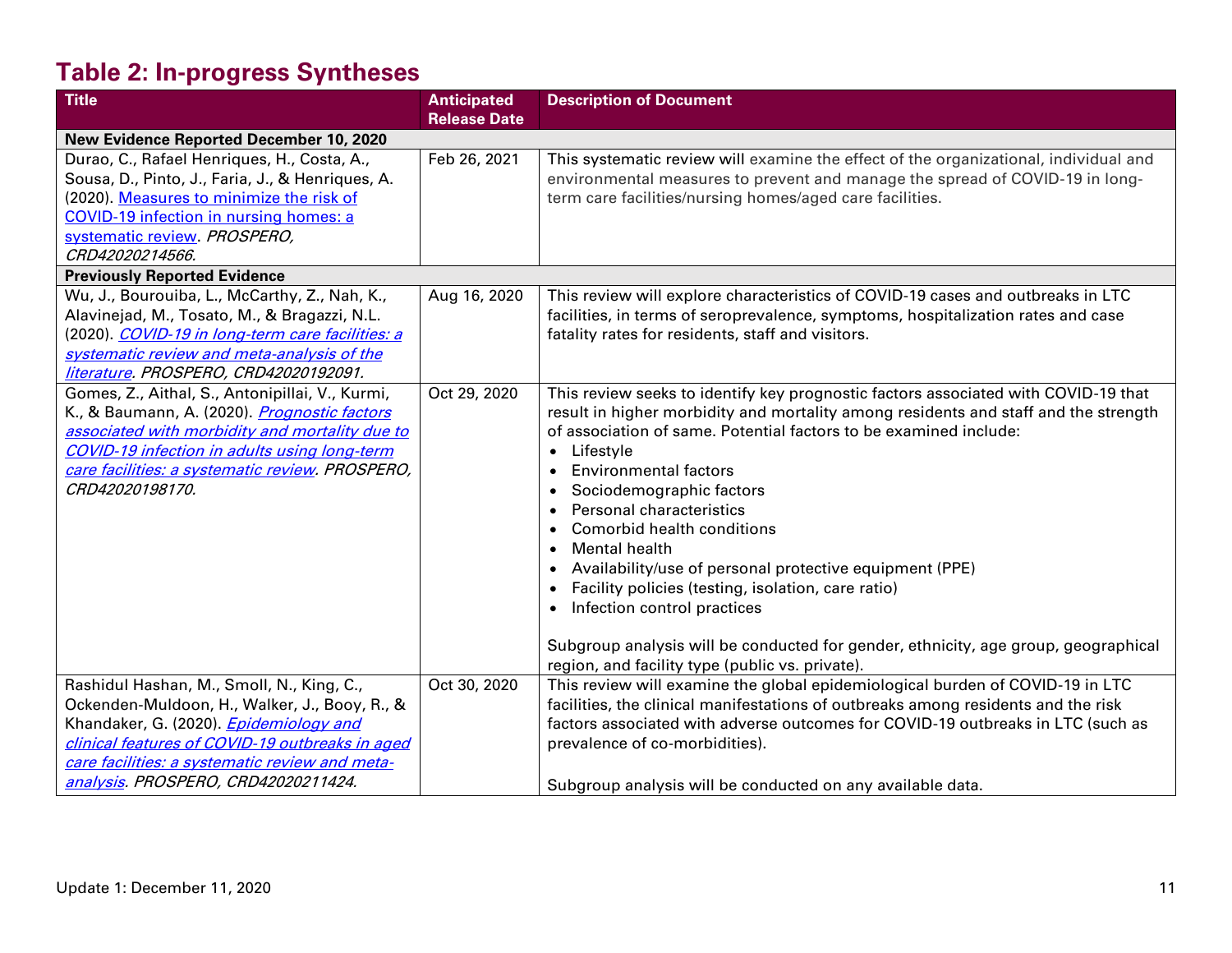## Table 2: In-progress Syntheses

| Title | Anticipated Release Date | Description of Document |
|---|---|---|
| **New Evidence Reported December 10, 2020** | | |
| Durao, C., Rafael Henriques, H., Costa, A., Sousa, D., Pinto, J., Faria, J., & Henriques, A. (2020). Measures to minimize the risk of COVID-19 infection in nursing homes: a systematic review. *PROSPERO, CRD42020214566.* | Feb 26, 2021 | This systematic review will examine the effect of the organizational, individual and environmental measures to prevent and manage the spread of COVID-19 in long-term care facilities/nursing homes/aged care facilities. |
| **Previously Reported Evidence** | | |
| Wu, J., Bourouiba, L., McCarthy, Z., Nah, K., Alavinejad, M., Tosato, M., & Bragazzi, N.L. (2020). *COVID-19 in long-term care facilities: a systematic review and meta-analysis of the literature. PROSPERO, CRD42020192091.* | Aug 16, 2020 | This review will explore characteristics of COVID-19 cases and outbreaks in LTC facilities, in terms of seroprevalence, symptoms, hospitalization rates and case fatality rates for residents, staff and visitors. |
| Gomes, Z., Aithal, S., Antonipillai, V., Kurmi, K., & Baumann, A. (2020). *Prognostic factors associated with morbidity and mortality due to COVID-19 infection in adults using long-term care facilities: a systematic review. PROSPERO, CRD42020198170.* | Oct 29, 2020 | This review seeks to identify key prognostic factors associated with COVID-19 that result in higher morbidity and mortality among residents and staff and the strength of association of same. Potential factors to be examined include: <br>• Lifestyle <br>• Environmental factors <br>• Sociodemographic factors <br>• Personal characteristics <br>• Comorbid health conditions <br>• Mental health <br>• Availability/use of personal protective equipment (PPE) <br>• Facility policies (testing, isolation, care ratio) <br>• Infection control practices <br><br>Subgroup analysis will be conducted for gender, ethnicity, age group, geographical region, and facility type (public vs. private). |
| Rashidul Hashan, M., Smoll, N., King, C., Ockenden-Muldoon, H., Walker, J., Booy, R., & Khandaker, G. (2020). *Epidemiology and clinical features of COVID-19 outbreaks in aged care facilities: a systematic review and meta-analysis. PROSPERO, CRD42020211424.* | Oct 30, 2020 | This review will examine the global epidemiological burden of COVID-19 in LTC facilities, the clinical manifestations of outbreaks among residents and the risk factors associated with adverse outcomes for COVID-19 outbreaks in LTC (such as prevalence of co-morbidities). <br><br>Subgroup analysis will be conducted on any available data. |

Update 1: December 11, 2020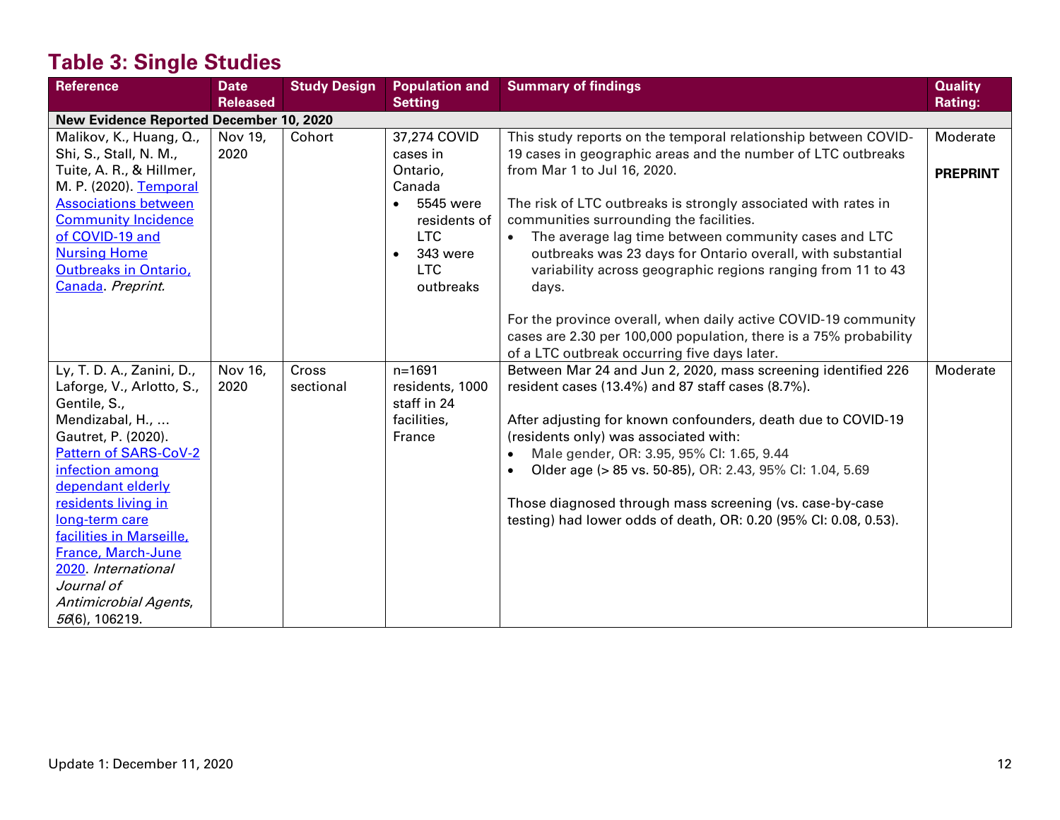## Table 3: Single Studies

| Reference | Date Released | Study Design | Population and Setting | Summary of findings | Quality Rating: |
|---|---|---|---|---|---|
| **New Evidence Reported December 10, 2020** | | | | | |
| Malikov, K., Huang, Q., Shi, S., Stall, N. M., Tuite, A. R., & Hillmer, M. P. (2020). Temporal Associations between Community Incidence of COVID-19 and Nursing Home Outbreaks in Ontario, Canada. *Preprint*. | Nov 19, 2020 | Cohort | 37,274 COVID cases in Ontario, Canada<br>• 5545 were residents of LTC<br>• 343 were LTC outbreaks | This study reports on the temporal relationship between COVID-19 cases in geographic areas and the number of LTC outbreaks from Mar 1 to Jul 16, 2020.<br><br>The risk of LTC outbreaks is strongly associated with rates in communities surrounding the facilities.<br>• The average lag time between community cases and LTC outbreaks was 23 days for Ontario overall, with substantial variability across geographic regions ranging from 11 to 43 days.<br><br>For the province overall, when daily active COVID-19 community cases are 2.30 per 100,000 population, there is a 75% probability of a LTC outbreak occurring five days later. | Moderate<br><br>**PREPRINT** |
| Ly, T. D. A., Zanini, D., Laforge, V., Arlotto, S., Gentile, S., Mendizabal, H., … Gautret, P. (2020). Pattern of SARS-CoV-2 infection among dependant elderly residents living in long-term care facilities in Marseille, France, March-June 2020. *International Journal of Antimicrobial Agents*, *56*(6), 106219. | Nov 16, 2020 | Cross sectional | n=1691 residents, 1000 staff in 24 facilities, France | Between Mar 24 and Jun 2, 2020, mass screening identified 226 resident cases (13.4%) and 87 staff cases (8.7%).<br><br>After adjusting for known confounders, death due to COVID-19 (residents only) was associated with:<br>• Male gender, OR: 3.95, 95% CI: 1.65, 9.44<br>• Older age (> 85 vs. 50-85), OR: 2.43, 95% CI: 1.04, 5.69<br><br>Those diagnosed through mass screening (vs. case-by-case testing) had lower odds of death, OR: 0.20 (95% CI: 0.08, 0.53). | Moderate |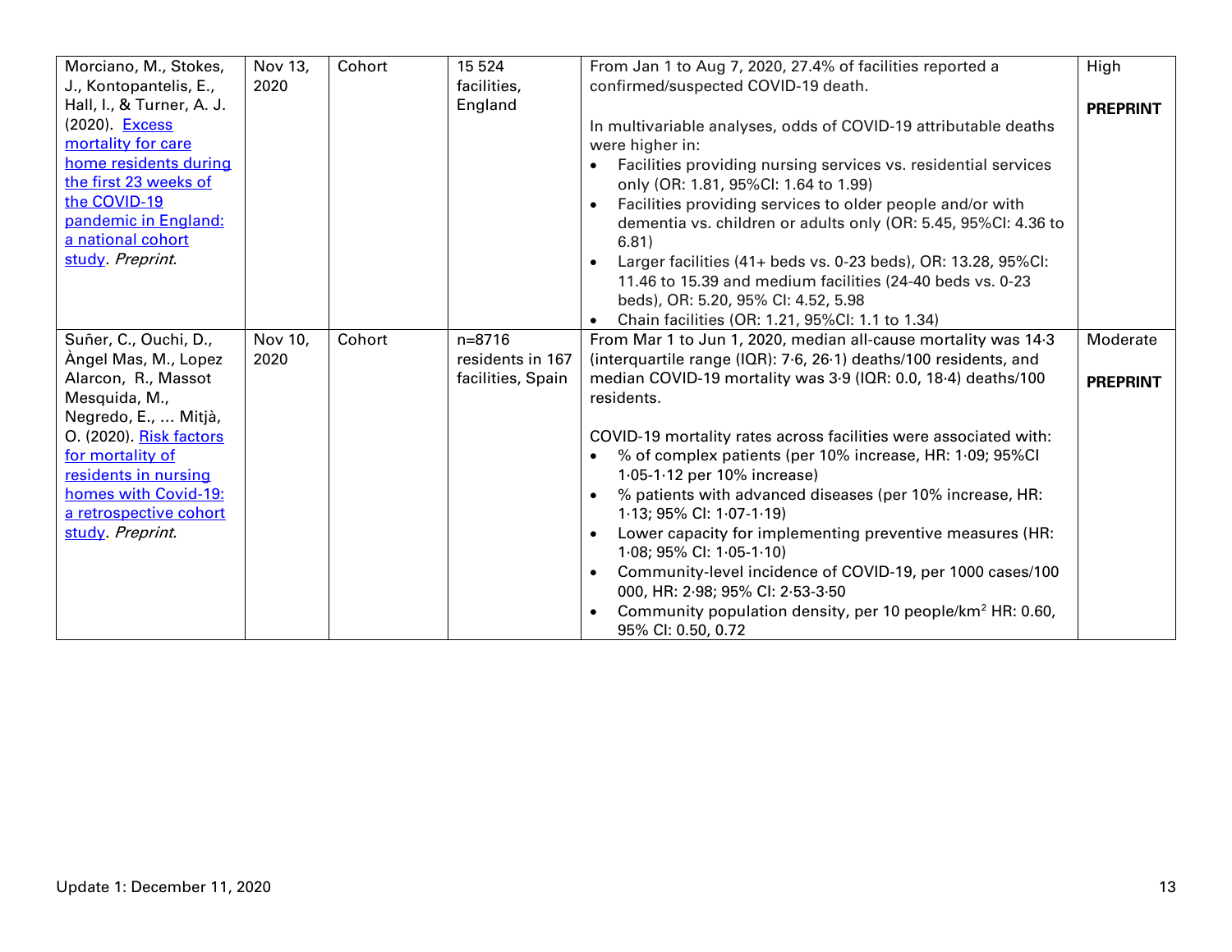| | | | | | |
|---|---|---|---|---|---|
| Morciano, M., Stokes, J., Kontopantelis, E., Hall, I., & Turner, A. J. (2020). Excess mortality for care home residents during the first 23 weeks of the COVID-19 pandemic in England: a national cohort study. *Preprint.* | Nov 13, 2020 | Cohort | 15 524 facilities, England | From Jan 1 to Aug 7, 2020, 27.4% of facilities reported a confirmed/suspected COVID-19 death.<br><br>In multivariable analyses, odds of COVID-19 attributable deaths were higher in:<br>• Facilities providing nursing services vs. residential services only (OR: 1.81, 95%CI: 1.64 to 1.99)<br>• Facilities providing services to older people and/or with dementia vs. children or adults only (OR: 5.45, 95%CI: 4.36 to 6.81)<br>• Larger facilities (41+ beds vs. 0-23 beds), OR: 13.28, 95%CI: 11.46 to 15.39 and medium facilities (24-40 beds vs. 0-23 beds), OR: 5.20, 95% CI: 4.52, 5.98<br>• Chain facilities (OR: 1.21, 95%CI: 1.1 to 1.34) | High<br><br>**PREPRINT** |
| Suñer, C., Ouchi, D., Àngel Mas, M., Lopez Alarcon, R., Massot Mesquida, M., Negredo, E., ... Mitjà, O. (2020). Risk factors for mortality of residents in nursing homes with Covid-19: a retrospective cohort study. *Preprint.* | Nov 10, 2020 | Cohort | n=8716 residents in 167 facilities, Spain | From Mar 1 to Jun 1, 2020, median all-cause mortality was 14·3 (interquartile range (IQR): 7·6, 26·1) deaths/100 residents, and median COVID-19 mortality was 3·9 (IQR: 0.0, 18·4) deaths/100 residents.<br><br>COVID-19 mortality rates across facilities were associated with:<br>• % of complex patients (per 10% increase, HR: 1·09; 95%CI 1·05-1·12 per 10% increase)<br>• % patients with advanced diseases (per 10% increase, HR: 1·13; 95% CI: 1·07-1·19)<br>• Lower capacity for implementing preventive measures (HR: 1·08; 95% CI: 1·05-1·10)<br>• Community-level incidence of COVID-19, per 1000 cases/100 000, HR: 2·98; 95% CI: 2·53-3·50<br>• Community population density, per 10 people/km$^2$ HR: 0.60, 95% CI: 0.50, 0.72 | Moderate<br><br>**PREPRINT** |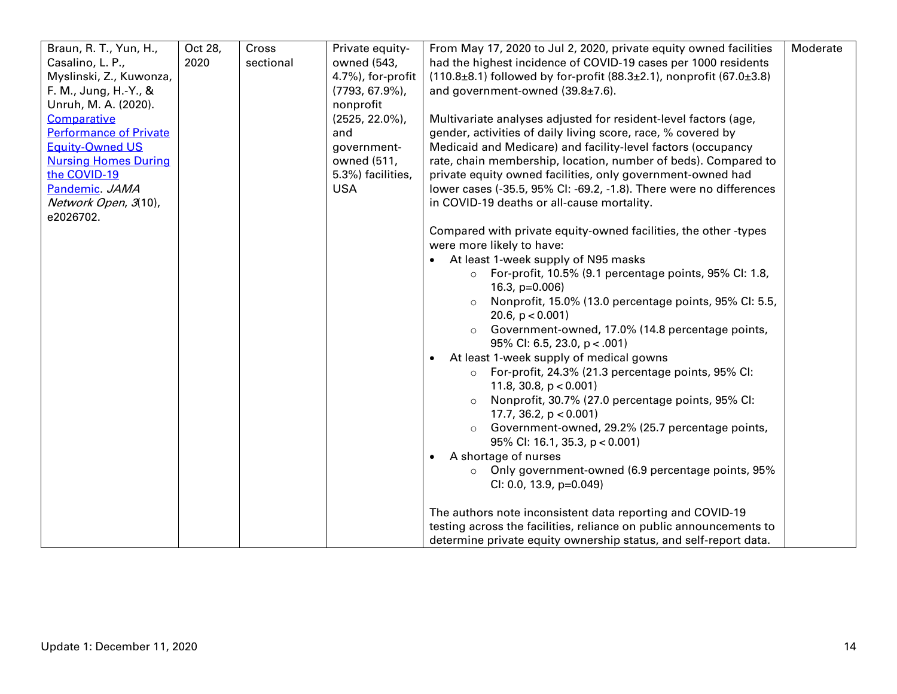| | | | | | |
|---|---|---|---|---|---|
| Braun, R. T., Yun, H., Casalino, L. P., Myslinski, Z., Kuwonza, F. M., Jung, H.-Y., & Unruh, M. A. (2020). [Comparative Performance of Private Equity-Owned US Nursing Homes During the COVID-19 Pandemic](). *JAMA Network Open*, *3*(10), e2026702. | Oct 28, 2020 | Cross sectional | Private equity-owned (543, 4.7%), for-profit (7793, 67.9%), nonprofit (2525, 22.0%), and government-owned (511, 5.3%) facilities, USA | From May 17, 2020 to Jul 2, 2020, private equity owned facilities had the highest incidence of COVID-19 cases per 1000 residents (110.8±8.1) followed by for-profit (88.3±2.1), nonprofit (67.0±3.8) and government-owned (39.8±7.6).<br><br>Multivariate analyses adjusted for resident-level factors (age, gender, activities of daily living score, race, % covered by Medicaid and Medicare) and facility-level factors (occupancy rate, chain membership, location, number of beds). Compared to private equity owned facilities, only government-owned had lower cases (-35.5, 95% CI: -69.2, -1.8). There were no differences in COVID-19 deaths or all-cause mortality.<br><br>Compared with private equity-owned facilities, the other -types were more likely to have:<br>• At least 1-week supply of N95 masks<br>&nbsp;&nbsp;&nbsp;&nbsp;○ For-profit, 10.5% (9.1 percentage points, 95% CI: 1.8, 16.3, p=0.006)<br>&nbsp;&nbsp;&nbsp;&nbsp;○ Nonprofit, 15.0% (13.0 percentage points, 95% CI: 5.5, 20.6, p < 0.001)<br>&nbsp;&nbsp;&nbsp;&nbsp;○ Government-owned, 17.0% (14.8 percentage points, 95% CI: 6.5, 23.0, p < .001)<br>• At least 1-week supply of medical gowns<br>&nbsp;&nbsp;&nbsp;&nbsp;○ For-profit, 24.3% (21.3 percentage points, 95% CI: 11.8, 30.8, p < 0.001)<br>&nbsp;&nbsp;&nbsp;&nbsp;○ Nonprofit, 30.7% (27.0 percentage points, 95% CI: 17.7, 36.2, p < 0.001)<br>&nbsp;&nbsp;&nbsp;&nbsp;○ Government-owned, 29.2% (25.7 percentage points, 95% CI: 16.1, 35.3, p < 0.001)<br>• A shortage of nurses<br>&nbsp;&nbsp;&nbsp;&nbsp;○ Only government-owned (6.9 percentage points, 95% CI: 0.0, 13.9, p=0.049)<br><br>The authors note inconsistent data reporting and COVID-19 testing across the facilities, reliance on public announcements to determine private equity ownership status, and self-report data. | Moderate |

Update 1: December 11, 2020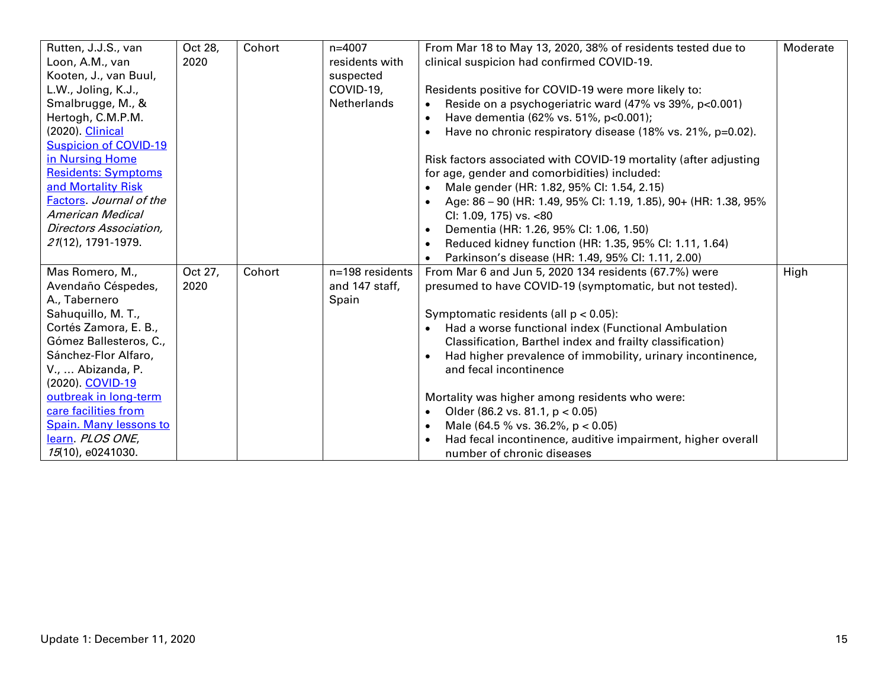| | | | | | |
|---|---|---|---|---|---|
| Rutten, J.J.S., van Loon, A.M., van Kooten, J., van Buul, L.W., Joling, K.J., Smalbrugge, M., & Hertogh, C.M.P.M. (2020). [Clinical Suspicion of COVID-19 in Nursing Home Residents: Symptoms and Mortality Risk Factors](). *Journal of the American Medical Directors Association, 21*(12), 1791-1979. | Oct 28, 2020 | Cohort | n=4007 residents with suspected COVID-19, Netherlands | From Mar 18 to May 13, 2020, 38% of residents tested due to clinical suspicion had confirmed COVID-19.<br><br>Residents positive for COVID-19 were more likely to:<br>• Reside on a psychogeriatric ward (47% vs 39%, $p<0.001$)<br>• Have dementia (62% vs. 51%, $p<0.001$);<br>• Have no chronic respiratory disease (18% vs. 21%, $p=0.02$).<br><br>Risk factors associated with COVID-19 mortality (after adjusting for age, gender and comorbidities) included:<br>• Male gender (HR: 1.82, 95% CI: 1.54, 2.15)<br>• Age: 86 – 90 (HR: 1.49, 95% CI: 1.19, 1.85), 90+ (HR: 1.38, 95% CI: 1.09, 175) vs. <80<br>• Dementia (HR: 1.26, 95% CI: 1.06, 1.50)<br>• Reduced kidney function (HR: 1.35, 95% CI: 1.11, 1.64)<br>• Parkinson's disease (HR: 1.49, 95% CI: 1.11, 2.00) | Moderate |
| Mas Romero, M., Avendaño Céspedes, A., Tabernero Sahuquillo, M. T., Cortés Zamora, E. B., Gómez Ballesteros, C., Sánchez-Flor Alfaro, V., … Abizanda, P. (2020). [COVID-19 outbreak in long-term care facilities from Spain. Many lessons to learn](). *PLOS ONE, 15*(10), e0241030. | Oct 27, 2020 | Cohort | n=198 residents and 147 staff, Spain | From Mar 6 and Jun 5, 2020 134 residents (67.7%) were presumed to have COVID-19 (symptomatic, but not tested).<br><br>Symptomatic residents (all $p < 0.05$):<br>• Had a worse functional index (Functional Ambulation Classification, Barthel index and frailty classification)<br>• Had higher prevalence of immobility, urinary incontinence, and fecal incontinence<br><br>Mortality was higher among residents who were:<br>• Older (86.2 vs. 81.1, $p < 0.05$)<br>• Male (64.5 % vs. 36.2%, $p < 0.05$)<br>• Had fecal incontinence, auditive impairment, higher overall number of chronic diseases | High |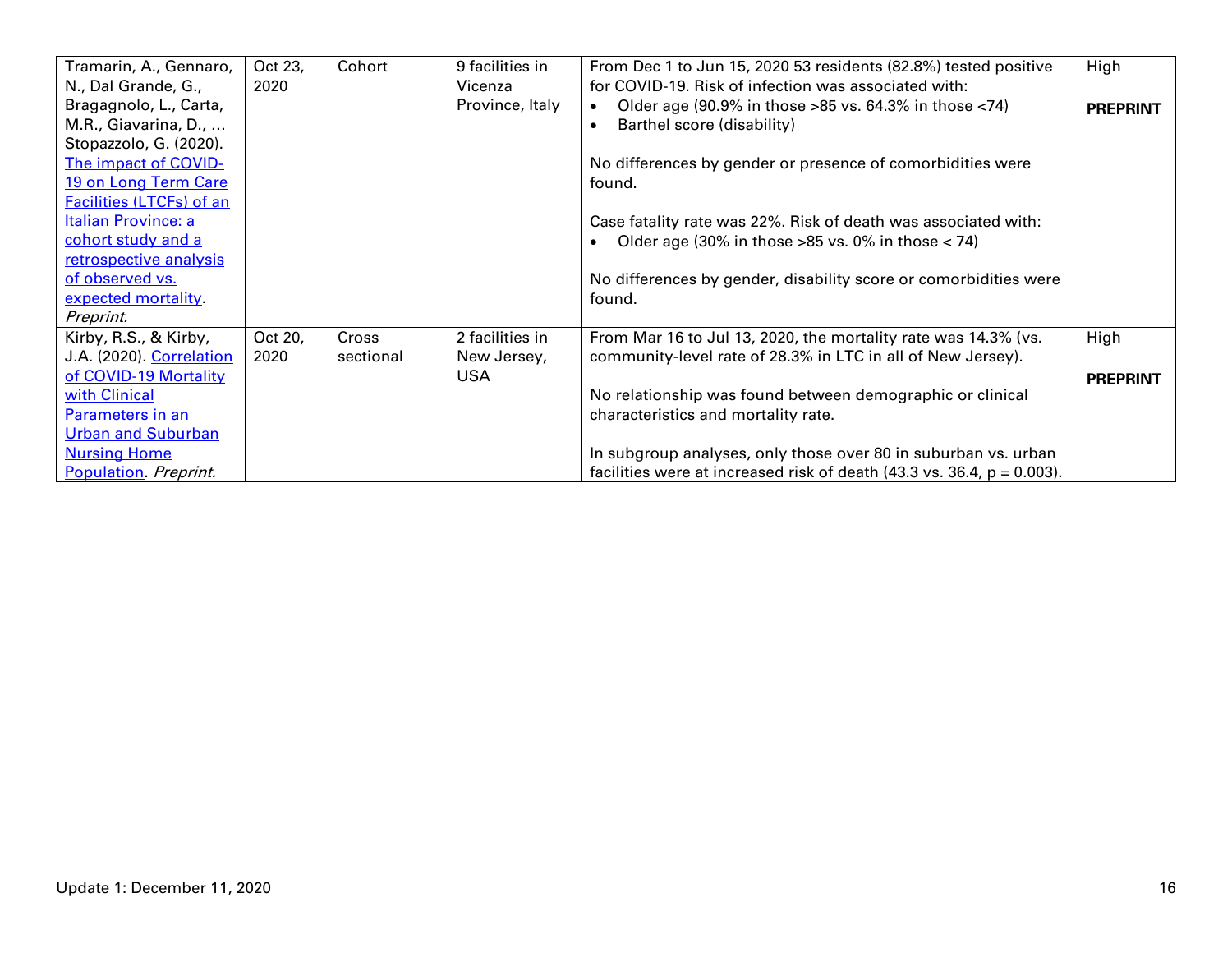| | | | | | |
|---|---|---|---|---|---|
| Tramarin, A., Gennaro, N., Dal Grande, G., Bragagnolo, L., Carta, M.R., Giavarina, D., … Stopazzolo, G. (2020). [The impact of COVID-19 on Long Term Care Facilities (LTCFs) of an Italian Province: a cohort study and a retrospective analysis of observed vs. expected mortality](). *Preprint.* | Oct 23, 2020 | Cohort | 9 facilities in Vicenza Province, Italy | From Dec 1 to Jun 15, 2020 53 residents (82.8%) tested positive for COVID-19. Risk of infection was associated with:<br>• Older age (90.9% in those >85 vs. 64.3% in those <74)<br>• Barthel score (disability)<br><br>No differences by gender or presence of comorbidities were found.<br><br>Case fatality rate was 22%. Risk of death was associated with:<br>• Older age (30% in those >85 vs. 0% in those < 74)<br><br>No differences by gender, disability score or comorbidities were found. | High<br><br>**PREPRINT** |
| Kirby, R.S., & Kirby, J.A. (2020). [Correlation of COVID-19 Mortality with Clinical Parameters in an Urban and Suburban Nursing Home Population](). *Preprint.* | Oct 20, 2020 | Cross sectional | 2 facilities in New Jersey, USA | From Mar 16 to Jul 13, 2020, the mortality rate was 14.3% (vs. community-level rate of 28.3% in LTC in all of New Jersey).<br><br>No relationship was found between demographic or clinical characteristics and mortality rate.<br><br>In subgroup analyses, only those over 80 in suburban vs. urban facilities were at increased risk of death (43.3 vs. 36.4, $p = 0.003$). | High<br><br>**PREPRINT** |

Update 1: December 11, 2020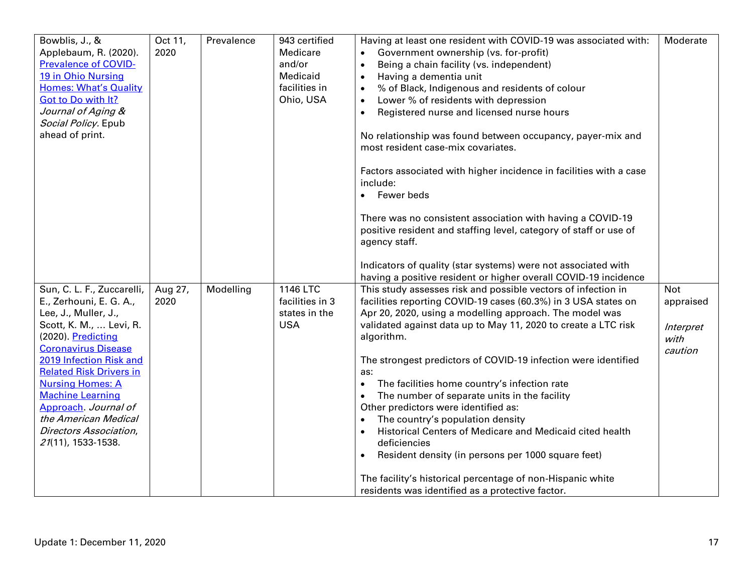| | | | | | |
|---|---|---|---|---|---|
| Bowblis, J., & Applebaum, R. (2020). Prevalence of COVID-19 in Ohio Nursing Homes: What's Quality Got to Do with It? *Journal of Aging & Social Policy*. Epub ahead of print. | Oct 11, 2020 | Prevalence | 943 certified Medicare and/or Medicaid facilities in Ohio, USA | Having at least one resident with COVID-19 was associated with:<br>• Government ownership (vs. for-profit)<br>• Being a chain facility (vs. independent)<br>• Having a dementia unit<br>• % of Black, Indigenous and residents of colour<br>• Lower % of residents with depression<br>• Registered nurse and licensed nurse hours<br><br>No relationship was found between occupancy, payer-mix and most resident case-mix covariates.<br><br>Factors associated with higher incidence in facilities with a case include:<br>• Fewer beds<br><br>There was no consistent association with having a COVID-19 positive resident and staffing level, category of staff or use of agency staff.<br><br>Indicators of quality (star systems) were not associated with having a positive resident or higher overall COVID-19 incidence | Moderate |
| Sun, C. L. F., Zuccarelli, E., Zerhouni, E. G. A., Lee, J., Muller, J., Scott, K. M., … Levi, R. (2020). Predicting Coronavirus Disease 2019 Infection Risk and Related Risk Drivers in Nursing Homes: A Machine Learning Approach. *Journal of the American Medical Directors Association*, *21*(11), 1533-1538. | Aug 27, 2020 | Modelling | 1146 LTC facilities in 3 states in the USA | This study assesses risk and possible vectors of infection in facilities reporting COVID-19 cases (60.3%) in 3 USA states on Apr 20, 2020, using a modelling approach. The model was validated against data up to May 11, 2020 to create a LTC risk algorithm.<br><br>The strongest predictors of COVID-19 infection were identified as:<br>• The facilities home country's infection rate<br>• The number of separate units in the facility<br>Other predictors were identified as:<br>• The country's population density<br>• Historical Centers of Medicare and Medicaid cited health deficiencies<br>• Resident density (in persons per 1000 square feet)<br><br>The facility's historical percentage of non-Hispanic white residents was identified as a protective factor. | Not appraised<br><br>*Interpret with caution* |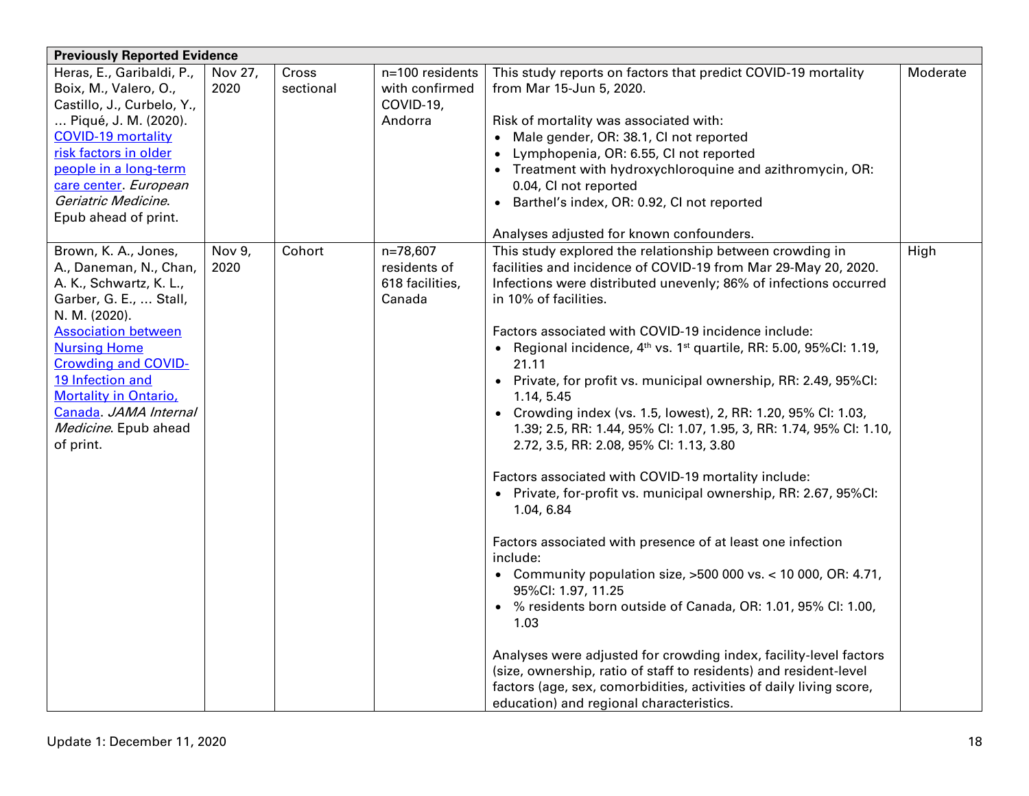| Previously Reported Evidence | | | | | |
|---|---|---|---|---|---|
| Heras, E., Garibaldi, P., Boix, M., Valero, O., Castillo, J., Curbelo, Y., … Piqué, J. M. (2020). [COVID-19 mortality risk factors in older people in a long-term care center](). *European Geriatric Medicine*. Epub ahead of print. | Nov 27, 2020 | Cross sectional | n=100 residents with confirmed COVID-19, Andorra | This study reports on factors that predict COVID-19 mortality from Mar 15-Jun 5, 2020.<br><br>Risk of mortality was associated with:<br>• Male gender, OR: 38.1, CI not reported<br>• Lymphopenia, OR: 6.55, CI not reported<br>• Treatment with hydroxychloroquine and azithromycin, OR: 0.04, CI not reported<br>• Barthel's index, OR: 0.92, CI not reported<br><br>Analyses adjusted for known confounders. | Moderate |
| Brown, K. A., Jones, A., Daneman, N., Chan, A. K., Schwartz, K. L., Garber, G. E., … Stall, N. M. (2020). [Association between Nursing Home Crowding and COVID-19 Infection and Mortality in Ontario, Canada](). *JAMA Internal Medicine*. Epub ahead of print. | Nov 9, 2020 | Cohort | n=78,607 residents of 618 facilities, Canada | This study explored the relationship between crowding in facilities and incidence of COVID-19 from Mar 29-May 20, 2020. Infections were distributed unevenly; 86% of infections occurred in 10% of facilities.<br><br>Factors associated with COVID-19 incidence include:<br>• Regional incidence, 4th vs. 1st quartile, RR: 5.00, 95%CI: 1.19, 21.11<br>• Private, for profit vs. municipal ownership, RR: 2.49, 95%CI: 1.14, 5.45<br>• Crowding index (vs. 1.5, lowest), 2, RR: 1.20, 95% CI: 1.03, 1.39; 2.5, RR: 1.44, 95% CI: 1.07, 1.95, 3, RR: 1.74, 95% CI: 1.10, 2.72, 3.5, RR: 2.08, 95% CI: 1.13, 3.80<br><br>Factors associated with COVID-19 mortality include:<br>• Private, for-profit vs. municipal ownership, RR: 2.67, 95%CI: 1.04, 6.84<br><br>Factors associated with presence of at least one infection include:<br>• Community population size, >500 000 vs. < 10 000, OR: 4.71, 95%CI: 1.97, 11.25<br>• % residents born outside of Canada, OR: 1.01, 95% CI: 1.00, 1.03<br><br>Analyses were adjusted for crowding index, facility-level factors (size, ownership, ratio of staff to residents) and resident-level factors (age, sex, comorbidities, activities of daily living score, education) and regional characteristics. | High |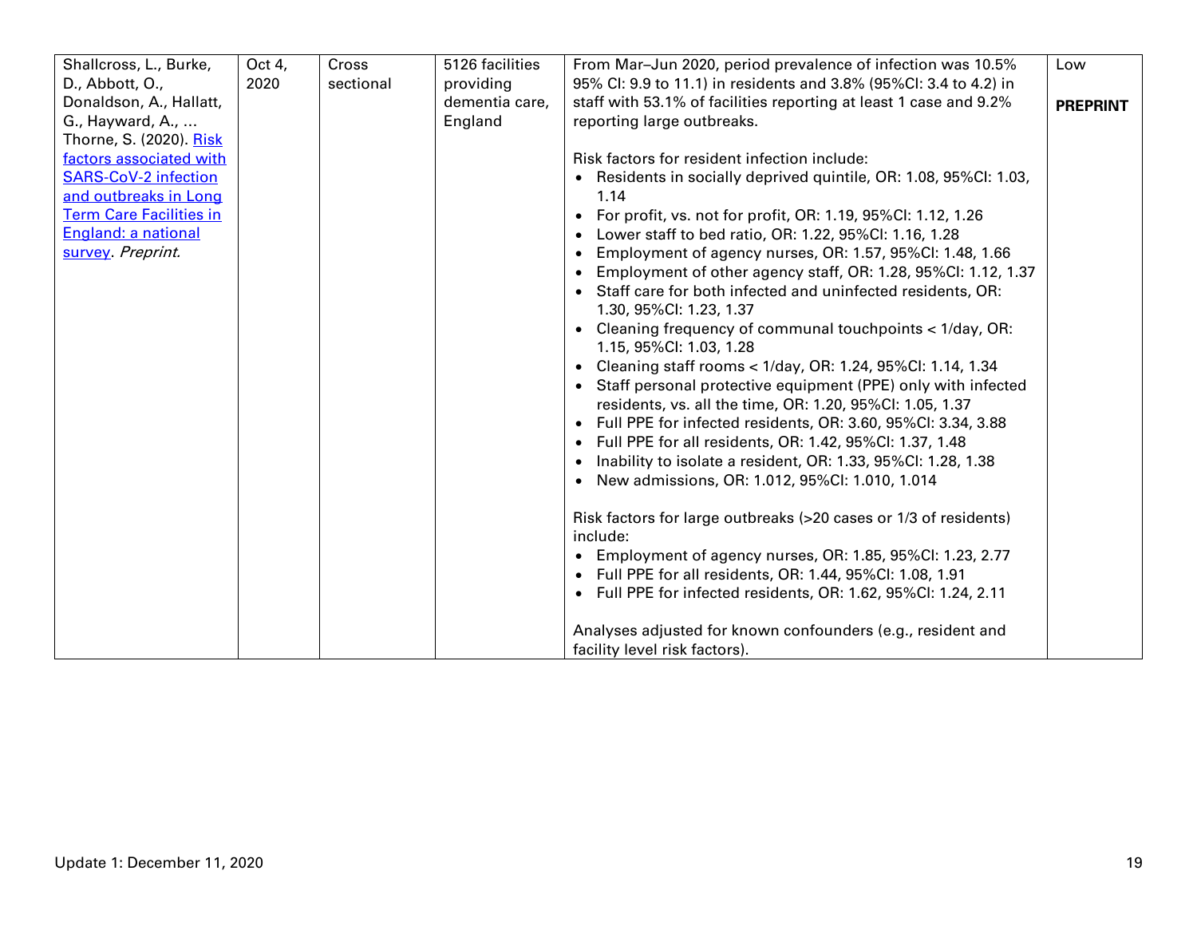| | | | | | |
|---|---|---|---|---|---|
| Shallcross, L., Burke, D., Abbott, O., Donaldson, A., Hallatt, G., Hayward, A., … Thorne, S. (2020). [Risk factors associated with SARS-CoV-2 infection and outbreaks in Long Term Care Facilities in England: a national survey](). *Preprint.* | Oct 4, 2020 | Cross sectional | 5126 facilities providing dementia care, England | From Mar–Jun 2020, period prevalence of infection was 10.5% 95% CI: 9.9 to 11.1) in residents and 3.8% (95%CI: 3.4 to 4.2) in staff with 53.1% of facilities reporting at least 1 case and 9.2% reporting large outbreaks.<br><br>Risk factors for resident infection include:<br>• Residents in socially deprived quintile, OR: 1.08, 95%CI: 1.03, 1.14<br>• For profit, vs. not for profit, OR: 1.19, 95%CI: 1.12, 1.26<br>• Lower staff to bed ratio, OR: 1.22, 95%CI: 1.16, 1.28<br>• Employment of agency nurses, OR: 1.57, 95%CI: 1.48, 1.66<br>• Employment of other agency staff, OR: 1.28, 95%CI: 1.12, 1.37<br>• Staff care for both infected and uninfected residents, OR: 1.30, 95%CI: 1.23, 1.37<br>• Cleaning frequency of communal touchpoints < 1/day, OR: 1.15, 95%CI: 1.03, 1.28<br>• Cleaning staff rooms < 1/day, OR: 1.24, 95%CI: 1.14, 1.34<br>• Staff personal protective equipment (PPE) only with infected residents, vs. all the time, OR: 1.20, 95%CI: 1.05, 1.37<br>• Full PPE for infected residents, OR: 3.60, 95%CI: 3.34, 3.88<br>• Full PPE for all residents, OR: 1.42, 95%CI: 1.37, 1.48<br>• Inability to isolate a resident, OR: 1.33, 95%CI: 1.28, 1.38<br>• New admissions, OR: 1.012, 95%CI: 1.010, 1.014<br><br>Risk factors for large outbreaks (>20 cases or 1/3 of residents) include:<br>• Employment of agency nurses, OR: 1.85, 95%CI: 1.23, 2.77<br>• Full PPE for all residents, OR: 1.44, 95%CI: 1.08, 1.91<br>• Full PPE for infected residents, OR: 1.62, 95%CI: 1.24, 2.11<br><br>Analyses adjusted for known confounders (e.g., resident and facility level risk factors). | Low<br><br>**PREPRINT** |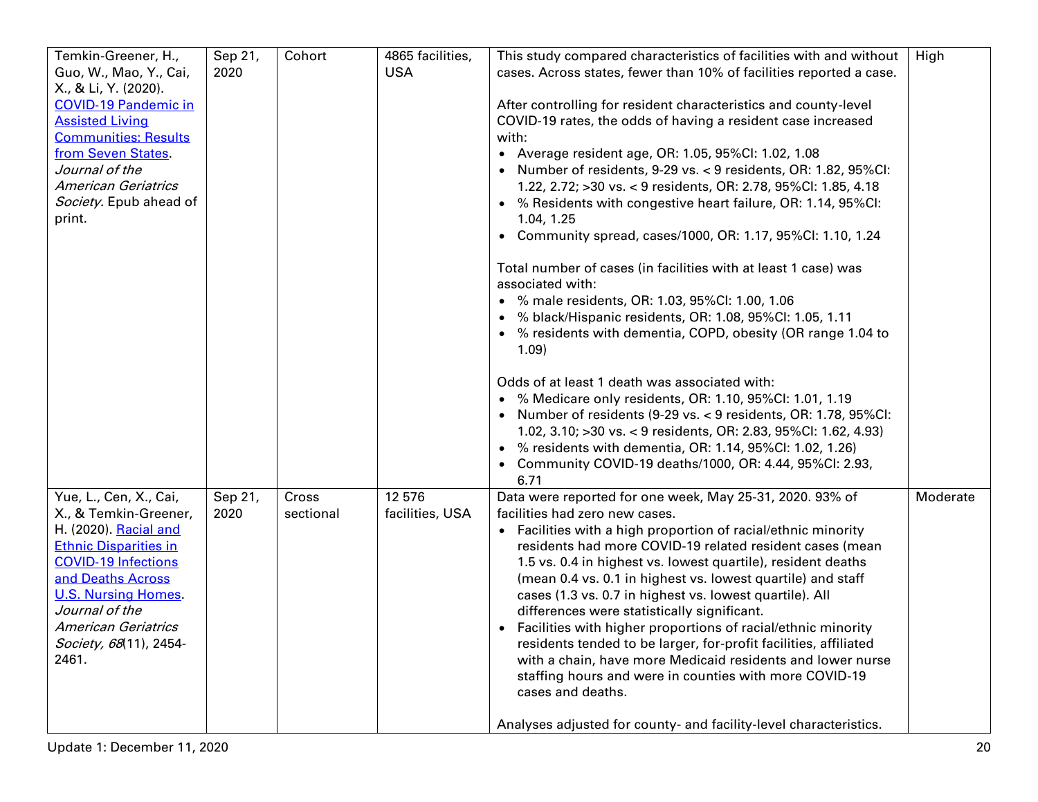| | | | | | |
|---|---|---|---|---|---|
| Temkin-Greener, H., Guo, W., Mao, Y., Cai, X., & Li, Y. (2020). [COVID-19 Pandemic in Assisted Living Communities: Results from Seven States](). *Journal of the American Geriatrics Society.* Epub ahead of print. | Sep 21, 2020 | Cohort | 4865 facilities, USA | This study compared characteristics of facilities with and without cases. Across states, fewer than 10% of facilities reported a case.<br><br>After controlling for resident characteristics and county-level COVID-19 rates, the odds of having a resident case increased with:<br>• Average resident age, OR: 1.05, 95%CI: 1.02, 1.08<br>• Number of residents, 9-29 vs. < 9 residents, OR: 1.82, 95%CI: 1.22, 2.72; >30 vs. < 9 residents, OR: 2.78, 95%CI: 1.85, 4.18<br>• % Residents with congestive heart failure, OR: 1.14, 95%CI: 1.04, 1.25<br>• Community spread, cases/1000, OR: 1.17, 95%CI: 1.10, 1.24<br><br>Total number of cases (in facilities with at least 1 case) was associated with:<br>• % male residents, OR: 1.03, 95%CI: 1.00, 1.06<br>• % black/Hispanic residents, OR: 1.08, 95%CI: 1.05, 1.11<br>• % residents with dementia, COPD, obesity (OR range 1.04 to 1.09)<br><br>Odds of at least 1 death was associated with:<br>• % Medicare only residents, OR: 1.10, 95%CI: 1.01, 1.19<br>• Number of residents (9-29 vs. < 9 residents, OR: 1.78, 95%CI: 1.02, 3.10; >30 vs. < 9 residents, OR: 2.83, 95%CI: 1.62, 4.93)<br>• % residents with dementia, OR: 1.14, 95%CI: 1.02, 1.26)<br>• Community COVID-19 deaths/1000, OR: 4.44, 95%CI: 2.93, 6.71 | High |
| Yue, L., Cen, X., Cai, X., & Temkin-Greener, H. (2020). [Racial and Ethnic Disparities in COVID-19 Infections and Deaths Across U.S. Nursing Homes](). *Journal of the American Geriatrics Society, 68*(11), 2454-2461. | Sep 21, 2020 | Cross sectional | 12 576 facilities, USA | Data were reported for one week, May 25-31, 2020. 93% of facilities had zero new cases.<br>• Facilities with a high proportion of racial/ethnic minority residents had more COVID-19 related resident cases (mean 1.5 vs. 0.4 in highest vs. lowest quartile), resident deaths (mean 0.4 vs. 0.1 in highest vs. lowest quartile) and staff cases (1.3 vs. 0.7 in highest vs. lowest quartile). All differences were statistically significant.<br>• Facilities with higher proportions of racial/ethnic minority residents tended to be larger, for-profit facilities, affiliated with a chain, have more Medicaid residents and lower nurse staffing hours and were in counties with more COVID-19 cases and deaths.<br><br>Analyses adjusted for county- and facility-level characteristics. | Moderate |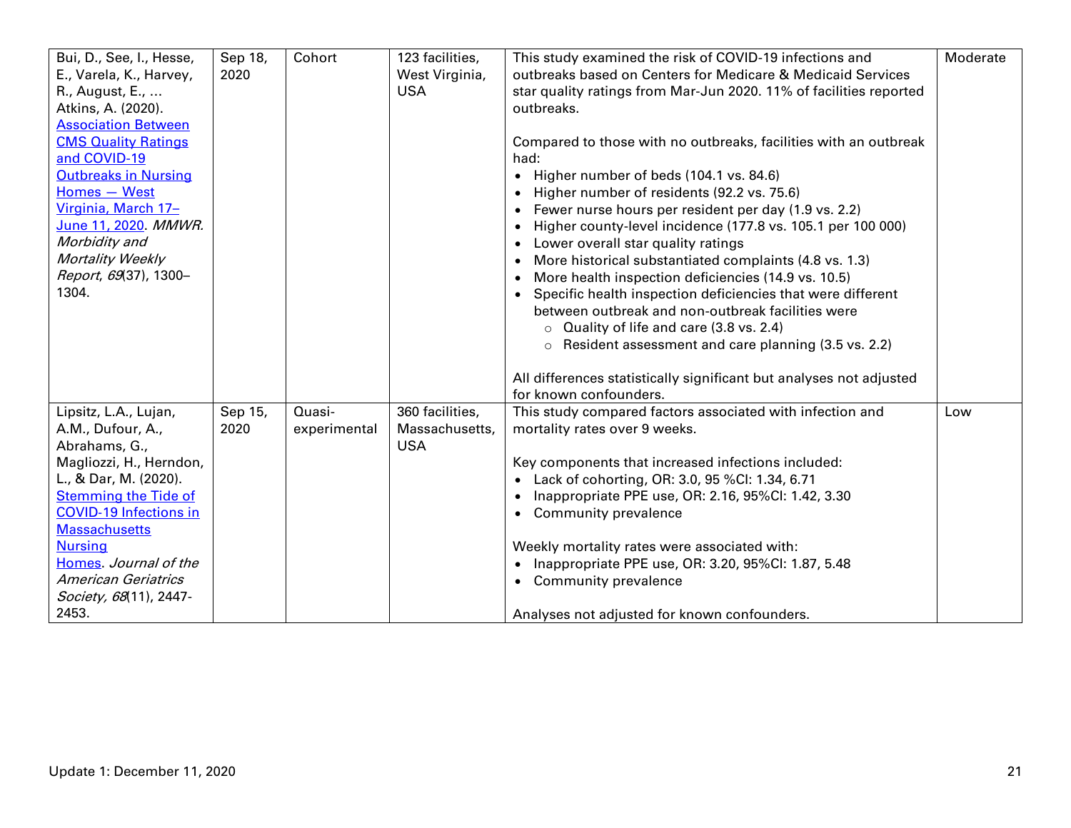| | | | | | |
|---|---|---|---|---|---|
| Bui, D., See, I., Hesse, E., Varela, K., Harvey, R., August, E., … Atkins, A. (2020). [Association Between CMS Quality Ratings and COVID-19 Outbreaks in Nursing Homes — West Virginia, March 17–June 11, 2020](). *MMWR. Morbidity and Mortality Weekly Report*, *69*(37), 1300–1304. | Sep 18, 2020 | Cohort | 123 facilities, West Virginia, USA | This study examined the risk of COVID-19 infections and outbreaks based on Centers for Medicare & Medicaid Services star quality ratings from Mar-Jun 2020. 11% of facilities reported outbreaks.<br><br>Compared to those with no outbreaks, facilities with an outbreak had:<br>• Higher number of beds (104.1 vs. 84.6)<br>• Higher number of residents (92.2 vs. 75.6)<br>• Fewer nurse hours per resident per day (1.9 vs. 2.2)<br>• Higher county-level incidence (177.8 vs. 105.1 per 100 000)<br>• Lower overall star quality ratings<br>• More historical substantiated complaints (4.8 vs. 1.3)<br>• More health inspection deficiencies (14.9 vs. 10.5)<br>• Specific health inspection deficiencies that were different between outbreak and non-outbreak facilities were<br>  ○ Quality of life and care (3.8 vs. 2.4)<br>  ○ Resident assessment and care planning (3.5 vs. 2.2)<br><br>All differences statistically significant but analyses not adjusted for known confounders. | Moderate |
| Lipsitz, L.A., Lujan, A.M., Dufour, A., Abrahams, G., Magliozzi, H., Herndon, L., & Dar, M. (2020). [Stemming the Tide of COVID-19 Infections in Massachusetts Nursing Homes](). *Journal of the American Geriatrics Society, 68*(11), 2447-2453. | Sep 15, 2020 | Quasi-experimental | 360 facilities, Massachusetts, USA | This study compared factors associated with infection and mortality rates over 9 weeks.<br><br>Key components that increased infections included:<br>• Lack of cohorting, OR: 3.0, 95 %CI: 1.34, 6.71<br>• Inappropriate PPE use, OR: 2.16, 95%CI: 1.42, 3.30<br>• Community prevalence<br><br>Weekly mortality rates were associated with:<br>• Inappropriate PPE use, OR: 3.20, 95%CI: 1.87, 5.48<br>• Community prevalence<br><br>Analyses not adjusted for known confounders. | Low |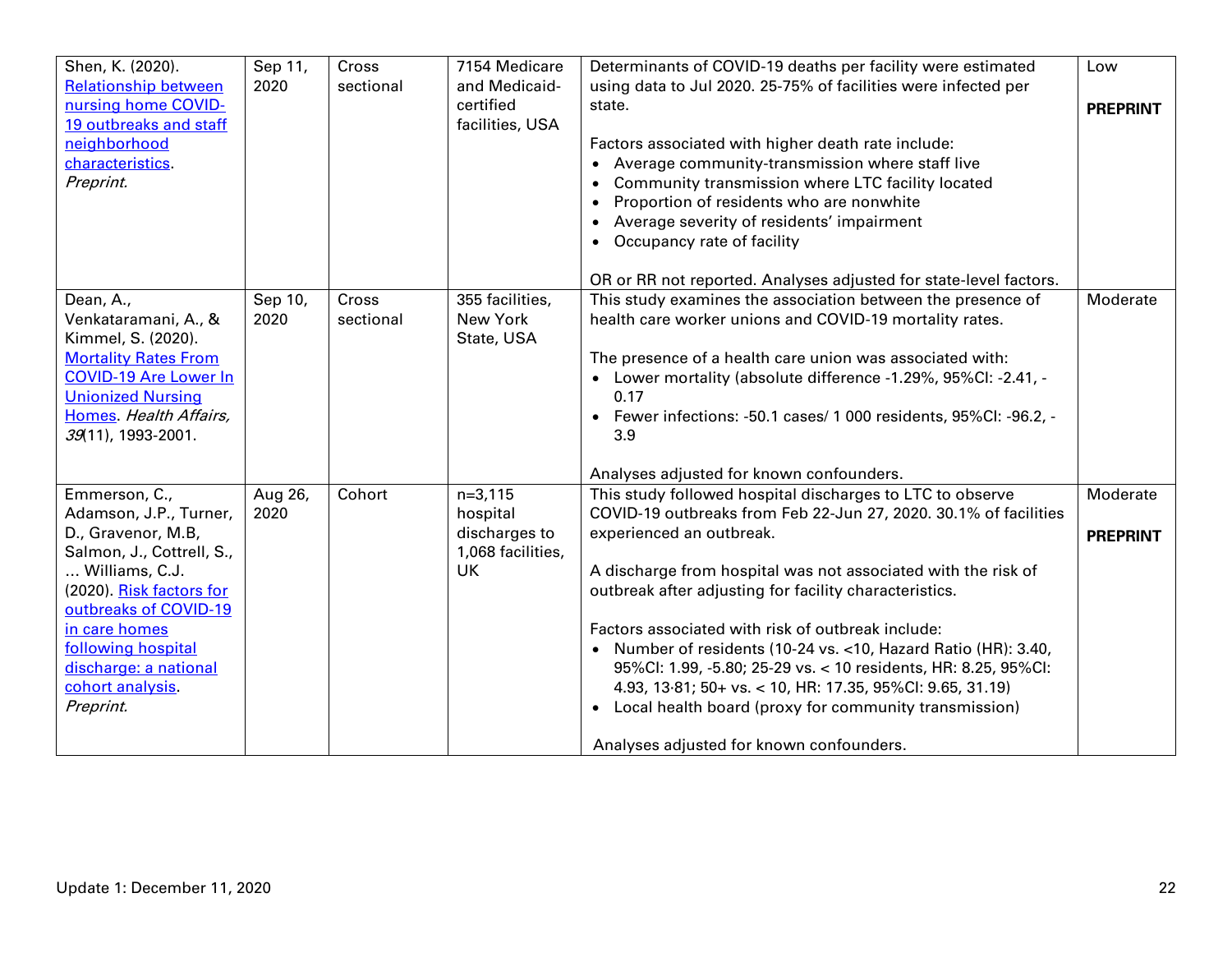| | | | | | |
|---|---|---|---|---|---|
| Shen, K. (2020). [Relationship between nursing home COVID-19 outbreaks and staff neighborhood characteristics](). *Preprint.* | Sep 11, 2020 | Cross sectional | 7154 Medicare and Medicaid-certified facilities, USA | Determinants of COVID-19 deaths per facility were estimated using data to Jul 2020. 25-75% of facilities were infected per state.<br><br>Factors associated with higher death rate include:<br>• Average community-transmission where staff live<br>• Community transmission where LTC facility located<br>• Proportion of residents who are nonwhite<br>• Average severity of residents' impairment<br>• Occupancy rate of facility<br><br>OR or RR not reported. Analyses adjusted for state-level factors. | Low<br><br>**PREPRINT** |
| Dean, A., Venkataramani, A., & Kimmel, S. (2020). [Mortality Rates From COVID-19 Are Lower In Unionized Nursing Homes](). *Health Affairs, 39*(11), 1993-2001. | Sep 10, 2020 | Cross sectional | 355 facilities, New York State, USA | This study examines the association between the presence of health care worker unions and COVID-19 mortality rates.<br><br>The presence of a health care union was associated with:<br>• Lower mortality (absolute difference -1.29%, 95%CI: -2.41, -0.17<br>• Fewer infections: -50.1 cases/ 1 000 residents, 95%CI: -96.2, -3.9<br><br>Analyses adjusted for known confounders. | Moderate |
| Emmerson, C., Adamson, J.P., Turner, D., Gravenor, M.B, Salmon, J., Cottrell, S., … Williams, C.J. (2020). [Risk factors for outbreaks of COVID-19 in care homes following hospital discharge: a national cohort analysis](). *Preprint.* | Aug 26, 2020 | Cohort | n=3,115 hospital discharges to 1,068 facilities, UK | This study followed hospital discharges to LTC to observe COVID-19 outbreaks from Feb 22-Jun 27, 2020. 30.1% of facilities experienced an outbreak.<br><br>A discharge from hospital was not associated with the risk of outbreak after adjusting for facility characteristics.<br><br>Factors associated with risk of outbreak include:<br>• Number of residents (10-24 vs. <10, Hazard Ratio (HR): 3.40, 95%CI: 1.99, -5.80; 25-29 vs. < 10 residents, HR: 8.25, 95%CI: 4.93, 13·81; 50+ vs. < 10, HR: 17.35, 95%CI: 9.65, 31.19)<br>• Local health board (proxy for community transmission)<br><br>Analyses adjusted for known confounders. | Moderate<br><br>**PREPRINT** |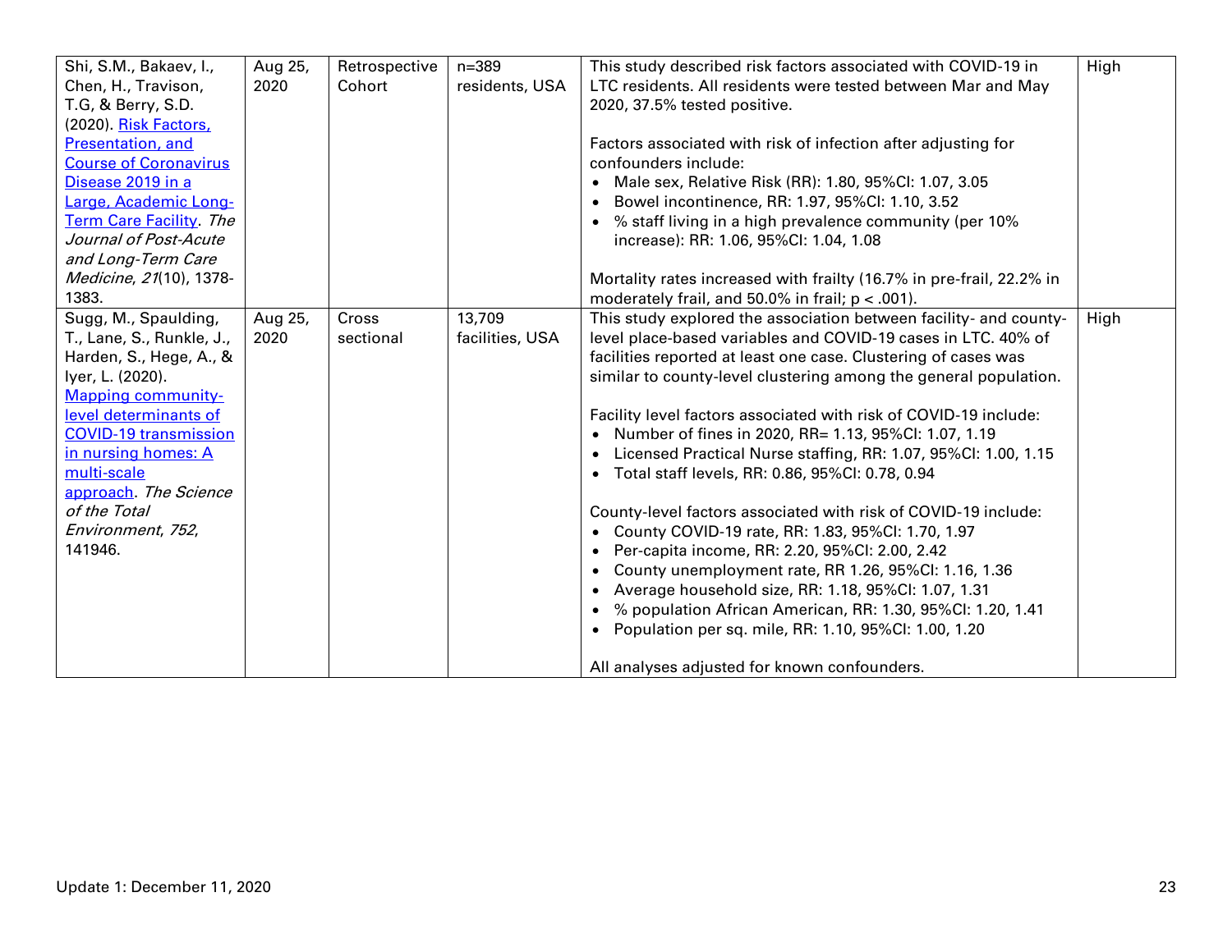| | | | | | |
|---|---|---|---|---|---|
| Shi, S.M., Bakaev, I., Chen, H., Travison, T.G, & Berry, S.D. (2020). [Risk Factors, Presentation, and Course of Coronavirus Disease 2019 in a Large, Academic Long-Term Care Facility](). *The Journal of Post-Acute and Long-Term Care Medicine, 21*(10), 1378-1383. | Aug 25, 2020 | Retrospective Cohort | n=389 residents, USA | This study described risk factors associated with COVID-19 in LTC residents. All residents were tested between Mar and May 2020, 37.5% tested positive.<br><br>Factors associated with risk of infection after adjusting for confounders include:<br>• Male sex, Relative Risk (RR): 1.80, 95%CI: 1.07, 3.05<br>• Bowel incontinence, RR: 1.97, 95%CI: 1.10, 3.52<br>• % staff living in a high prevalence community (per 10% increase): RR: 1.06, 95%CI: 1.04, 1.08<br><br>Mortality rates increased with frailty (16.7% in pre-frail, 22.2% in moderately frail, and 50.0% in frail; $p < .001$). | High |
| Sugg, M., Spaulding, T., Lane, S., Runkle, J., Harden, S., Hege, A., & Iyer, L. (2020). [Mapping community-level determinants of COVID-19 transmission in nursing homes: A multi-scale approach](). *The Science of the Total Environment, 752*, 141946. | Aug 25, 2020 | Cross sectional | 13,709 facilities, USA | This study explored the association between facility- and county-level place-based variables and COVID-19 cases in LTC. 40% of facilities reported at least one case. Clustering of cases was similar to county-level clustering among the general population.<br><br>Facility level factors associated with risk of COVID-19 include:<br>• Number of fines in 2020, RR= 1.13, 95%CI: 1.07, 1.19<br>• Licensed Practical Nurse staffing, RR: 1.07, 95%CI: 1.00, 1.15<br>• Total staff levels, RR: 0.86, 95%CI: 0.78, 0.94<br><br>County-level factors associated with risk of COVID-19 include:<br>• County COVID-19 rate, RR: 1.83, 95%CI: 1.70, 1.97<br>• Per-capita income, RR: 2.20, 95%CI: 2.00, 2.42<br>• County unemployment rate, RR 1.26, 95%CI: 1.16, 1.36<br>• Average household size, RR: 1.18, 95%CI: 1.07, 1.31<br>• % population African American, RR: 1.30, 95%CI: 1.20, 1.41<br>• Population per sq. mile, RR: 1.10, 95%CI: 1.00, 1.20<br><br>All analyses adjusted for known confounders. | High |

Update 1: December 11, 2020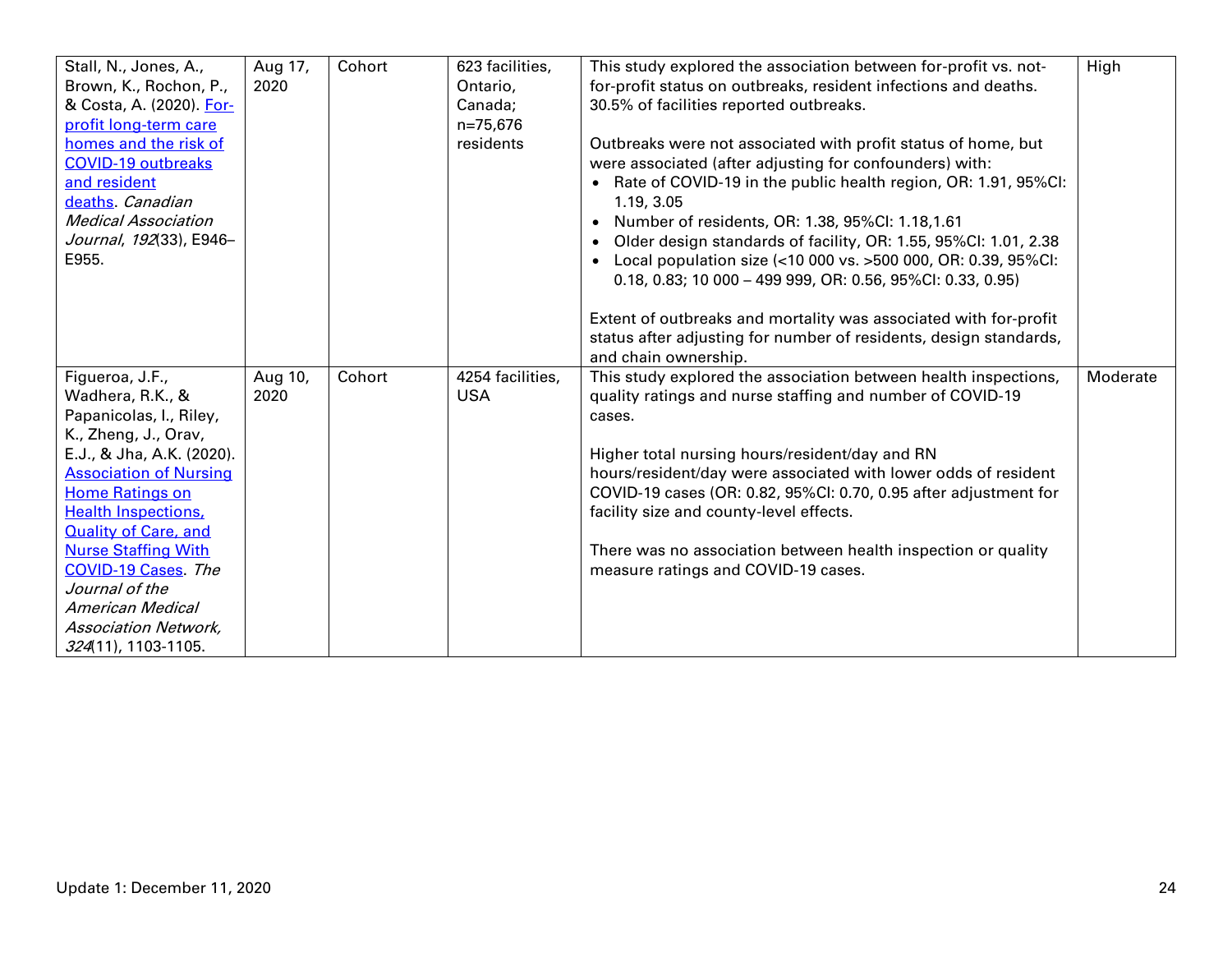| | | | | | |
|---|---|---|---|---|---|
| Stall, N., Jones, A., Brown, K., Rochon, P., & Costa, A. (2020). For-profit long-term care homes and the risk of COVID-19 outbreaks and resident deaths. *Canadian Medical Association Journal*, *192*(33), E946–E955. | Aug 17, 2020 | Cohort | 623 facilities, Ontario, Canada; n=75,676 residents | This study explored the association between for-profit vs. not-for-profit status on outbreaks, resident infections and deaths. 30.5% of facilities reported outbreaks.<br><br>Outbreaks were not associated with profit status of home, but were associated (after adjusting for confounders) with:<br>• Rate of COVID-19 in the public health region, OR: 1.91, 95%CI: 1.19, 3.05<br>• Number of residents, OR: 1.38, 95%CI: 1.18,1.61<br>• Older design standards of facility, OR: 1.55, 95%CI: 1.01, 2.38<br>• Local population size (<10 000 vs. >500 000, OR: 0.39, 95%CI: 0.18, 0.83; 10 000 – 499 999, OR: 0.56, 95%CI: 0.33, 0.95)<br><br>Extent of outbreaks and mortality was associated with for-profit status after adjusting for number of residents, design standards, and chain ownership. | High |
| Figueroa, J.F., Wadhera, R.K., & Papanicolas, I., Riley, K., Zheng, J., Orav, E.J., & Jha, A.K. (2020). Association of Nursing Home Ratings on Health Inspections, Quality of Care, and Nurse Staffing With COVID-19 Cases. *The Journal of the American Medical Association Network, 324*(11), 1103-1105. | Aug 10, 2020 | Cohort | 4254 facilities, USA | This study explored the association between health inspections, quality ratings and nurse staffing and number of COVID-19 cases.<br><br>Higher total nursing hours/resident/day and RN hours/resident/day were associated with lower odds of resident COVID-19 cases (OR: 0.82, 95%CI: 0.70, 0.95 after adjustment for facility size and county-level effects.<br><br>There was no association between health inspection or quality measure ratings and COVID-19 cases. | Moderate |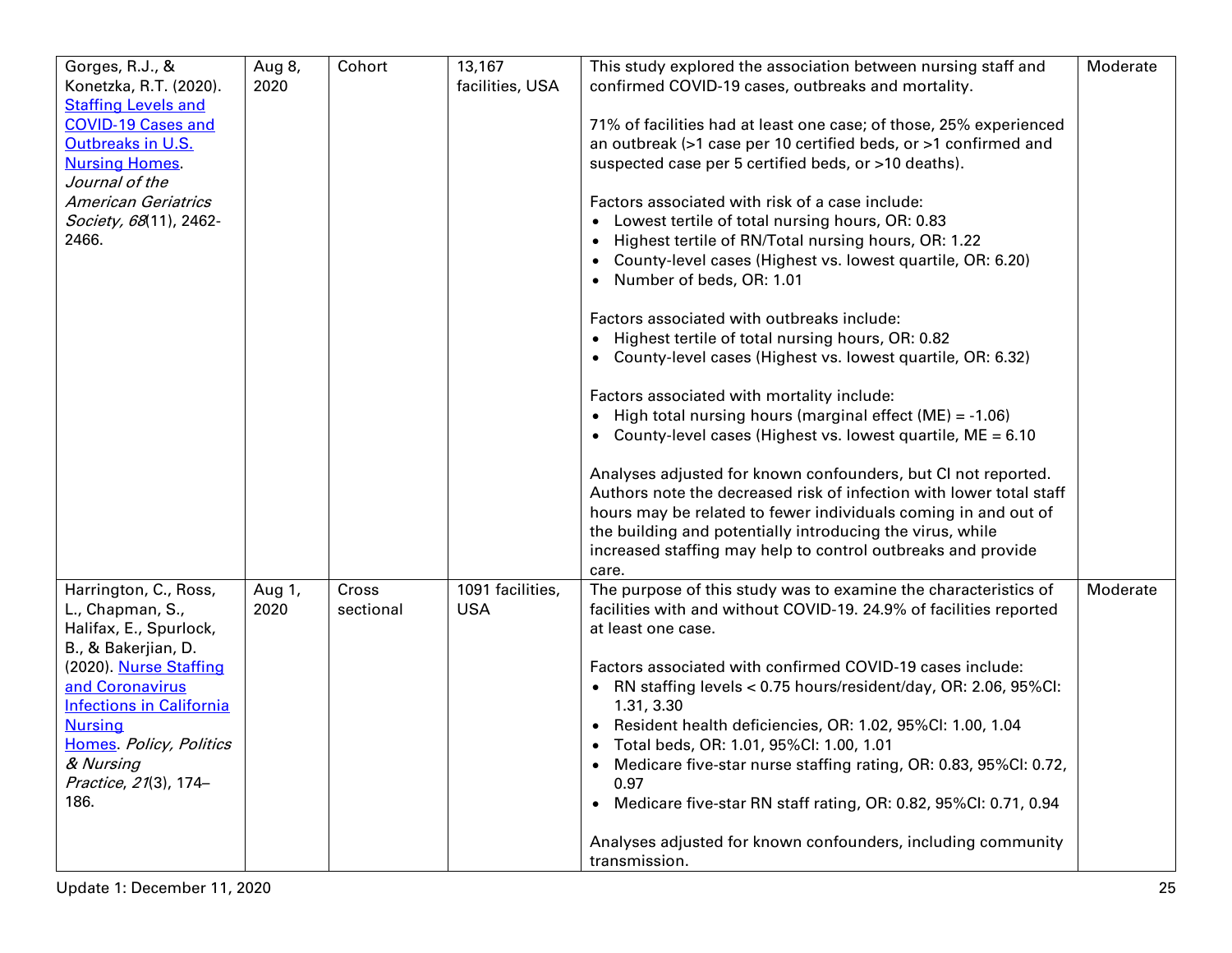| | | | | | |
|---|---|---|---|---|---|
| Gorges, R.J., & Konetzka, R.T. (2020). Staffing Levels and COVID-19 Cases and Outbreaks in U.S. Nursing Homes. *Journal of the American Geriatrics Society, 68*(11), 2462-2466. | Aug 8, 2020 | Cohort | 13,167 facilities, USA | This study explored the association between nursing staff and confirmed COVID-19 cases, outbreaks and mortality.<br><br>71% of facilities had at least one case; of those, 25% experienced an outbreak (>1 case per 10 certified beds, or >1 confirmed and suspected case per 5 certified beds, or >10 deaths).<br><br>Factors associated with risk of a case include:<br>• Lowest tertile of total nursing hours, OR: 0.83<br>• Highest tertile of RN/Total nursing hours, OR: 1.22<br>• County-level cases (Highest vs. lowest quartile, OR: 6.20)<br>• Number of beds, OR: 1.01<br><br>Factors associated with outbreaks include:<br>• Highest tertile of total nursing hours, OR: 0.82<br>• County-level cases (Highest vs. lowest quartile, OR: 6.32)<br><br>Factors associated with mortality include:<br>• High total nursing hours (marginal effect (ME) = -1.06)<br>• County-level cases (Highest vs. lowest quartile, ME = 6.10<br><br>Analyses adjusted for known confounders, but CI not reported. Authors note the decreased risk of infection with lower total staff hours may be related to fewer individuals coming in and out of the building and potentially introducing the virus, while increased staffing may help to control outbreaks and provide care. | Moderate |
| Harrington, C., Ross, L., Chapman, S., Halifax, E., Spurlock, B., & Bakerjian, D. (2020). Nurse Staffing and Coronavirus Infections in California Nursing Homes. *Policy, Politics & Nursing Practice*, *21*(3), 174–186. | Aug 1, 2020 | Cross sectional | 1091 facilities, USA | The purpose of this study was to examine the characteristics of facilities with and without COVID-19. 24.9% of facilities reported at least one case.<br><br>Factors associated with confirmed COVID-19 cases include:<br>• RN staffing levels < 0.75 hours/resident/day, OR: 2.06, 95%CI: 1.31, 3.30<br>• Resident health deficiencies, OR: 1.02, 95%CI: 1.00, 1.04<br>• Total beds, OR: 1.01, 95%CI: 1.00, 1.01<br>• Medicare five-star nurse staffing rating, OR: 0.83, 95%CI: 0.72, 0.97<br>• Medicare five-star RN staff rating, OR: 0.82, 95%CI: 0.71, 0.94<br><br>Analyses adjusted for known confounders, including community transmission. | Moderate |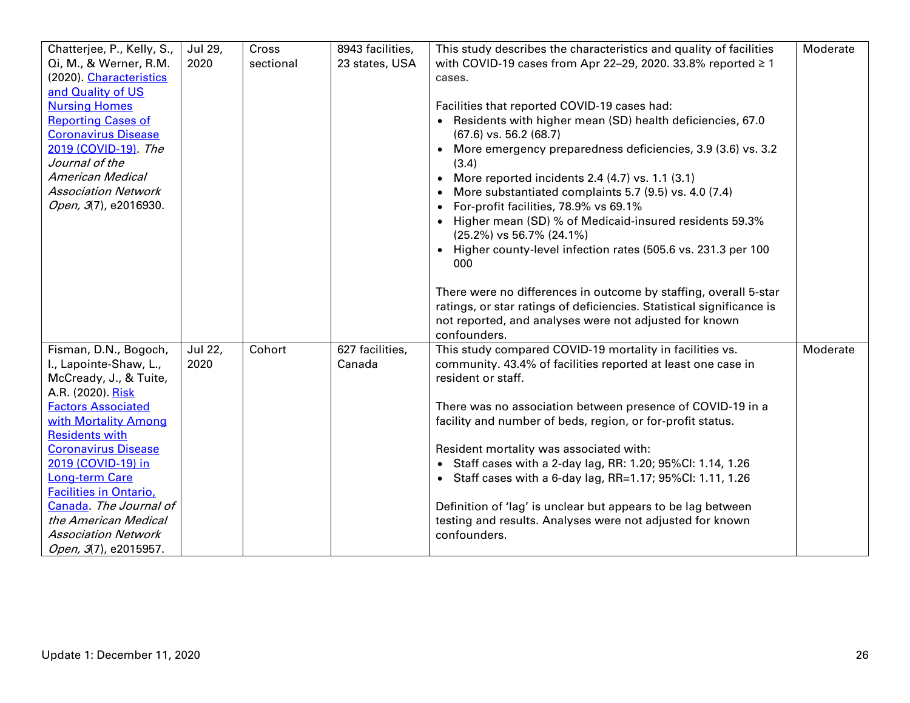| | | | | | |
|---|---|---|---|---|---|
| Chatterjee, P., Kelly, S., Qi, M., & Werner, R.M. (2020). [Characteristics and Quality of US Nursing Homes Reporting Cases of Coronavirus Disease 2019 (COVID-19)](). *The Journal of the American Medical Association Network Open, 3*(7), e2016930. | Jul 29, 2020 | Cross sectional | 8943 facilities, 23 states, USA | This study describes the characteristics and quality of facilities with COVID-19 cases from Apr 22–29, 2020. 33.8% reported ≥ 1 cases.<br><br>Facilities that reported COVID-19 cases had:<br>• Residents with higher mean (SD) health deficiencies, 67.0 (67.6) vs. 56.2 (68.7)<br>• More emergency preparedness deficiencies, 3.9 (3.6) vs. 3.2 (3.4)<br>• More reported incidents 2.4 (4.7) vs. 1.1 (3.1)<br>• More substantiated complaints 5.7 (9.5) vs. 4.0 (7.4)<br>• For-profit facilities, 78.9% vs 69.1%<br>• Higher mean (SD) % of Medicaid-insured residents 59.3% (25.2%) vs 56.7% (24.1%)<br>• Higher county-level infection rates (505.6 vs. 231.3 per 100 000<br><br>There were no differences in outcome by staffing, overall 5-star ratings, or star ratings of deficiencies. Statistical significance is not reported, and analyses were not adjusted for known confounders. | Moderate |
| Fisman, D.N., Bogoch, I., Lapointe-Shaw, L., McCready, J., & Tuite, A.R. (2020). [Risk Factors Associated with Mortality Among Residents with Coronavirus Disease 2019 (COVID-19) in Long-term Care Facilities in Ontario, Canada](). *The Journal of the American Medical Association Network Open, 3*(7), e2015957. | Jul 22, 2020 | Cohort | 627 facilities, Canada | This study compared COVID-19 mortality in facilities vs. community. 43.4% of facilities reported at least one case in resident or staff.<br><br>There was no association between presence of COVID-19 in a facility and number of beds, region, or for-profit status.<br><br>Resident mortality was associated with:<br>• Staff cases with a 2-day lag, RR: 1.20; 95%CI: 1.14, 1.26<br>• Staff cases with a 6-day lag, RR=1.17; 95%CI: 1.11, 1.26<br><br>Definition of 'lag' is unclear but appears to be lag between testing and results. Analyses were not adjusted for known confounders. | Moderate |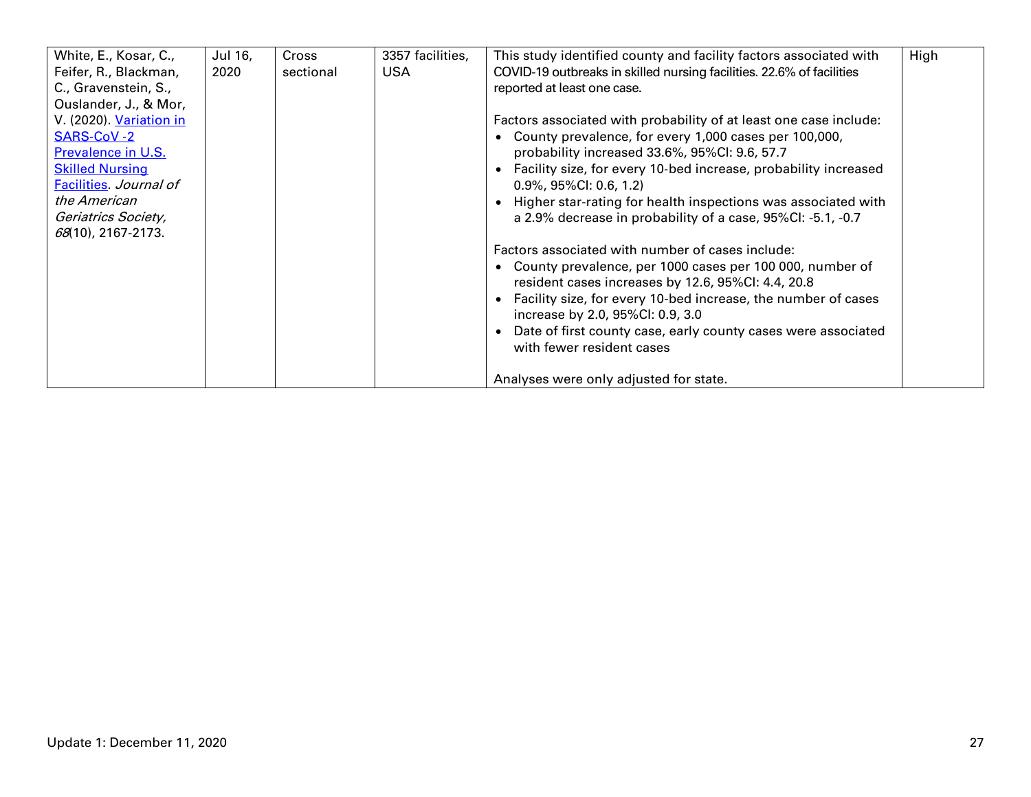| | | | | | |
|---|---|---|---|---|---|
| White, E., Kosar, C., Feifer, R., Blackman, C., Gravenstein, S., Ouslander, J., & Mor, V. (2020). [Variation in SARS-CoV -2 Prevalence in U.S. Skilled Nursing Facilities](). *Journal of the American Geriatrics Society, 68*(10), 2167-2173. | Jul 16, 2020 | Cross sectional | 3357 facilities, USA | This study identified county and facility factors associated with COVID-19 outbreaks in skilled nursing facilities. 22.6% of facilities reported at least one case.<br><br>Factors associated with probability of at least one case include:<br>• County prevalence, for every 1,000 cases per 100,000, probability increased 33.6%, 95%CI: 9.6, 57.7<br>• Facility size, for every 10-bed increase, probability increased 0.9%, 95%CI: 0.6, 1.2)<br>• Higher star-rating for health inspections was associated with a 2.9% decrease in probability of a case, 95%CI: -5.1, -0.7<br><br>Factors associated with number of cases include:<br>• County prevalence, per 1000 cases per 100 000, number of resident cases increases by 12.6, 95%CI: 4.4, 20.8<br>• Facility size, for every 10-bed increase, the number of cases increase by 2.0, 95%CI: 0.9, 3.0<br>• Date of first county case, early county cases were associated with fewer resident cases<br><br>Analyses were only adjusted for state. | High |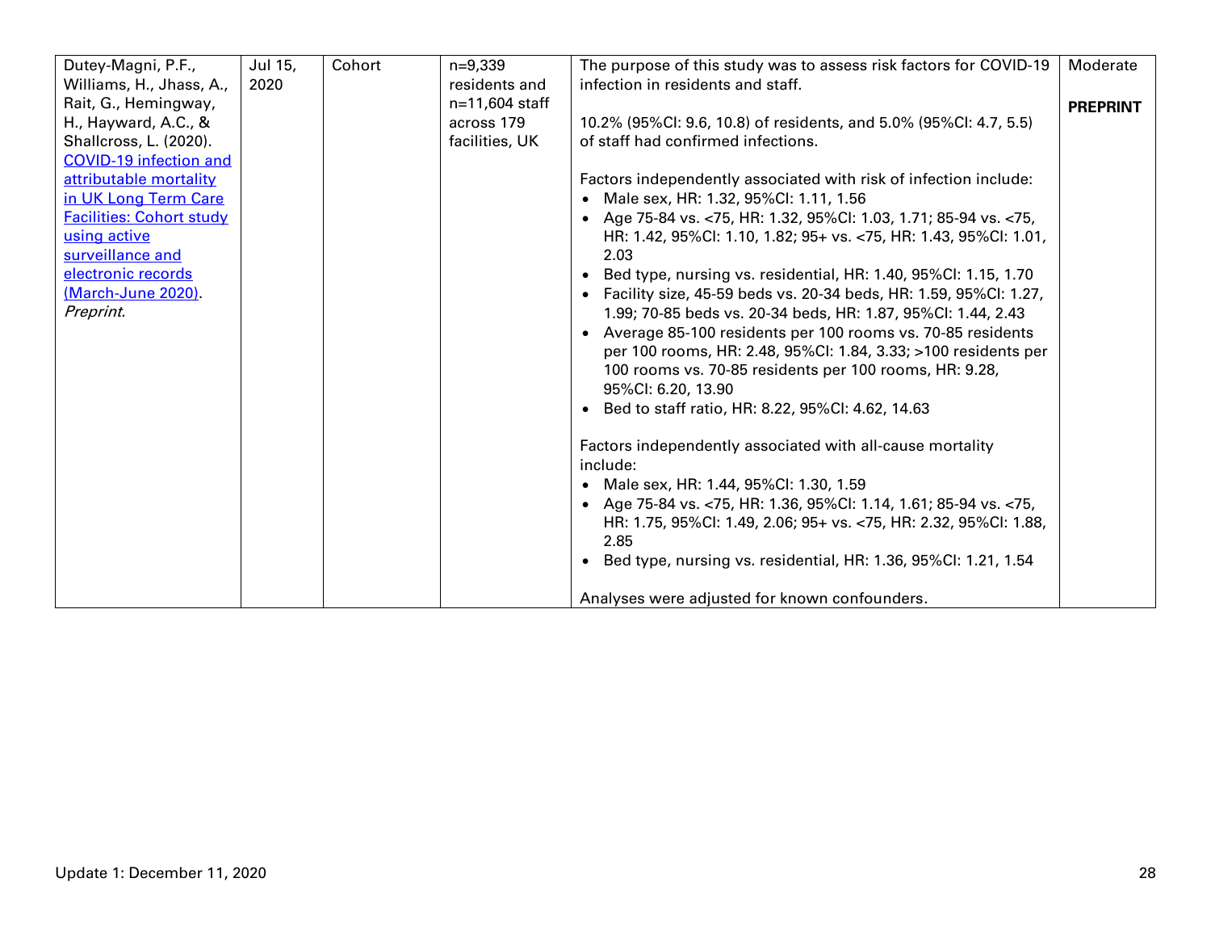| | | | | | |
|---|---|---|---|---|---|
| Dutey-Magni, P.F., Williams, H., Jhass, A., Rait, G., Hemingway, H., Hayward, A.C., & Shallcross, L. (2020). [COVID-19 infection and attributable mortality in UK Long Term Care Facilities: Cohort study using active surveillance and electronic records (March-June 2020)](). *Preprint.* | Jul 15, 2020 | Cohort | n=9,339 residents and n=11,604 staff across 179 facilities, UK | The purpose of this study was to assess risk factors for COVID-19 infection in residents and staff.<br><br>10.2% (95%CI: 9.6, 10.8) of residents, and 5.0% (95%CI: 4.7, 5.5) of staff had confirmed infections.<br><br>Factors independently associated with risk of infection include:<br>• Male sex, HR: 1.32, 95%CI: 1.11, 1.56<br>• Age 75-84 vs. <75, HR: 1.32, 95%CI: 1.03, 1.71; 85-94 vs. <75, HR: 1.42, 95%CI: 1.10, 1.82; 95+ vs. <75, HR: 1.43, 95%CI: 1.01, 2.03<br>• Bed type, nursing vs. residential, HR: 1.40, 95%CI: 1.15, 1.70<br>• Facility size, 45-59 beds vs. 20-34 beds, HR: 1.59, 95%CI: 1.27, 1.99; 70-85 beds vs. 20-34 beds, HR: 1.87, 95%CI: 1.44, 2.43<br>• Average 85-100 residents per 100 rooms vs. 70-85 residents per 100 rooms, HR: 2.48, 95%CI: 1.84, 3.33; >100 residents per 100 rooms vs. 70-85 residents per 100 rooms, HR: 9.28, 95%CI: 6.20, 13.90<br>• Bed to staff ratio, HR: 8.22, 95%CI: 4.62, 14.63<br><br>Factors independently associated with all-cause mortality include:<br>• Male sex, HR: 1.44, 95%CI: 1.30, 1.59<br>• Age 75-84 vs. <75, HR: 1.36, 95%CI: 1.14, 1.61; 85-94 vs. <75, HR: 1.75, 95%CI: 1.49, 2.06; 95+ vs. <75, HR: 2.32, 95%CI: 1.88, 2.85<br>• Bed type, nursing vs. residential, HR: 1.36, 95%CI: 1.21, 1.54<br><br>Analyses were adjusted for known confounders. | Moderate<br><br>**PREPRINT** |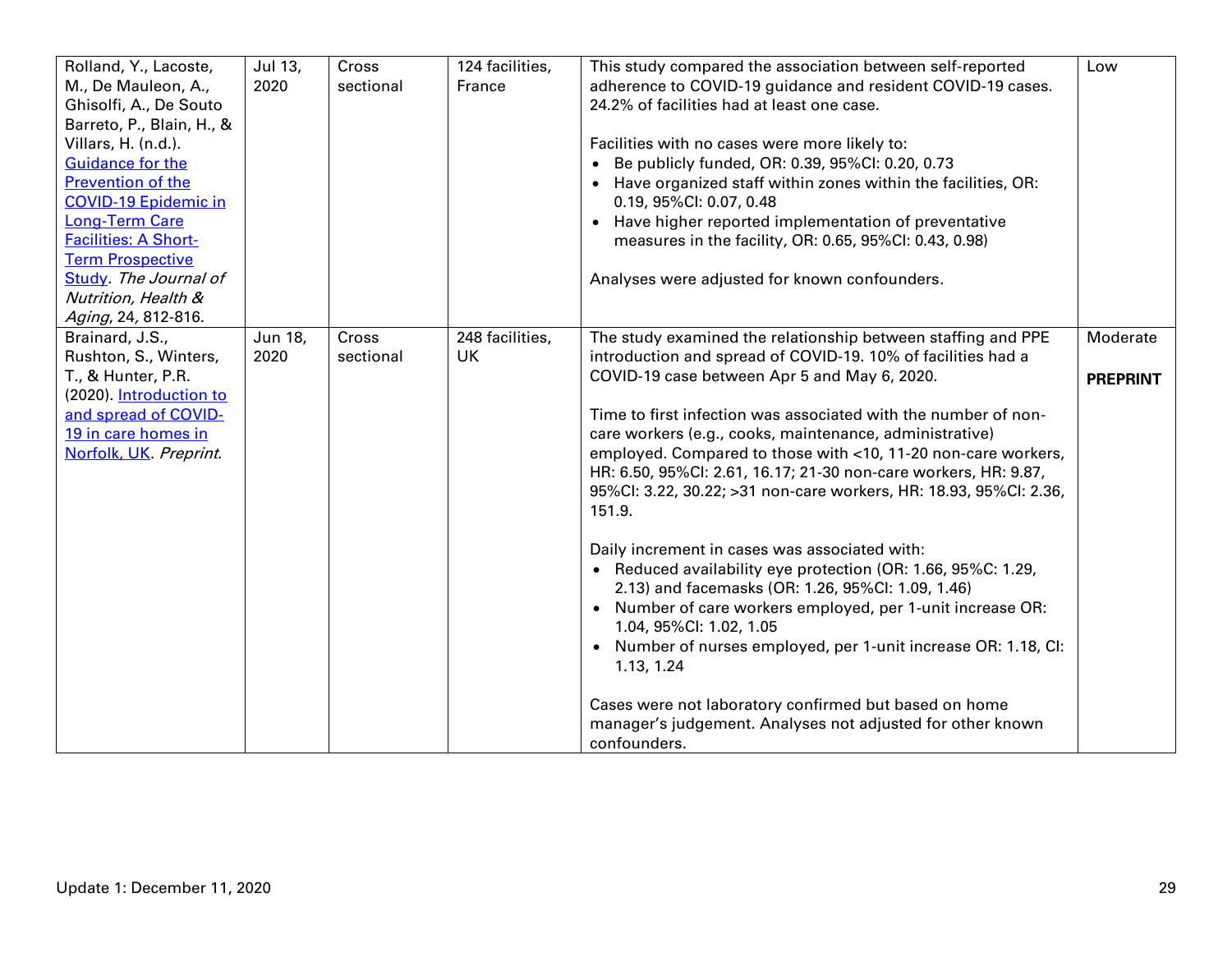| | | | | | |
|---|---|---|---|---|---|
| Rolland, Y., Lacoste, M., De Mauleon, A., Ghisolfi, A., De Souto Barreto, P., Blain, H., & Villars, H. (n.d.). Guidance for the Prevention of the COVID-19 Epidemic in Long-Term Care Facilities: A Short-Term Prospective Study. *The Journal of Nutrition, Health & Aging*, 24, 812-816. | Jul 13, 2020 | Cross sectional | 124 facilities, France | This study compared the association between self-reported adherence to COVID-19 guidance and resident COVID-19 cases. 24.2% of facilities had at least one case.<br><br>Facilities with no cases were more likely to:<br>• Be publicly funded, OR: 0.39, 95%CI: 0.20, 0.73<br>• Have organized staff within zones within the facilities, OR: 0.19, 95%CI: 0.07, 0.48<br>• Have higher reported implementation of preventative measures in the facility, OR: 0.65, 95%CI: 0.43, 0.98)<br><br>Analyses were adjusted for known confounders. | Low |
| Brainard, J.S., Rushton, S., Winters, T., & Hunter, P.R. (2020). Introduction to and spread of COVID-19 in care homes in Norfolk, UK. *Preprint.* | Jun 18, 2020 | Cross sectional | 248 facilities, UK | The study examined the relationship between staffing and PPE introduction and spread of COVID-19. 10% of facilities had a COVID-19 case between Apr 5 and May 6, 2020.<br><br>Time to first infection was associated with the number of non-care workers (e.g., cooks, maintenance, administrative) employed. Compared to those with <10, 11-20 non-care workers, HR: 6.50, 95%CI: 2.61, 16.17; 21-30 non-care workers, HR: 9.87, 95%CI: 3.22, 30.22; >31 non-care workers, HR: 18.93, 95%CI: 2.36, 151.9.<br><br>Daily increment in cases was associated with:<br>• Reduced availability eye protection (OR: 1.66, 95%C: 1.29, 2.13) and facemasks (OR: 1.26, 95%CI: 1.09, 1.46)<br>• Number of care workers employed, per 1-unit increase OR: 1.04, 95%CI: 1.02, 1.05<br>• Number of nurses employed, per 1-unit increase OR: 1.18, CI: 1.13, 1.24<br><br>Cases were not laboratory confirmed but based on home manager's judgement. Analyses not adjusted for other known confounders. | Moderate<br><br>**PREPRINT** |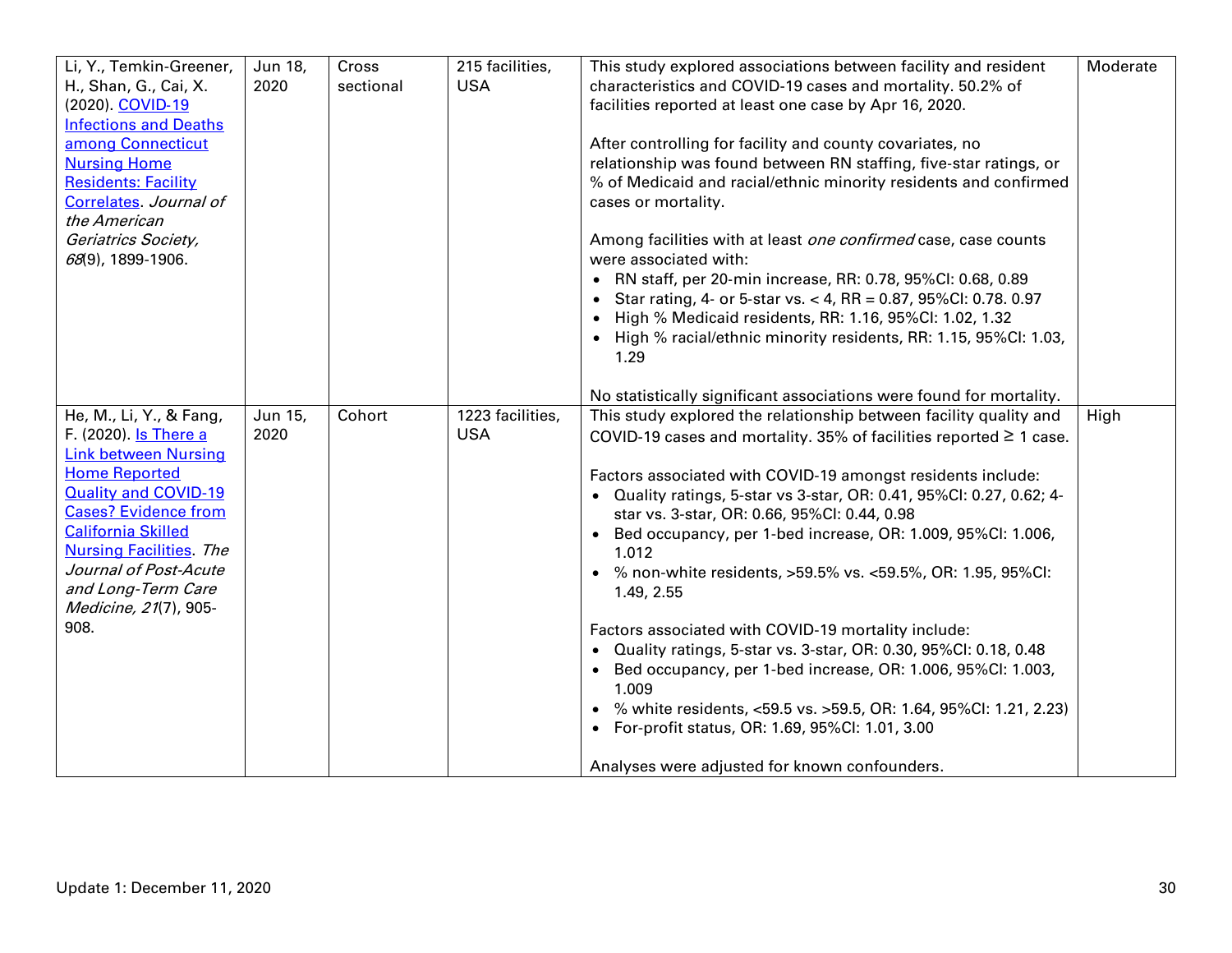| | | | | | |
|---|---|---|---|---|---|
| Li, Y., Temkin-Greener, H., Shan, G., Cai, X. (2020). [COVID-19 Infections and Deaths among Connecticut Nursing Home Residents: Facility Correlates](). *Journal of the American Geriatrics Society, 68*(9), 1899-1906. | Jun 18, 2020 | Cross sectional | 215 facilities, USA | This study explored associations between facility and resident characteristics and COVID-19 cases and mortality. 50.2% of facilities reported at least one case by Apr 16, 2020.<br><br>After controlling for facility and county covariates, no relationship was found between RN staffing, five-star ratings, or % of Medicaid and racial/ethnic minority residents and confirmed cases or mortality.<br><br>Among facilities with at least *one confirmed* case, case counts were associated with:<br>• RN staff, per 20-min increase, RR: 0.78, 95%CI: 0.68, 0.89<br>• Star rating, 4- or 5-star vs. < 4, RR = 0.87, 95%CI: 0.78. 0.97<br>• High % Medicaid residents, RR: 1.16, 95%CI: 1.02, 1.32<br>• High % racial/ethnic minority residents, RR: 1.15, 95%CI: 1.03, 1.29<br><br>No statistically significant associations were found for mortality. | Moderate |
| He, M., Li, Y., & Fang, F. (2020). [Is There a Link between Nursing Home Reported Quality and COVID-19 Cases? Evidence from California Skilled Nursing Facilities](). *The Journal of Post-Acute and Long-Term Care Medicine, 21*(7), 905-908. | Jun 15, 2020 | Cohort | 1223 facilities, USA | This study explored the relationship between facility quality and COVID-19 cases and mortality. 35% of facilities reported ≥ 1 case.<br><br>Factors associated with COVID-19 amongst residents include:<br>• Quality ratings, 5-star vs 3-star, OR: 0.41, 95%CI: 0.27, 0.62; 4-star vs. 3-star, OR: 0.66, 95%CI: 0.44, 0.98<br>• Bed occupancy, per 1-bed increase, OR: 1.009, 95%CI: 1.006, 1.012<br>• % non-white residents, >59.5% vs. <59.5%, OR: 1.95, 95%CI: 1.49, 2.55<br><br>Factors associated with COVID-19 mortality include:<br>• Quality ratings, 5-star vs. 3-star, OR: 0.30, 95%CI: 0.18, 0.48<br>• Bed occupancy, per 1-bed increase, OR: 1.006, 95%CI: 1.003, 1.009<br>• % white residents, <59.5 vs. >59.5, OR: 1.64, 95%CI: 1.21, 2.23)<br>• For-profit status, OR: 1.69, 95%CI: 1.01, 3.00<br><br>Analyses were adjusted for known confounders. | High |

Update 1: December 11, 2020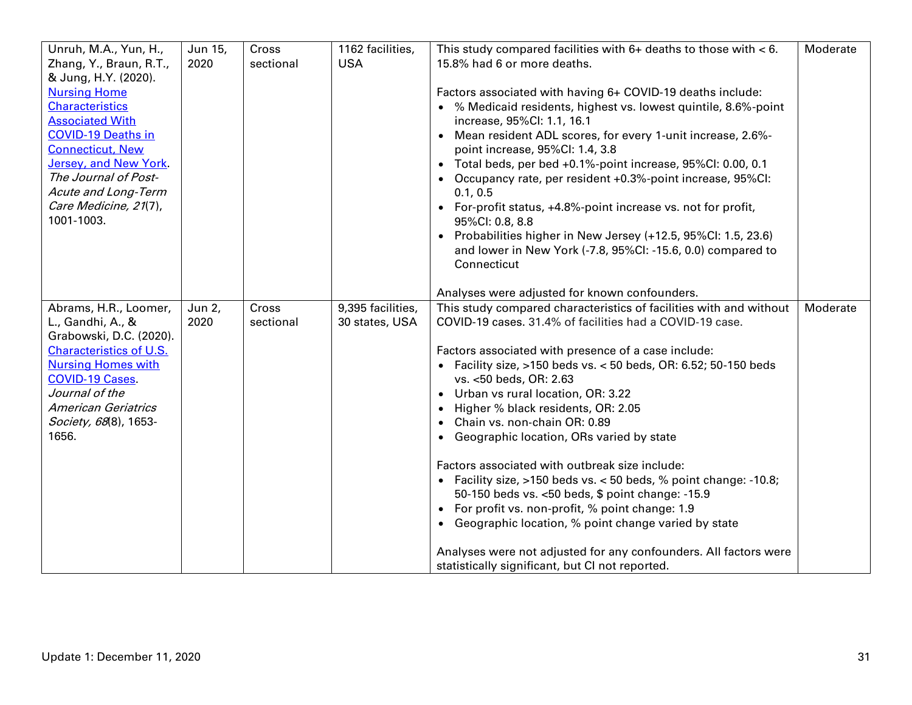| | | | | | |
|---|---|---|---|---|---|
| Unruh, M.A., Yun, H., Zhang, Y., Braun, R.T., & Jung, H.Y. (2020). [Nursing Home Characteristics Associated With COVID-19 Deaths in Connecticut, New Jersey, and New York](). *The Journal of Post-Acute and Long-Term Care Medicine, 21*(7), 1001-1003. | Jun 15, 2020 | Cross sectional | 1162 facilities, USA | This study compared facilities with 6+ deaths to those with < 6. 15.8% had 6 or more deaths.<br><br>Factors associated with having 6+ COVID-19 deaths include:<br>• % Medicaid residents, highest vs. lowest quintile, 8.6%-point increase, 95%CI: 1.1, 16.1<br>• Mean resident ADL scores, for every 1-unit increase, 2.6%-point increase, 95%CI: 1.4, 3.8<br>• Total beds, per bed +0.1%-point increase, 95%CI: 0.00, 0.1<br>• Occupancy rate, per resident +0.3%-point increase, 95%CI: 0.1, 0.5<br>• For-profit status, +4.8%-point increase vs. not for profit, 95%CI: 0.8, 8.8<br>• Probabilities higher in New Jersey (+12.5, 95%CI: 1.5, 23.6) and lower in New York (-7.8, 95%CI: -15.6, 0.0) compared to Connecticut<br><br>Analyses were adjusted for known confounders. | Moderate |
| Abrams, H.R., Loomer, L., Gandhi, A., & Grabowski, D.C. (2020). [Characteristics of U.S. Nursing Homes with COVID-19 Cases](). *Journal of the American Geriatrics Society, 68*(8), 1653-1656. | Jun 2, 2020 | Cross sectional | 9,395 facilities, 30 states, USA | This study compared characteristics of facilities with and without COVID-19 cases. 31.4% of facilities had a COVID-19 case.<br><br>Factors associated with presence of a case include:<br>• Facility size, >150 beds vs. < 50 beds, OR: 6.52; 50-150 beds vs. <50 beds, OR: 2.63<br>• Urban vs rural location, OR: 3.22<br>• Higher % black residents, OR: 2.05<br>• Chain vs. non-chain OR: 0.89<br>• Geographic location, ORs varied by state<br><br>Factors associated with outbreak size include:<br>• Facility size, >150 beds vs. < 50 beds, % point change: -10.8; 50-150 beds vs. <50 beds, $ point change: -15.9<br>• For profit vs. non-profit, % point change: 1.9<br>• Geographic location, % point change varied by state<br><br>Analyses were not adjusted for any confounders. All factors were statistically significant, but CI not reported. | Moderate |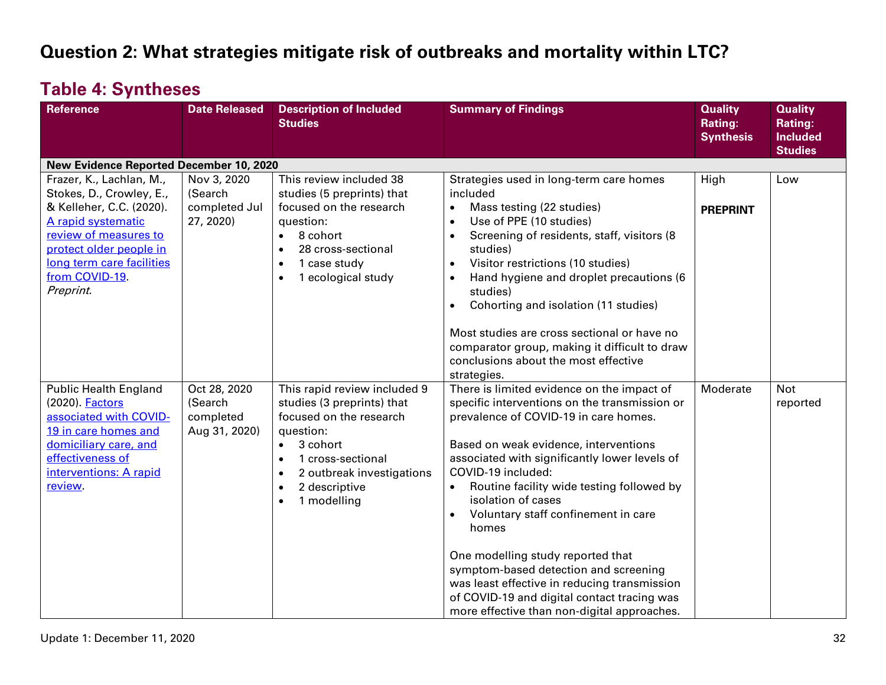## Question 2: What strategies mitigate risk of outbreaks and mortality within LTC?

### Table 4: Syntheses

| Reference | Date Released | Description of Included Studies | Summary of Findings | Quality Rating: Synthesis | Quality Rating: Included Studies |
|---|---|---|---|---|---|
| **New Evidence Reported December 10, 2020** | | | | | |
| Frazer, K., Lachlan, M., Stokes, D., Crowley, E., & Kelleher, C.C. (2020). [A rapid systematic review of measures to protect older people in long term care facilities from COVID-19](). *Preprint.* | Nov 3, 2020 (Search completed Jul 27, 2020) | This review included 38 studies (5 preprints) that focused on the research question:<br>• 8 cohort<br>• 28 cross-sectional<br>• 1 case study<br>• 1 ecological study | Strategies used in long-term care homes included<br>• Mass testing (22 studies)<br>• Use of PPE (10 studies)<br>• Screening of residents, staff, visitors (8 studies)<br>• Visitor restrictions (10 studies)<br>• Hand hygiene and droplet precautions (6 studies)<br>• Cohorting and isolation (11 studies)<br><br>Most studies are cross sectional or have no comparator group, making it difficult to draw conclusions about the most effective strategies. | High<br><br>**PREPRINT** | Low |
| Public Health England (2020). [Factors associated with COVID-19 in care homes and domiciliary care, and effectiveness of interventions: A rapid review](). | Oct 28, 2020 (Search completed Aug 31, 2020) | This rapid review included 9 studies (3 preprints) that focused on the research question:<br>• 3 cohort<br>• 1 cross-sectional<br>• 2 outbreak investigations<br>• 2 descriptive<br>• 1 modelling | There is limited evidence on the impact of specific interventions on the transmission or prevalence of COVID-19 in care homes.<br><br>Based on weak evidence, interventions associated with significantly lower levels of COVID-19 included:<br>• Routine facility wide testing followed by isolation of cases<br>• Voluntary staff confinement in care homes<br><br>One modelling study reported that symptom-based detection and screening was least effective in reducing transmission of COVID-19 and digital contact tracing was more effective than non-digital approaches. | Moderate | Not reported |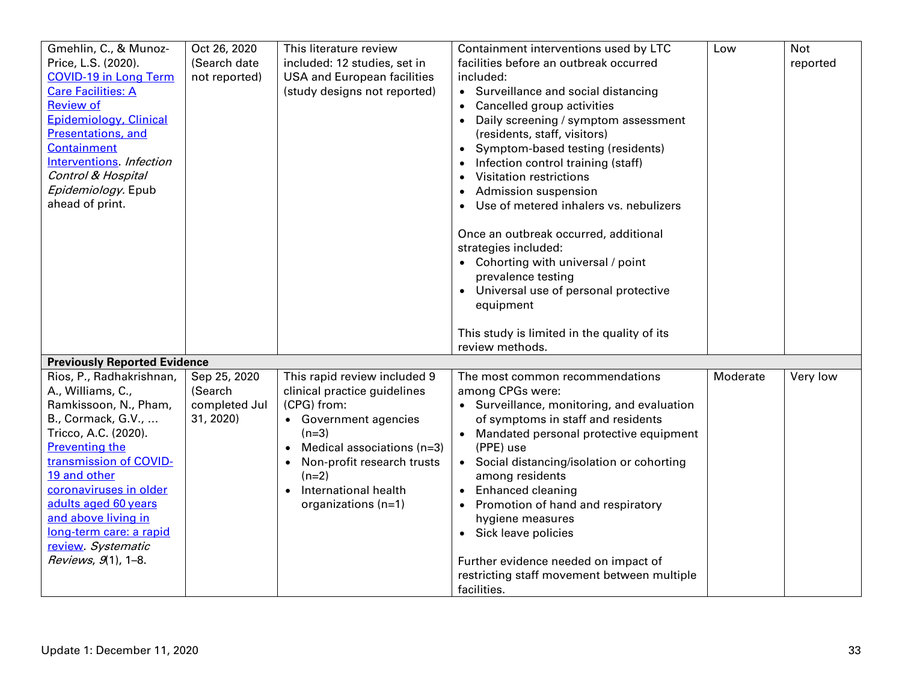| | | | | | |
|---|---|---|---|---|---|
| Gmehlin, C., & Munoz-Price, L.S. (2020). [COVID-19 in Long Term Care Facilities: A Review of Epidemiology, Clinical Presentations, and Containment Interventions](). *Infection Control & Hospital Epidemiology*. Epub ahead of print. | Oct 26, 2020 (Search date not reported) | This literature review included: 12 studies, set in USA and European facilities (study designs not reported) | Containment interventions used by LTC facilities before an outbreak occurred included:<br>• Surveillance and social distancing<br>• Cancelled group activities<br>• Daily screening / symptom assessment (residents, staff, visitors)<br>• Symptom-based testing (residents)<br>• Infection control training (staff)<br>• Visitation restrictions<br>• Admission suspension<br>• Use of metered inhalers vs. nebulizers<br><br>Once an outbreak occurred, additional strategies included:<br>• Cohorting with universal / point prevalence testing<br>• Universal use of personal protective equipment<br><br>This study is limited in the quality of its review methods. | Low | Not reported |
| **Previously Reported Evidence** | | | | | |
| Rios, P., Radhakrishnan, A., Williams, C., Ramkissoon, N., Pham, B., Cormack, G.V., ... Tricco, A.C. (2020). [Preventing the transmission of COVID-19 and other coronaviruses in older adults aged 60 years and above living in long-term care: a rapid review](). *Systematic Reviews*, *9*(1), 1–8. | Sep 25, 2020 (Search completed Jul 31, 2020) | This rapid review included 9 clinical practice guidelines (CPG) from:<br>• Government agencies (n=3)<br>• Medical associations (n=3)<br>• Non-profit research trusts (n=2)<br>• International health organizations (n=1) | The most common recommendations among CPGs were:<br>• Surveillance, monitoring, and evaluation of symptoms in staff and residents<br>• Mandated personal protective equipment (PPE) use<br>• Social distancing/isolation or cohorting among residents<br>• Enhanced cleaning<br>• Promotion of hand and respiratory hygiene measures<br>• Sick leave policies<br><br>Further evidence needed on impact of restricting staff movement between multiple facilities. | Moderate | Very low |

Update 1: December 11, 2020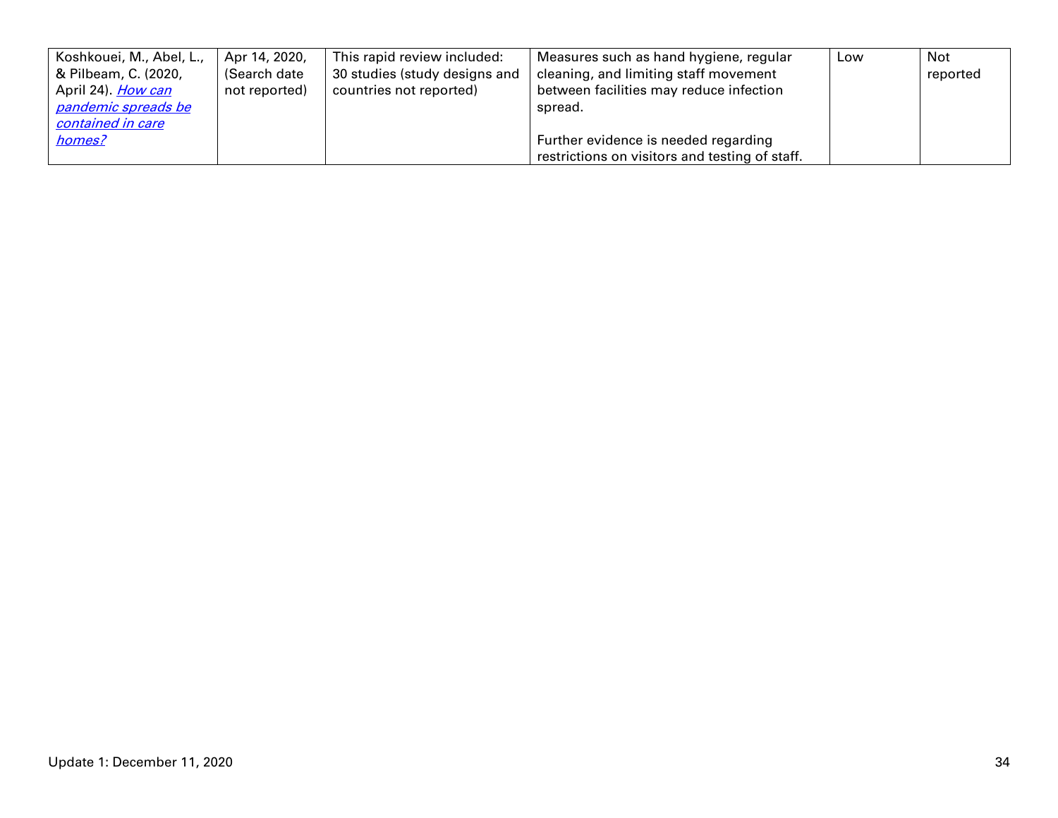| | | | | | |
|---|---|---|---|---|---|
| Koshkouei, M., Abel, L., & Pilbeam, C. (2020, April 24). *How can pandemic spreads be contained in care homes?* | Apr 14, 2020, (Search date not reported) | This rapid review included: 30 studies (study designs and countries not reported) | Measures such as hand hygiene, regular cleaning, and limiting staff movement between facilities may reduce infection spread.<br><br>Further evidence is needed regarding restrictions on visitors and testing of staff. | Low | Not reported |

Update 1: December 11, 2020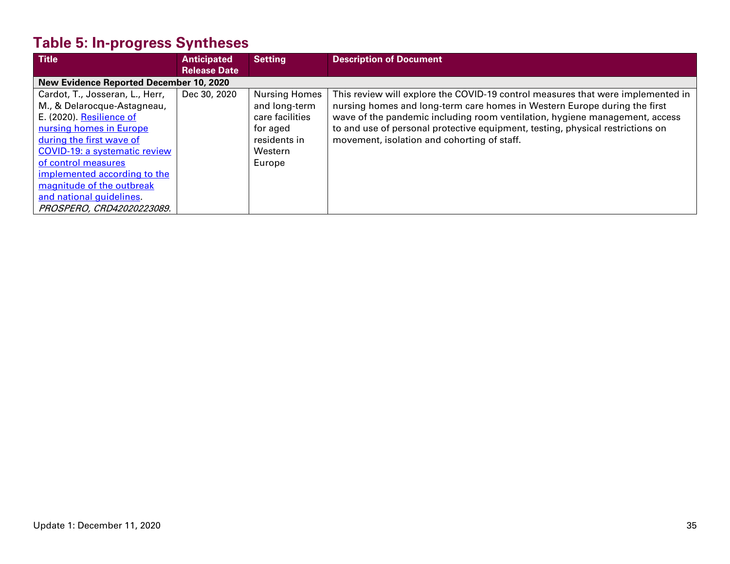## Table 5: In-progress Syntheses

| Title | Anticipated Release Date | Setting | Description of Document |
|---|---|---|---|
| **New Evidence Reported December 10, 2020** | | | |
| Cardot, T., Josseran, L., Herr, M., & Delarocque-Astagneau, E. (2020). Resilience of nursing homes in Europe during the first wave of COVID-19: a systematic review of control measures implemented according to the magnitude of the outbreak and national guidelines. *PROSPERO, CRD42020223089.* | Dec 30, 2020 | Nursing Homes and long-term care facilities for aged residents in Western Europe | This review will explore the COVID-19 control measures that were implemented in nursing homes and long-term care homes in Western Europe during the first wave of the pandemic including room ventilation, hygiene management, access to and use of personal protective equipment, testing, physical restrictions on movement, isolation and cohorting of staff. |

Update 1: December 11, 2020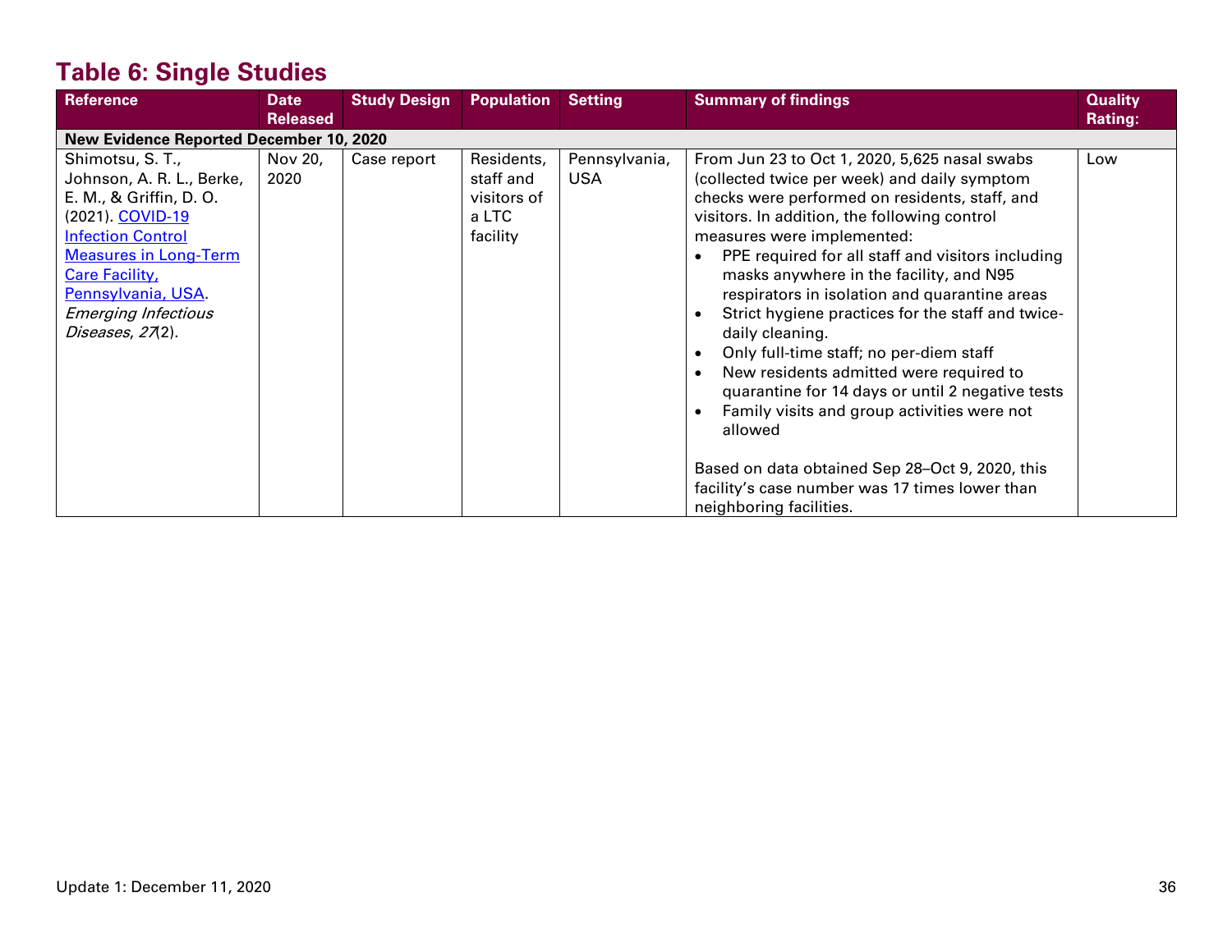## Table 6: Single Studies

| Reference | Date Released | Study Design | Population | Setting | Summary of findings | Quality Rating: |
|---|---|---|---|---|---|---|
| **New Evidence Reported December 10, 2020** | | | | | | |
| Shimotsu, S. T., Johnson, A. R. L., Berke, E. M., & Griffin, D. O. (2021). [COVID-19 Infection Control Measures in Long-Term Care Facility, Pennsylvania, USA](). *Emerging Infectious Diseases*, *27*(2). | Nov 20, 2020 | Case report | Residents, staff and visitors of a LTC facility | Pennsylvania, USA | From Jun 23 to Oct 1, 2020, 5,625 nasal swabs (collected twice per week) and daily symptom checks were performed on residents, staff, and visitors. In addition, the following control measures were implemented:<br>• PPE required for all staff and visitors including masks anywhere in the facility, and N95 respirators in isolation and quarantine areas<br>• Strict hygiene practices for the staff and twice-daily cleaning.<br>• Only full-time staff; no per-diem staff<br>• New residents admitted were required to quarantine for 14 days or until 2 negative tests<br>• Family visits and group activities were not allowed<br><br>Based on data obtained Sep 28–Oct 9, 2020, this facility's case number was 17 times lower than neighboring facilities. | Low |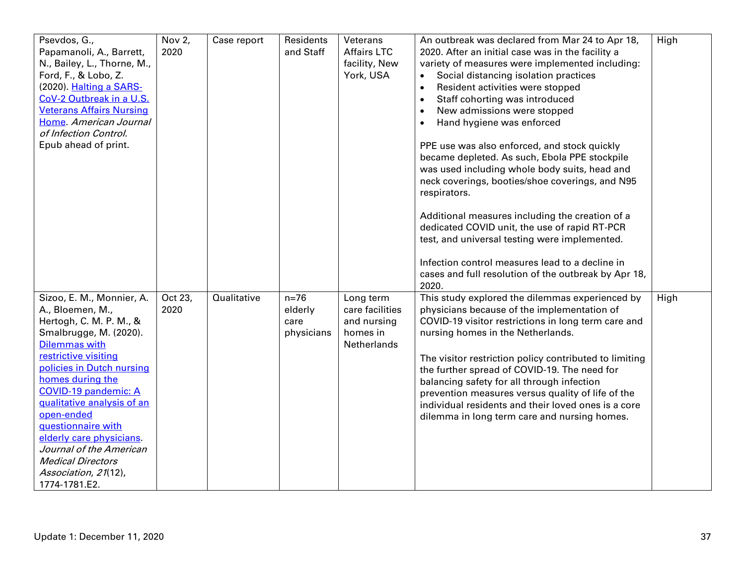| | | | | | | |
|---|---|---|---|---|---|---|
| Psevdos, G., Papamanoli, A., Barrett, N., Bailey, L., Thorne, M., Ford, F., & Lobo, Z. (2020). [Halting a SARS-CoV-2 Outbreak in a U.S. Veterans Affairs Nursing Home](). *American Journal of Infection Control*. Epub ahead of print. | Nov 2, 2020 | Case report | Residents and Staff | Veterans Affairs LTC facility, New York, USA | An outbreak was declared from Mar 24 to Apr 18, 2020. After an initial case was in the facility a variety of measures were implemented including: <br>• Social distancing isolation practices <br>• Resident activities were stopped <br>• Staff cohorting was introduced <br>• New admissions were stopped <br>• Hand hygiene was enforced <br><br>PPE use was also enforced, and stock quickly became depleted. As such, Ebola PPE stockpile was used including whole body suits, head and neck coverings, booties/shoe coverings, and N95 respirators. <br><br>Additional measures including the creation of a dedicated COVID unit, the use of rapid RT-PCR test, and universal testing were implemented. <br><br>Infection control measures lead to a decline in cases and full resolution of the outbreak by Apr 18, 2020. | High |
| Sizoo, E. M., Monnier, A. A., Bloemen, M., Hertogh, C. M. P. M., & Smalbrugge, M. (2020). [Dilemmas with restrictive visiting policies in Dutch nursing homes during the COVID-19 pandemic: A qualitative analysis of an open-ended questionnaire with elderly care physicians](). *Journal of the American Medical Directors Association*, *21*(12), 1774-1781.E2. | Oct 23, 2020 | Qualitative | n=76 elderly care physicians | Long term care facilities and nursing homes in Netherlands | This study explored the dilemmas experienced by physicians because of the implementation of COVID-19 visitor restrictions in long term care and nursing homes in the Netherlands. <br><br>The visitor restriction policy contributed to limiting the further spread of COVID-19. The need for balancing safety for all through infection prevention measures versus quality of life of the individual residents and their loved ones is a core dilemma in long term care and nursing homes. | High |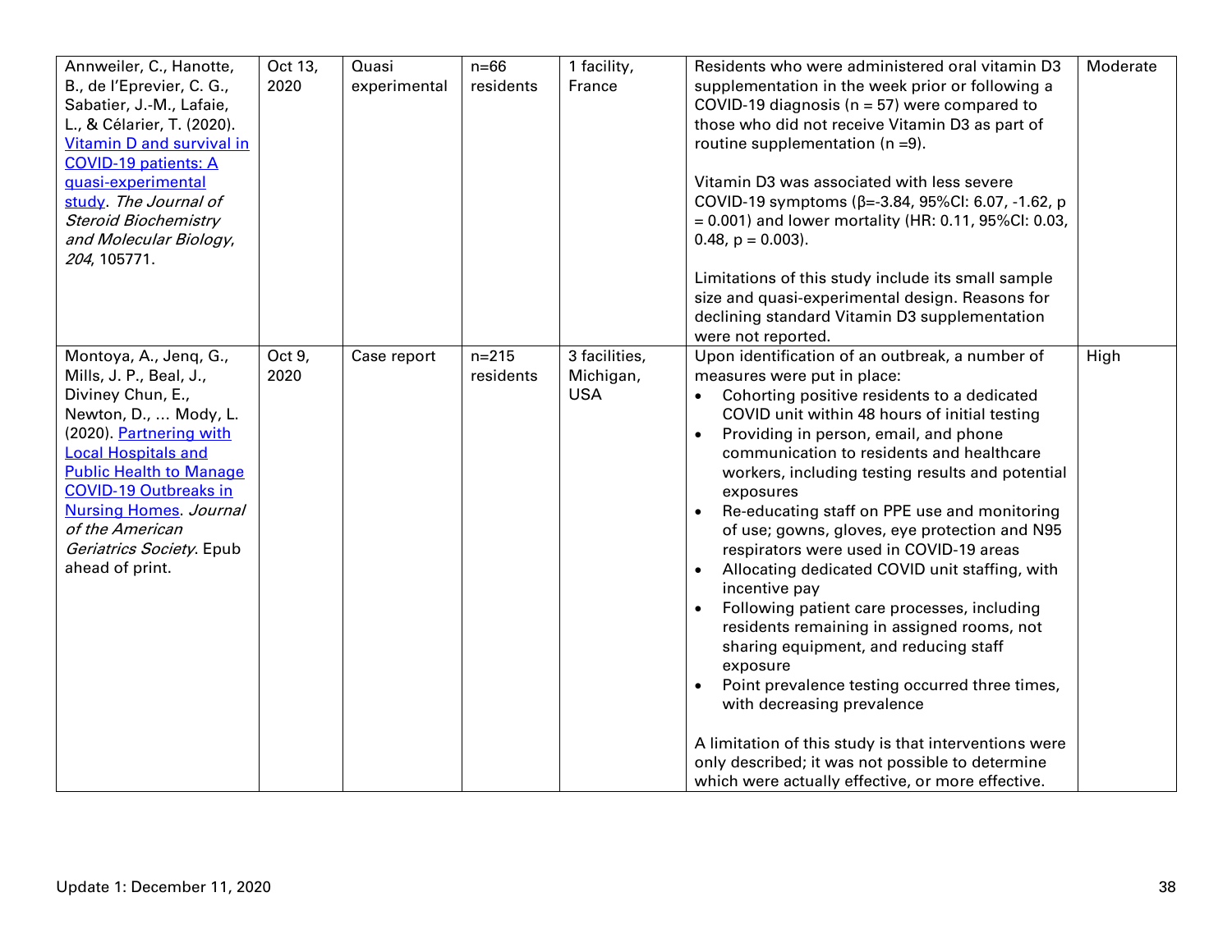| | | | | | | |
|---|---|---|---|---|---|---|
| Annweiler, C., Hanotte, B., de l'Eprevier, C. G., Sabatier, J.-M., Lafaie, L., & Célarier, T. (2020). [Vitamin D and survival in COVID-19 patients: A quasi-experimental study](). *The Journal of Steroid Biochemistry and Molecular Biology*, *204*, 105771. | Oct 13, 2020 | Quasi experimental | n=66 residents | 1 facility, France | Residents who were administered oral vitamin D3 supplementation in the week prior or following a COVID-19 diagnosis (n = 57) were compared to those who did not receive Vitamin D3 as part of routine supplementation (n =9).<br><br>Vitamin D3 was associated with less severe COVID-19 symptoms (β=-3.84, 95%CI: 6.07, -1.62, p = 0.001) and lower mortality (HR: 0.11, 95%CI: 0.03, 0.48, p = 0.003).<br><br>Limitations of this study include its small sample size and quasi-experimental design. Reasons for declining standard Vitamin D3 supplementation were not reported. | Moderate |
| Montoya, A., Jenq, G., Mills, J. P., Beal, J., Diviney Chun, E., Newton, D., ... Mody, L. (2020). [Partnering with Local Hospitals and Public Health to Manage COVID-19 Outbreaks in Nursing Homes](). *Journal of the American Geriatrics Society*. Epub ahead of print. | Oct 9, 2020 | Case report | n=215 residents | 3 facilities, Michigan, USA | Upon identification of an outbreak, a number of measures were put in place:<br>• Cohorting positive residents to a dedicated COVID unit within 48 hours of initial testing<br>• Providing in person, email, and phone communication to residents and healthcare workers, including testing results and potential exposures<br>• Re-educating staff on PPE use and monitoring of use; gowns, gloves, eye protection and N95 respirators were used in COVID-19 areas<br>• Allocating dedicated COVID unit staffing, with incentive pay<br>• Following patient care processes, including residents remaining in assigned rooms, not sharing equipment, and reducing staff exposure<br>• Point prevalence testing occurred three times, with decreasing prevalence<br><br>A limitation of this study is that interventions were only described; it was not possible to determine which were actually effective, or more effective. | High |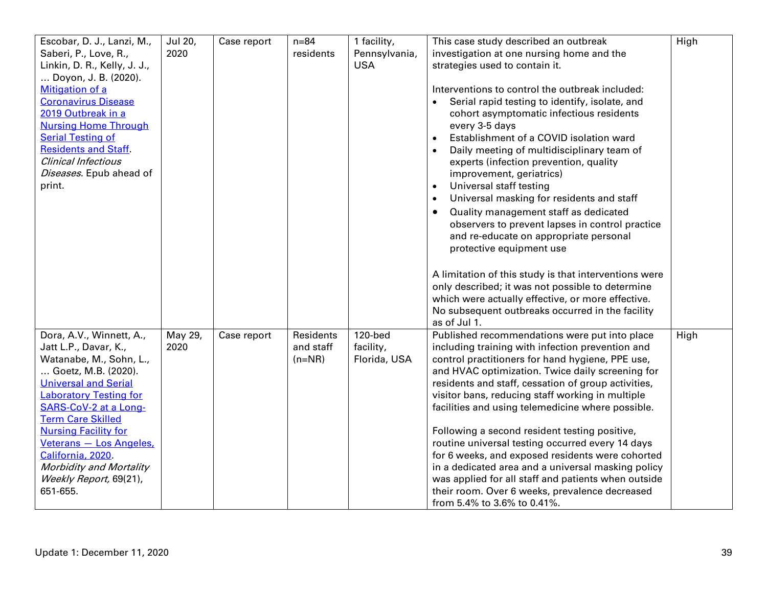| | | | | | | |
|---|---|---|---|---|---|---|
| Escobar, D. J., Lanzi, M., Saberi, P., Love, R., Linkin, D. R., Kelly, J. J., … Doyon, J. B. (2020). [Mitigation of a Coronavirus Disease 2019 Outbreak in a Nursing Home Through Serial Testing of Residents and Staff](). *Clinical Infectious Diseases*. Epub ahead of print. | Jul 20, 2020 | Case report | n=84 residents | 1 facility, Pennsylvania, USA | This case study described an outbreak investigation at one nursing home and the strategies used to contain it.<br><br>Interventions to control the outbreak included:<br>• Serial rapid testing to identify, isolate, and cohort asymptomatic infectious residents every 3-5 days<br>• Establishment of a COVID isolation ward<br>• Daily meeting of multidisciplinary team of experts (infection prevention, quality improvement, geriatrics)<br>• Universal staff testing<br>• Universal masking for residents and staff<br>• Quality management staff as dedicated observers to prevent lapses in control practice and re-educate on appropriate personal protective equipment use<br><br>A limitation of this study is that interventions were only described; it was not possible to determine which were actually effective, or more effective. No subsequent outbreaks occurred in the facility as of Jul 1. | High |
| Dora, A.V., Winnett, A., Jatt L.P., Davar, K., Watanabe, M., Sohn, L., … Goetz, M.B. (2020). [Universal and Serial Laboratory Testing for SARS-CoV-2 at a Long-Term Care Skilled Nursing Facility for Veterans — Los Angeles, California, 2020](). *Morbidity and Mortality Weekly Report,* 69(21), 651-655. | May 29, 2020 | Case report | Residents and staff (n=NR) | 120-bed facility, Florida, USA | Published recommendations were put into place including training with infection prevention and control practitioners for hand hygiene, PPE use, and HVAC optimization. Twice daily screening for residents and staff, cessation of group activities, visitor bans, reducing staff working in multiple facilities and using telemedicine where possible.<br><br>Following a second resident testing positive, routine universal testing occurred every 14 days for 6 weeks, and exposed residents were cohorted in a dedicated area and a universal masking policy was applied for all staff and patients when outside their room. Over 6 weeks, prevalence decreased from 5.4% to 3.6% to 0.41%. | High |

Update 1: December 11, 2020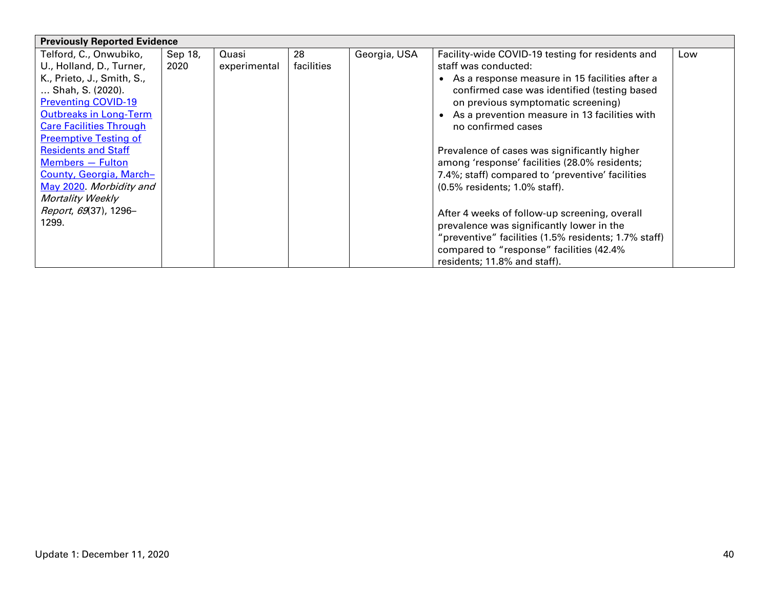| Previously Reported Evidence | | | | | | |
|---|---|---|---|---|---|---|
| Telford, C., Onwubiko, U., Holland, D., Turner, K., Prieto, J., Smith, S., … Shah, S. (2020). [Preventing COVID-19 Outbreaks in Long-Term Care Facilities Through Preemptive Testing of Residents and Staff Members — Fulton County, Georgia, March–May 2020](). *Morbidity and Mortality Weekly Report*, *69*(37), 1296–1299. | Sep 18, 2020 | Quasi experimental | 28 facilities | Georgia, USA | Facility-wide COVID-19 testing for residents and staff was conducted:<br>• As a response measure in 15 facilities after a confirmed case was identified (testing based on previous symptomatic screening)<br>• As a prevention measure in 13 facilities with no confirmed cases<br><br>Prevalence of cases was significantly higher among 'response' facilities (28.0% residents; 7.4%; staff) compared to 'preventive' facilities (0.5% residents; 1.0% staff).<br><br>After 4 weeks of follow-up screening, overall prevalence was significantly lower in the "preventive" facilities (1.5% residents; 1.7% staff) compared to "response" facilities (42.4% residents; 11.8% and staff). | Low |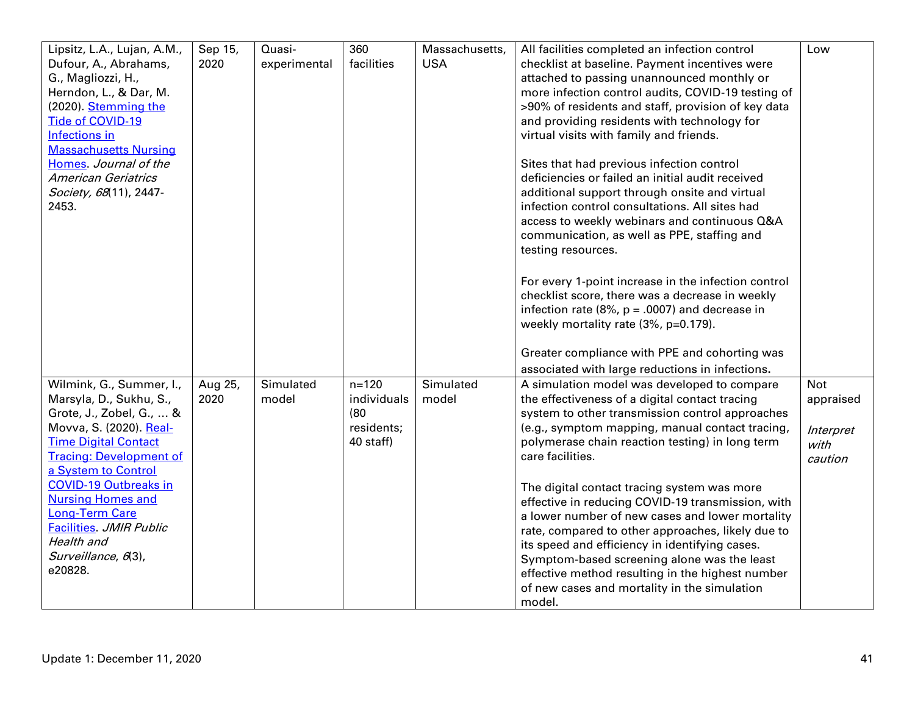| | | | | | | |
|---|---|---|---|---|---|---|
| Lipsitz, L.A., Lujan, A.M., Dufour, A., Abrahams, G., Magliozzi, H., Herndon, L., & Dar, M. (2020). Stemming the Tide of COVID-19 Infections in Massachusetts Nursing Homes. *Journal of the American Geriatrics Society, 68*(11), 2447-2453. | Sep 15, 2020 | Quasi-experimental | 360 facilities | Massachusetts, USA | All facilities completed an infection control checklist at baseline. Payment incentives were attached to passing unannounced monthly or more infection control audits, COVID-19 testing of >90% of residents and staff, provision of key data and providing residents with technology for virtual visits with family and friends.<br><br>Sites that had previous infection control deficiencies or failed an initial audit received additional support through onsite and virtual infection control consultations. All sites had access to weekly webinars and continuous Q&A communication, as well as PPE, staffing and testing resources.<br><br>For every 1-point increase in the infection control checklist score, there was a decrease in weekly infection rate (8%, $p = .0007$) and decrease in weekly mortality rate (3%, $p=0.179$).<br><br>Greater compliance with PPE and cohorting was associated with large reductions in infections. | Low |
| Wilmink, G., Summer, I., Marsyla, D., Sukhu, S., Grote, J., Zobel, G., … & Movva, S. (2020). Real-Time Digital Contact Tracing: Development of a System to Control COVID-19 Outbreaks in Nursing Homes and Long-Term Care Facilities. *JMIR Public Health and Surveillance*, *6*(3), e20828. | Aug 25, 2020 | Simulated model | n=120 individuals (80 residents; 40 staff) | Simulated model | A simulation model was developed to compare the effectiveness of a digital contact tracing system to other transmission control approaches (e.g., symptom mapping, manual contact tracing, polymerase chain reaction testing) in long term care facilities.<br><br>The digital contact tracing system was more effective in reducing COVID-19 transmission, with a lower number of new cases and lower mortality rate, compared to other approaches, likely due to its speed and efficiency in identifying cases. Symptom-based screening alone was the least effective method resulting in the highest number of new cases and mortality in the simulation model. | Not appraised<br><br>*Interpret with caution* |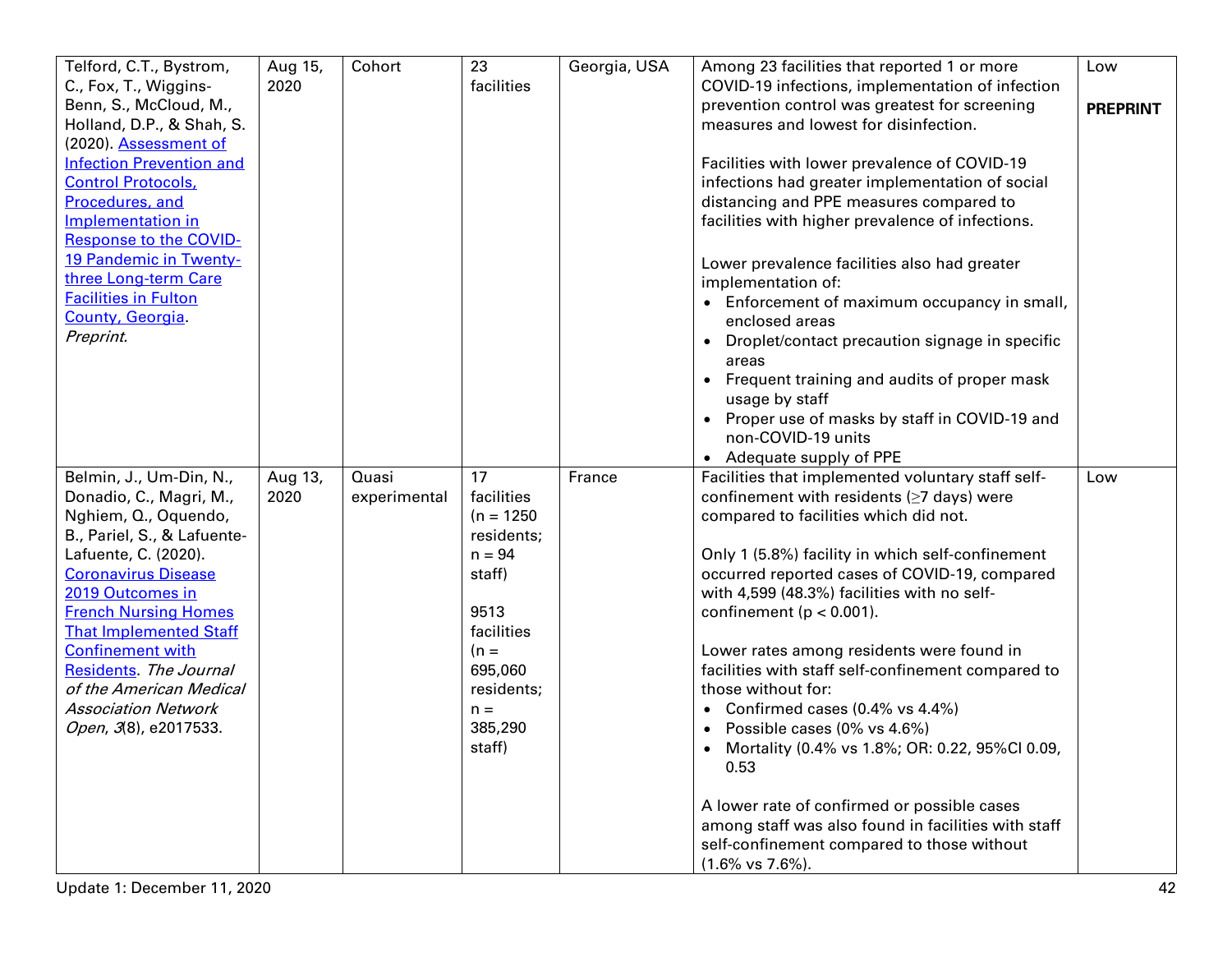| | | | | | | |
|---|---|---|---|---|---|---|
| Telford, C.T., Bystrom, C., Fox, T., Wiggins-Benn, S., McCloud, M., Holland, D.P., & Shah, S. (2020). [Assessment of Infection Prevention and Control Protocols, Procedures, and Implementation in Response to the COVID-19 Pandemic in Twenty-three Long-term Care Facilities in Fulton County, Georgia](). *Preprint.* | Aug 15, 2020 | Cohort | 23 facilities | Georgia, USA | Among 23 facilities that reported 1 or more COVID-19 infections, implementation of infection prevention control was greatest for screening measures and lowest for disinfection.<br><br>Facilities with lower prevalence of COVID-19 infections had greater implementation of social distancing and PPE measures compared to facilities with higher prevalence of infections.<br><br>Lower prevalence facilities also had greater implementation of:<br>• Enforcement of maximum occupancy in small, enclosed areas<br>• Droplet/contact precaution signage in specific areas<br>• Frequent training and audits of proper mask usage by staff<br>• Proper use of masks by staff in COVID-19 and non-COVID-19 units<br>• Adequate supply of PPE | Low<br><br>**PREPRINT** |
| Belmin, J., Um-Din, N., Donadio, C., Magri, M., Nghiem, Q., Oquendo, B., Pariel, S., & Lafuente-Lafuente, C. (2020). [Coronavirus Disease 2019 Outcomes in French Nursing Homes That Implemented Staff Confinement with Residents](). *The Journal of the American Medical Association Network Open*, *3*(8), e2017533. | Aug 13, 2020 | Quasi experimental | 17 facilities (n = 1250 residents; n = 94 staff)<br><br>9513 facilities (n = 695,060 residents; n = 385,290 staff) | France | Facilities that implemented voluntary staff self-confinement with residents (≥7 days) were compared to facilities which did not.<br><br>Only 1 (5.8%) facility in which self-confinement occurred reported cases of COVID-19, compared with 4,599 (48.3%) facilities with no self-confinement ($p < 0.001$).<br><br>Lower rates among residents were found in facilities with staff self-confinement compared to those without for:<br>• Confirmed cases (0.4% vs 4.4%)<br>• Possible cases (0% vs 4.6%)<br>• Mortality (0.4% vs 1.8%; OR: 0.22, 95%CI 0.09, 0.53<br><br>A lower rate of confirmed or possible cases among staff was also found in facilities with staff self-confinement compared to those without (1.6% vs 7.6%). | Low |

Update 1: December 11, 2020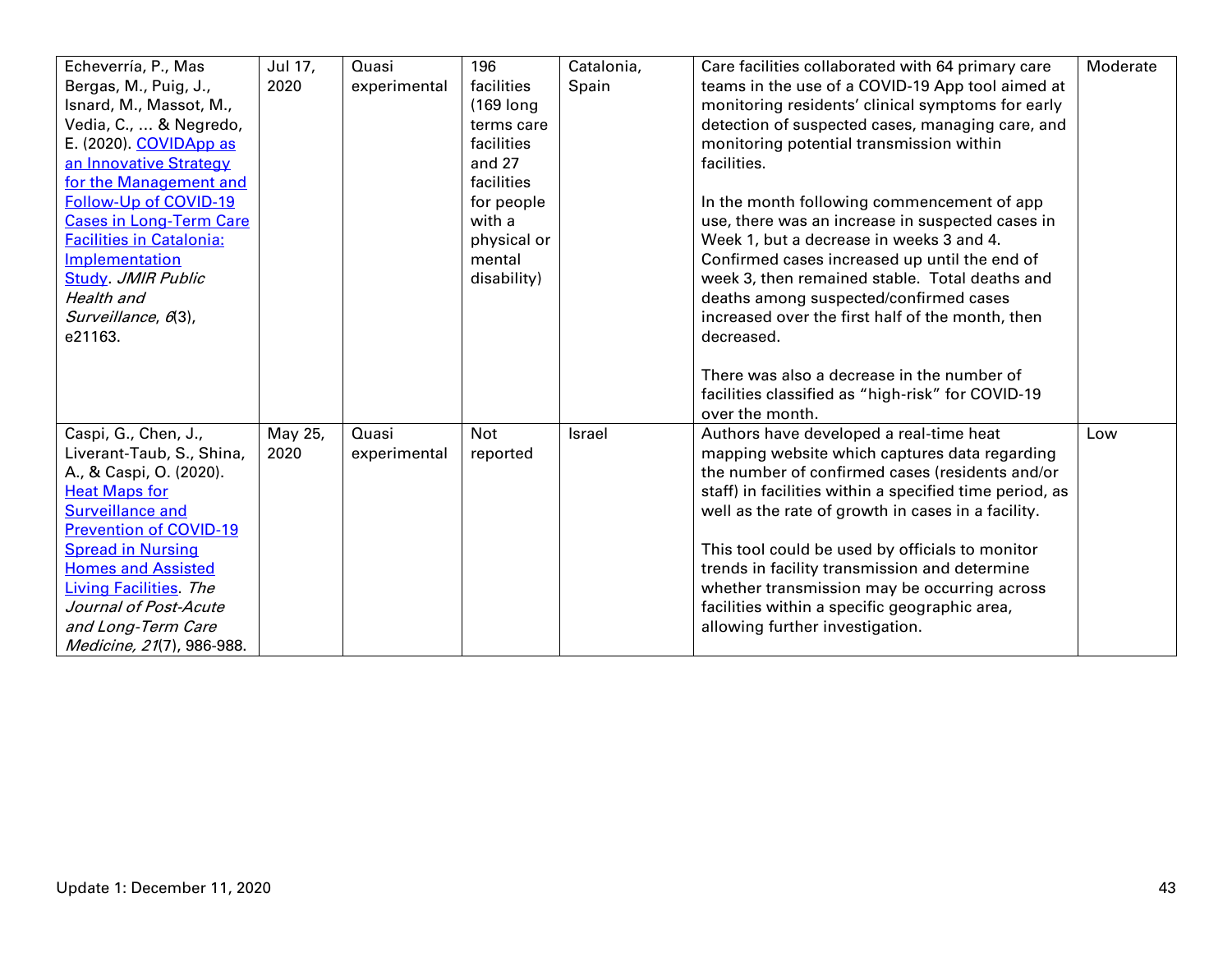| | | | | | | |
|---|---|---|---|---|---|---|
| Echeverría, P., Mas Bergas, M., Puig, J., Isnard, M., Massot, M., Vedia, C., … & Negredo, E. (2020). [COVIDApp as an Innovative Strategy for the Management and Follow-Up of COVID-19 Cases in Long-Term Care Facilities in Catalonia: Implementation Study](). *JMIR Public Health and Surveillance*, *6*(3), e21163. | Jul 17, 2020 | Quasi experimental | 196 facilities (169 long terms care facilities and 27 facilities for people with a physical or mental disability) | Catalonia, Spain | Care facilities collaborated with 64 primary care teams in the use of a COVID-19 App tool aimed at monitoring residents' clinical symptoms for early detection of suspected cases, managing care, and monitoring potential transmission within facilities.<br><br>In the month following commencement of app use, there was an increase in suspected cases in Week 1, but a decrease in weeks 3 and 4. Confirmed cases increased up until the end of week 3, then remained stable. Total deaths and deaths among suspected/confirmed cases increased over the first half of the month, then decreased.<br><br>There was also a decrease in the number of facilities classified as "high-risk" for COVID-19 over the month. | Moderate |
| Caspi, G., Chen, J., Liverant-Taub, S., Shina, A., & Caspi, O. (2020). [Heat Maps for Surveillance and Prevention of COVID-19 Spread in Nursing Homes and Assisted Living Facilities](). *The Journal of Post-Acute and Long-Term Care Medicine, 21*(7), 986-988. | May 25, 2020 | Quasi experimental | Not reported | Israel | Authors have developed a real-time heat mapping website which captures data regarding the number of confirmed cases (residents and/or staff) in facilities within a specified time period, as well as the rate of growth in cases in a facility.<br><br>This tool could be used by officials to monitor trends in facility transmission and determine whether transmission may be occurring across facilities within a specific geographic area, allowing further investigation. | Low |

Update 1: December 11, 2020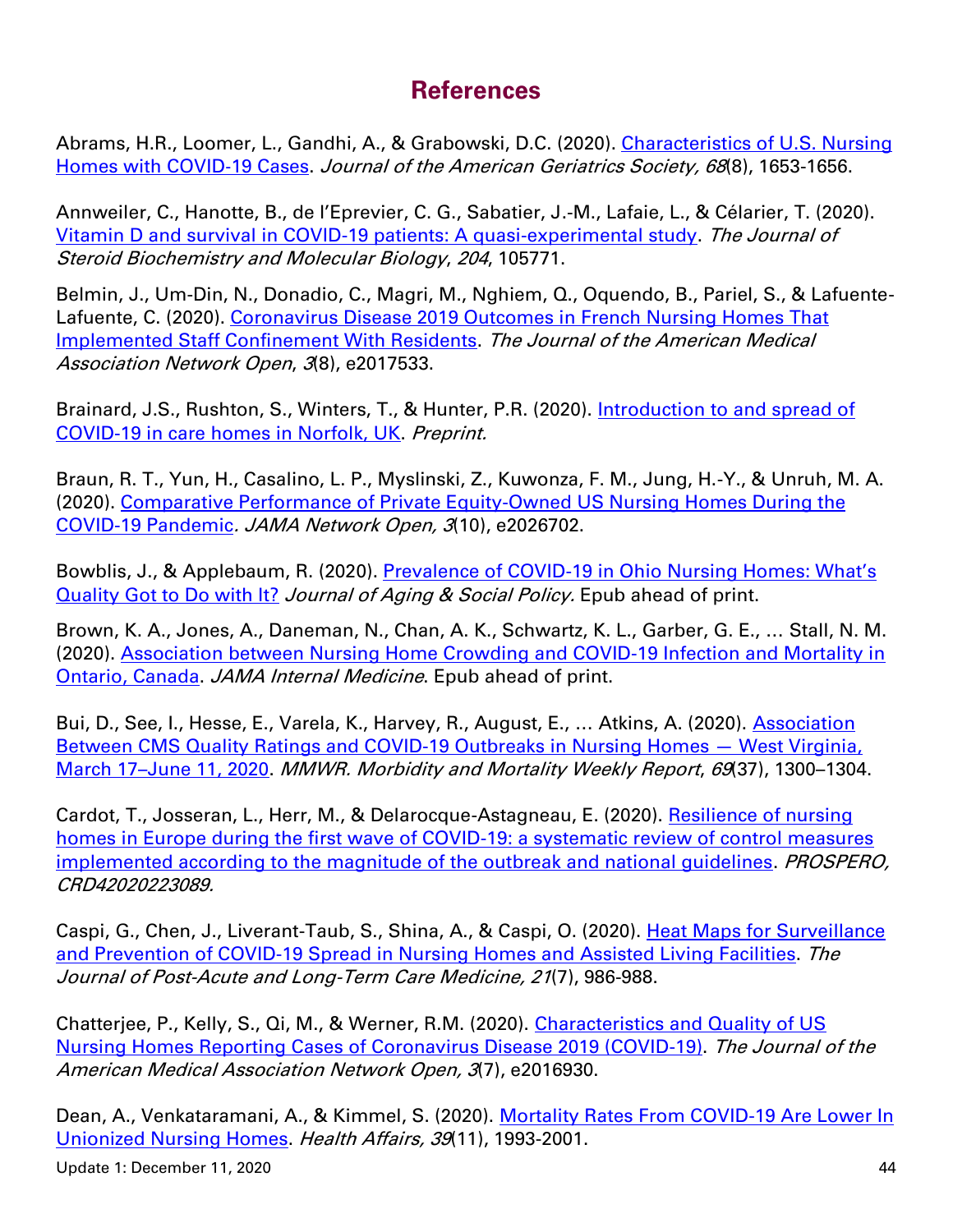# References

Abrams, H.R., Loomer, L., Gandhi, A., & Grabowski, D.C. (2020). Characteristics of U.S. Nursing Homes with COVID-19 Cases. *Journal of the American Geriatrics Society, 68*(8), 1653-1656.

Annweiler, C., Hanotte, B., de l'Eprevier, C. G., Sabatier, J.-M., Lafaie, L., & Célarier, T. (2020). Vitamin D and survival in COVID-19 patients: A quasi-experimental study. *The Journal of Steroid Biochemistry and Molecular Biology*, *204*, 105771.

Belmin, J., Um-Din, N., Donadio, C., Magri, M., Nghiem, Q., Oquendo, B., Pariel, S., & Lafuente-Lafuente, C. (2020). Coronavirus Disease 2019 Outcomes in French Nursing Homes That Implemented Staff Confinement With Residents. *The Journal of the American Medical Association Network Open*, *3*(8), e2017533.

Brainard, J.S., Rushton, S., Winters, T., & Hunter, P.R. (2020). Introduction to and spread of COVID-19 in care homes in Norfolk, UK. *Preprint.*

Braun, R. T., Yun, H., Casalino, L. P., Myslinski, Z., Kuwonza, F. M., Jung, H.-Y., & Unruh, M. A. (2020). Comparative Performance of Private Equity-Owned US Nursing Homes During the COVID-19 Pandemic*. JAMA Network Open, 3*(10), e2026702.

Bowblis, J., & Applebaum, R. (2020). Prevalence of COVID-19 in Ohio Nursing Homes: What's Quality Got to Do with It? *Journal of Aging & Social Policy.* Epub ahead of print.

Brown, K. A., Jones, A., Daneman, N., Chan, A. K., Schwartz, K. L., Garber, G. E., ... Stall, N. M. (2020). Association between Nursing Home Crowding and COVID-19 Infection and Mortality in Ontario, Canada. *JAMA Internal Medicine*. Epub ahead of print.

Bui, D., See, I., Hesse, E., Varela, K., Harvey, R., August, E., ... Atkins, A. (2020). Association Between CMS Quality Ratings and COVID-19 Outbreaks in Nursing Homes — West Virginia, March 17–June 11, 2020. *MMWR. Morbidity and Mortality Weekly Report*, *69*(37), 1300–1304.

Cardot, T., Josseran, L., Herr, M., & Delarocque-Astagneau, E. (2020). Resilience of nursing homes in Europe during the first wave of COVID-19: a systematic review of control measures implemented according to the magnitude of the outbreak and national guidelines. *PROSPERO, CRD42020223089.*

Caspi, G., Chen, J., Liverant-Taub, S., Shina, A., & Caspi, O. (2020). Heat Maps for Surveillance and Prevention of COVID-19 Spread in Nursing Homes and Assisted Living Facilities. *The Journal of Post-Acute and Long-Term Care Medicine, 21*(7), 986-988.

Chatterjee, P., Kelly, S., Qi, M., & Werner, R.M. (2020). Characteristics and Quality of US Nursing Homes Reporting Cases of Coronavirus Disease 2019 (COVID-19). *The Journal of the American Medical Association Network Open, 3*(7), e2016930.

Dean, A., Venkataramani, A., & Kimmel, S. (2020). Mortality Rates From COVID-19 Are Lower In Unionized Nursing Homes. *Health Affairs, 39*(11), 1993-2001.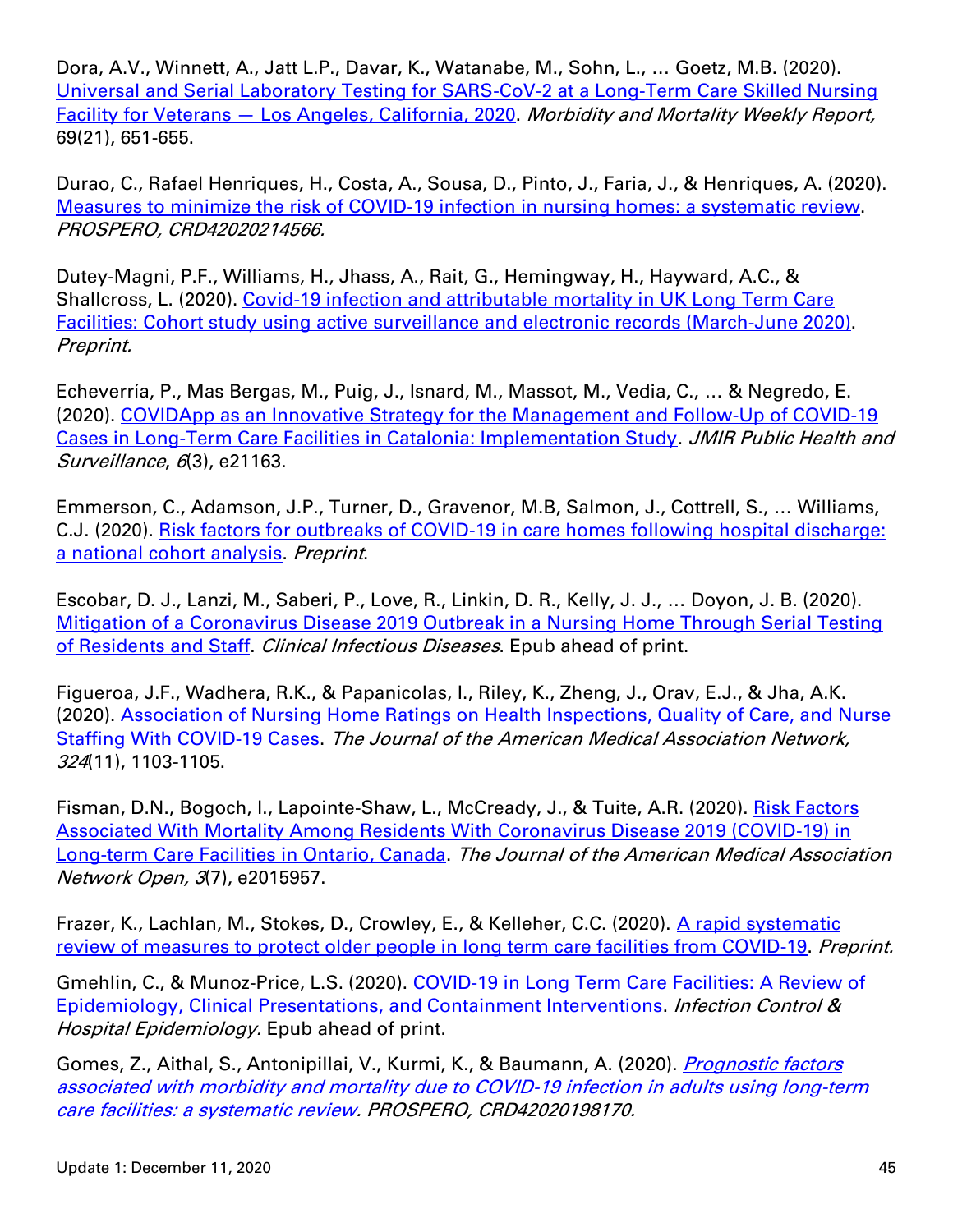Dora, A.V., Winnett, A., Jatt L.P., Davar, K., Watanabe, M., Sohn, L., … Goetz, M.B. (2020). [Universal and Serial Laboratory Testing for SARS-CoV-2 at a Long-Term Care Skilled Nursing Facility for Veterans — Los Angeles, California, 2020](). *Morbidity and Mortality Weekly Report,* 69(21), 651-655.

Durao, C., Rafael Henriques, H., Costa, A., Sousa, D., Pinto, J., Faria, J., & Henriques, A. (2020). [Measures to minimize the risk of COVID-19 infection in nursing homes: a systematic review](). *PROSPERO, CRD42020214566.*

Dutey-Magni, P.F., Williams, H., Jhass, A., Rait, G., Hemingway, H., Hayward, A.C., & Shallcross, L. (2020). [Covid-19 infection and attributable mortality in UK Long Term Care Facilities: Cohort study using active surveillance and electronic records (March-June 2020)](). *Preprint.*

Echeverría, P., Mas Bergas, M., Puig, J., Isnard, M., Massot, M., Vedia, C., … & Negredo, E. (2020). [COVIDApp as an Innovative Strategy for the Management and Follow-Up of COVID-19 Cases in Long-Term Care Facilities in Catalonia: Implementation Study](). *JMIR Public Health and Surveillance*, *6*(3), e21163.

Emmerson, C., Adamson, J.P., Turner, D., Gravenor, M.B, Salmon, J., Cottrell, S., … Williams, C.J. (2020). [Risk factors for outbreaks of COVID-19 in care homes following hospital discharge: a national cohort analysis](). *Preprint*.

Escobar, D. J., Lanzi, M., Saberi, P., Love, R., Linkin, D. R., Kelly, J. J., … Doyon, J. B. (2020). [Mitigation of a Coronavirus Disease 2019 Outbreak in a Nursing Home Through Serial Testing of Residents and Staff](). *Clinical Infectious Diseases*. Epub ahead of print.

Figueroa, J.F., Wadhera, R.K., & Papanicolas, I., Riley, K., Zheng, J., Orav, E.J., & Jha, A.K. (2020). [Association of Nursing Home Ratings on Health Inspections, Quality of Care, and Nurse Staffing With COVID-19 Cases](). *The Journal of the American Medical Association Network, 324*(11), 1103-1105.

Fisman, D.N., Bogoch, I., Lapointe-Shaw, L., McCready, J., & Tuite, A.R. (2020). [Risk Factors Associated With Mortality Among Residents With Coronavirus Disease 2019 (COVID-19) in Long-term Care Facilities in Ontario, Canada](). *The Journal of the American Medical Association Network Open, 3*(7), e2015957.

Frazer, K., Lachlan, M., Stokes, D., Crowley, E., & Kelleher, C.C. (2020). [A rapid systematic review of measures to protect older people in long term care facilities from COVID-19](). *Preprint.*

Gmehlin, C., & Munoz-Price, L.S. (2020). [COVID-19 in Long Term Care Facilities: A Review of Epidemiology, Clinical Presentations, and Containment Interventions](). *Infection Control & Hospital Epidemiology.* Epub ahead of print.

Gomes, Z., Aithal, S., Antonipillai, V., Kurmi, K., & Baumann, A. (2020). [*Prognostic factors associated with morbidity and mortality due to COVID-19 infection in adults using long-term care facilities: a systematic review*](). *PROSPERO, CRD42020198170.*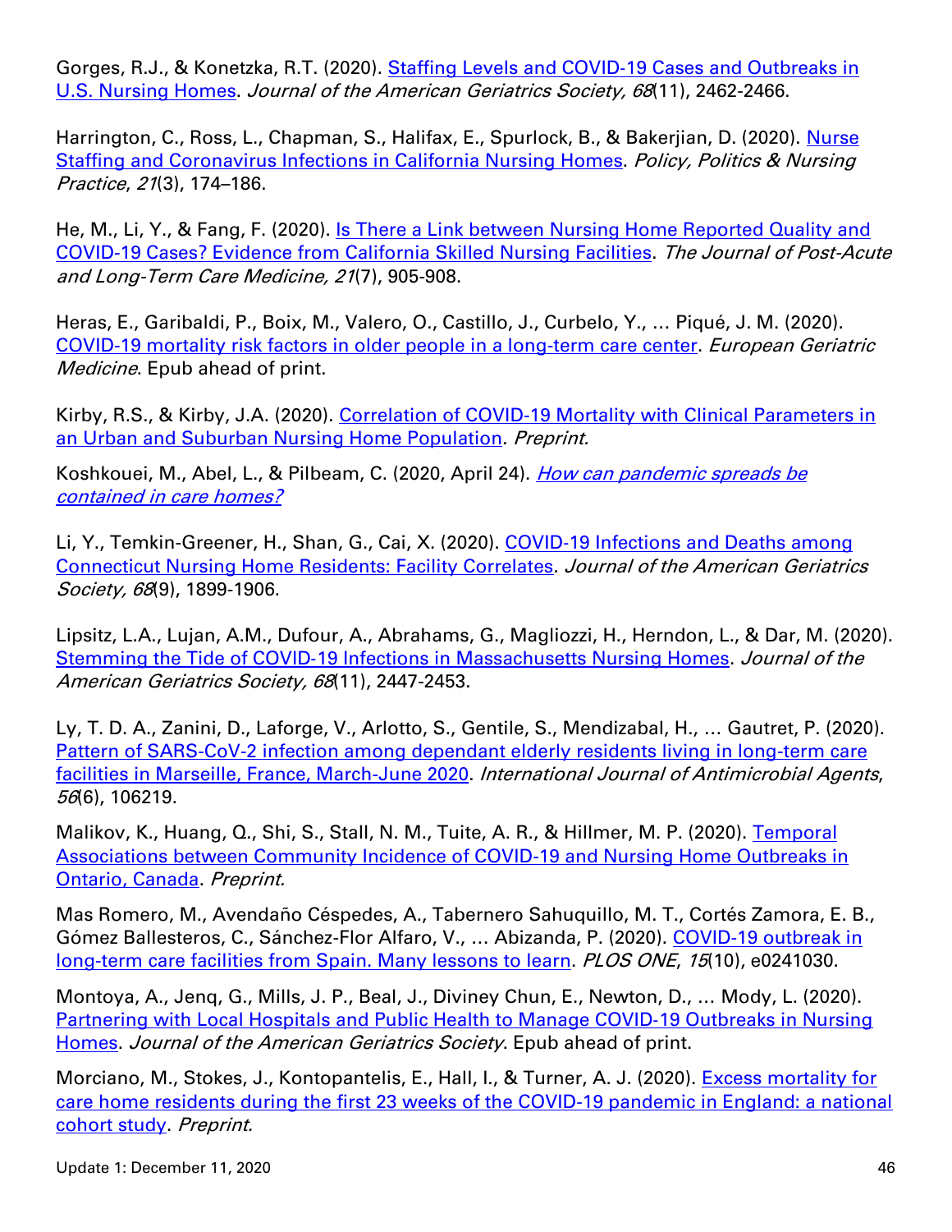Gorges, R.J., & Konetzka, R.T. (2020). Staffing Levels and COVID-19 Cases and Outbreaks in U.S. Nursing Homes. *Journal of the American Geriatrics Society, 68*(11), 2462-2466.

Harrington, C., Ross, L., Chapman, S., Halifax, E., Spurlock, B., & Bakerjian, D. (2020). Nurse Staffing and Coronavirus Infections in California Nursing Homes. *Policy, Politics & Nursing Practice*, *21*(3), 174–186.

He, M., Li, Y., & Fang, F. (2020). Is There a Link between Nursing Home Reported Quality and COVID-19 Cases? Evidence from California Skilled Nursing Facilities. *The Journal of Post-Acute and Long-Term Care Medicine, 21*(7), 905-908.

Heras, E., Garibaldi, P., Boix, M., Valero, O., Castillo, J., Curbelo, Y., … Piqué, J. M. (2020). COVID-19 mortality risk factors in older people in a long-term care center. *European Geriatric Medicine*. Epub ahead of print.

Kirby, R.S., & Kirby, J.A. (2020). Correlation of COVID-19 Mortality with Clinical Parameters in an Urban and Suburban Nursing Home Population. *Preprint.*

Koshkouei, M., Abel, L., & Pilbeam, C. (2020, April 24). *How can pandemic spreads be contained in care homes?*

Li, Y., Temkin-Greener, H., Shan, G., Cai, X. (2020). COVID-19 Infections and Deaths among Connecticut Nursing Home Residents: Facility Correlates. *Journal of the American Geriatrics Society, 68*(9), 1899-1906.

Lipsitz, L.A., Lujan, A.M., Dufour, A., Abrahams, G., Magliozzi, H., Herndon, L., & Dar, M. (2020). Stemming the Tide of COVID-19 Infections in Massachusetts Nursing Homes. *Journal of the American Geriatrics Society, 68*(11), 2447-2453.

Ly, T. D. A., Zanini, D., Laforge, V., Arlotto, S., Gentile, S., Mendizabal, H., … Gautret, P. (2020). Pattern of SARS-CoV-2 infection among dependant elderly residents living in long-term care facilities in Marseille, France, March-June 2020. *International Journal of Antimicrobial Agents*, *56*(6), 106219.

Malikov, K., Huang, Q., Shi, S., Stall, N. M., Tuite, A. R., & Hillmer, M. P. (2020). Temporal Associations between Community Incidence of COVID-19 and Nursing Home Outbreaks in Ontario, Canada. *Preprint.*

Mas Romero, M., Avendaño Céspedes, A., Tabernero Sahuquillo, M. T., Cortés Zamora, E. B., Gómez Ballesteros, C., Sánchez-Flor Alfaro, V., … Abizanda, P. (2020). COVID-19 outbreak in long-term care facilities from Spain. Many lessons to learn. *PLOS ONE*, *15*(10), e0241030.

Montoya, A., Jenq, G., Mills, J. P., Beal, J., Diviney Chun, E., Newton, D., … Mody, L. (2020). Partnering with Local Hospitals and Public Health to Manage COVID-19 Outbreaks in Nursing Homes. *Journal of the American Geriatrics Society*. Epub ahead of print.

Morciano, M., Stokes, J., Kontopantelis, E., Hall, I., & Turner, A. J. (2020). Excess mortality for care home residents during the first 23 weeks of the COVID-19 pandemic in England: a national cohort study. *Preprint.*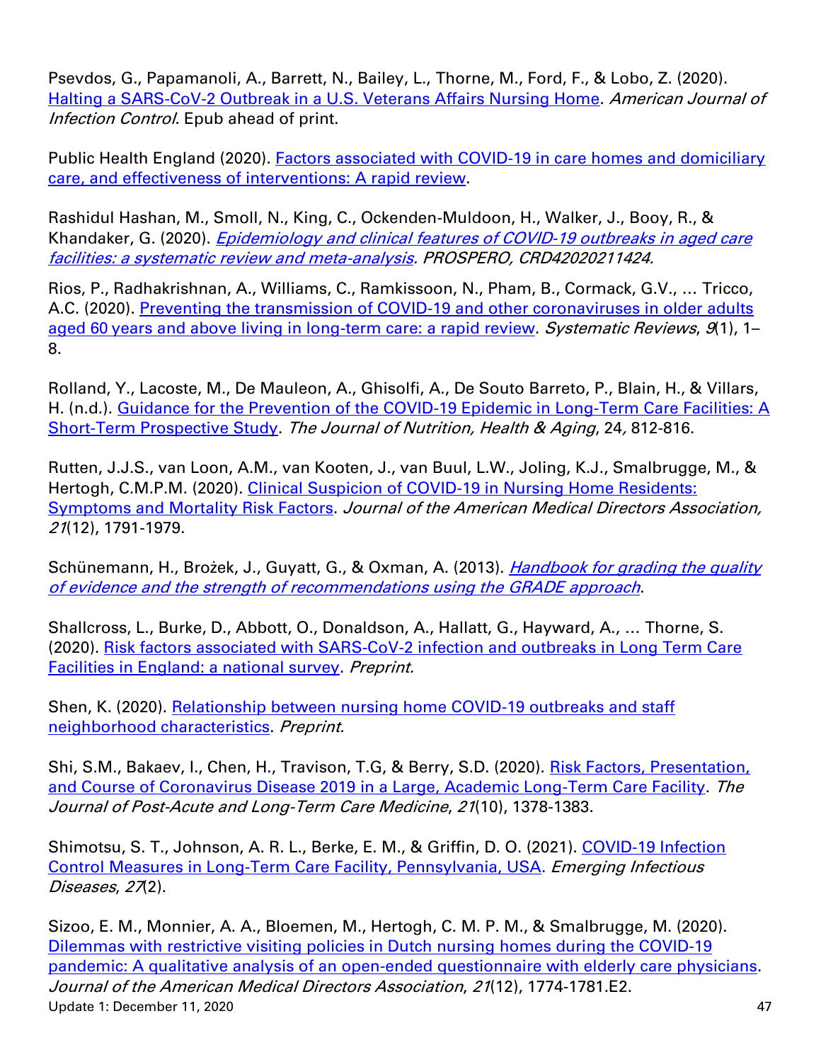Psevdos, G., Papamanoli, A., Barrett, N., Bailey, L., Thorne, M., Ford, F., & Lobo, Z. (2020). Halting a SARS-CoV-2 Outbreak in a U.S. Veterans Affairs Nursing Home. *American Journal of Infection Control*. Epub ahead of print.

Public Health England (2020). Factors associated with COVID-19 in care homes and domiciliary care, and effectiveness of interventions: A rapid review.

Rashidul Hashan, M., Smoll, N., King, C., Ockenden-Muldoon, H., Walker, J., Booy, R., & Khandaker, G. (2020). *Epidemiology and clinical features of COVID-19 outbreaks in aged care facilities: a systematic review and meta-analysis. PROSPERO, CRD42020211424.*

Rios, P., Radhakrishnan, A., Williams, C., Ramkissoon, N., Pham, B., Cormack, G.V., … Tricco, A.C. (2020). Preventing the transmission of COVID-19 and other coronaviruses in older adults aged 60 years and above living in long-term care: a rapid review. *Systematic Reviews*, *9*(1), 1–8.

Rolland, Y., Lacoste, M., De Mauleon, A., Ghisolfi, A., De Souto Barreto, P., Blain, H., & Villars, H. (n.d.). Guidance for the Prevention of the COVID-19 Epidemic in Long-Term Care Facilities: A Short-Term Prospective Study. *The Journal of Nutrition, Health & Aging*, 24*,* 812-816.

Rutten, J.J.S., van Loon, A.M., van Kooten, J., van Buul, L.W., Joling, K.J., Smalbrugge, M., & Hertogh, C.M.P.M. (2020). Clinical Suspicion of COVID-19 in Nursing Home Residents: Symptoms and Mortality Risk Factors. *Journal of the American Medical Directors Association, 21*(12), 1791-1979.

Schünemann, H., Brożek, J., Guyatt, G., & Oxman, A. (2013). *Handbook for grading the quality of evidence and the strength of recommendations using the GRADE approach*.

Shallcross, L., Burke, D., Abbott, O., Donaldson, A., Hallatt, G., Hayward, A., … Thorne, S. (2020). Risk factors associated with SARS-CoV-2 infection and outbreaks in Long Term Care Facilities in England: a national survey. *Preprint.*

Shen, K. (2020). Relationship between nursing home COVID-19 outbreaks and staff neighborhood characteristics. *Preprint.*

Shi, S.M., Bakaev, I., Chen, H., Travison, T.G, & Berry, S.D. (2020). Risk Factors, Presentation, and Course of Coronavirus Disease 2019 in a Large, Academic Long-Term Care Facility. *The Journal of Post-Acute and Long-Term Care Medicine*, *21*(10), 1378-1383.

Shimotsu, S. T., Johnson, A. R. L., Berke, E. M., & Griffin, D. O. (2021). COVID-19 Infection Control Measures in Long-Term Care Facility, Pennsylvania, USA. *Emerging Infectious Diseases*, *27*(2).

Sizoo, E. M., Monnier, A. A., Bloemen, M., Hertogh, C. M. P. M., & Smalbrugge, M. (2020). Dilemmas with restrictive visiting policies in Dutch nursing homes during the COVID-19 pandemic: A qualitative analysis of an open-ended questionnaire with elderly care physicians. *Journal of the American Medical Directors Association*, *21*(12), 1774-1781.E2.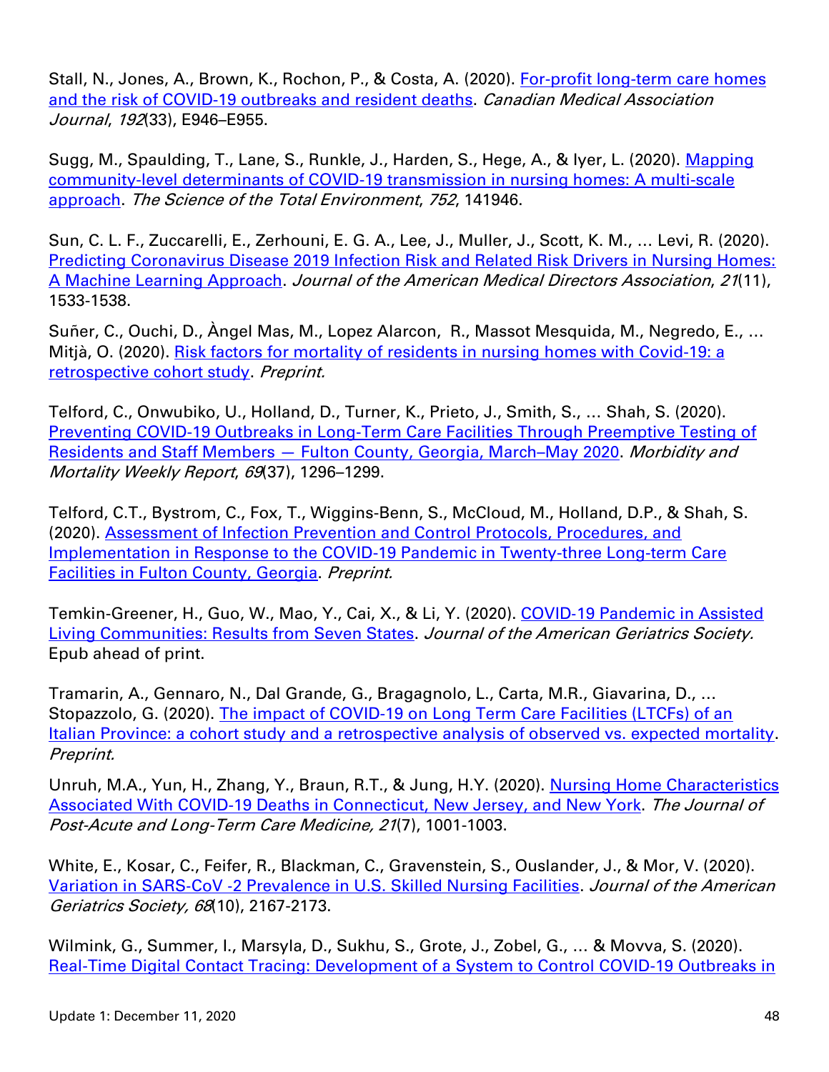Stall, N., Jones, A., Brown, K., Rochon, P., & Costa, A. (2020). For-profit long-term care homes and the risk of COVID-19 outbreaks and resident deaths. *Canadian Medical Association Journal*, *192*(33), E946–E955.

Sugg, M., Spaulding, T., Lane, S., Runkle, J., Harden, S., Hege, A., & Iyer, L. (2020). Mapping community-level determinants of COVID-19 transmission in nursing homes: A multi-scale approach. *The Science of the Total Environment*, *752*, 141946.

Sun, C. L. F., Zuccarelli, E., Zerhouni, E. G. A., Lee, J., Muller, J., Scott, K. M., … Levi, R. (2020). Predicting Coronavirus Disease 2019 Infection Risk and Related Risk Drivers in Nursing Homes: A Machine Learning Approach. *Journal of the American Medical Directors Association*, *21*(11), 1533-1538.

Suñer, C., Ouchi, D., Àngel Mas, M., Lopez Alarcon, R., Massot Mesquida, M., Negredo, E., … Mitjà, O. (2020). Risk factors for mortality of residents in nursing homes with Covid-19: a retrospective cohort study. *Preprint.*

Telford, C., Onwubiko, U., Holland, D., Turner, K., Prieto, J., Smith, S., … Shah, S. (2020). Preventing COVID-19 Outbreaks in Long-Term Care Facilities Through Preemptive Testing of Residents and Staff Members — Fulton County, Georgia, March–May 2020. *Morbidity and Mortality Weekly Report*, *69*(37), 1296–1299.

Telford, C.T., Bystrom, C., Fox, T., Wiggins-Benn, S., McCloud, M., Holland, D.P., & Shah, S. (2020). Assessment of Infection Prevention and Control Protocols, Procedures, and Implementation in Response to the COVID-19 Pandemic in Twenty-three Long-term Care Facilities in Fulton County, Georgia. *Preprint.*

Temkin-Greener, H., Guo, W., Mao, Y., Cai, X., & Li, Y. (2020). COVID-19 Pandemic in Assisted Living Communities: Results from Seven States. *Journal of the American Geriatrics Society.* Epub ahead of print.

Tramarin, A., Gennaro, N., Dal Grande, G., Bragagnolo, L., Carta, M.R., Giavarina, D., … Stopazzolo, G. (2020). The impact of COVID-19 on Long Term Care Facilities (LTCFs) of an Italian Province: a cohort study and a retrospective analysis of observed vs. expected mortality. *Preprint.*

Unruh, M.A., Yun, H., Zhang, Y., Braun, R.T., & Jung, H.Y. (2020). Nursing Home Characteristics Associated With COVID-19 Deaths in Connecticut, New Jersey, and New York. *The Journal of Post-Acute and Long-Term Care Medicine, 21*(7), 1001-1003.

White, E., Kosar, C., Feifer, R., Blackman, C., Gravenstein, S., Ouslander, J., & Mor, V. (2020). Variation in SARS-CoV -2 Prevalence in U.S. Skilled Nursing Facilities. *Journal of the American Geriatrics Society, 68*(10), 2167-2173.

Wilmink, G., Summer, I., Marsyla, D., Sukhu, S., Grote, J., Zobel, G., … & Movva, S. (2020). Real-Time Digital Contact Tracing: Development of a System to Control COVID-19 Outbreaks in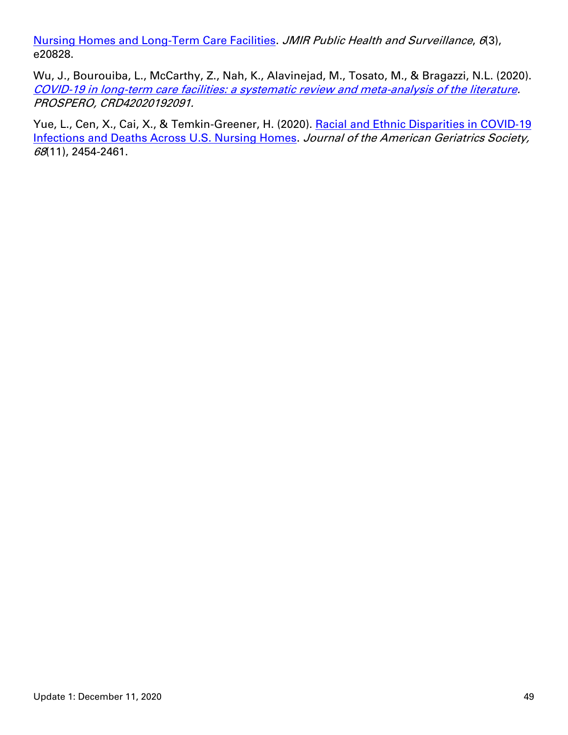[Nursing Homes and Long-Term Care Facilities](). *JMIR Public Health and Surveillance*, *6*(3), e20828.

Wu, J., Bourouiba, L., McCarthy, Z., Nah, K., Alavinejad, M., Tosato, M., & Bragazzi, N.L. (2020). *[COVID-19 in long-term care facilities: a systematic review and meta-analysis of the literature](). PROSPERO, CRD42020192091.*

Yue, L., Cen, X., Cai, X., & Temkin-Greener, H. (2020). [Racial and Ethnic Disparities in COVID-19 Infections and Deaths Across U.S. Nursing Homes](). *Journal of the American Geriatrics Society, 68*(11), 2454-2461.